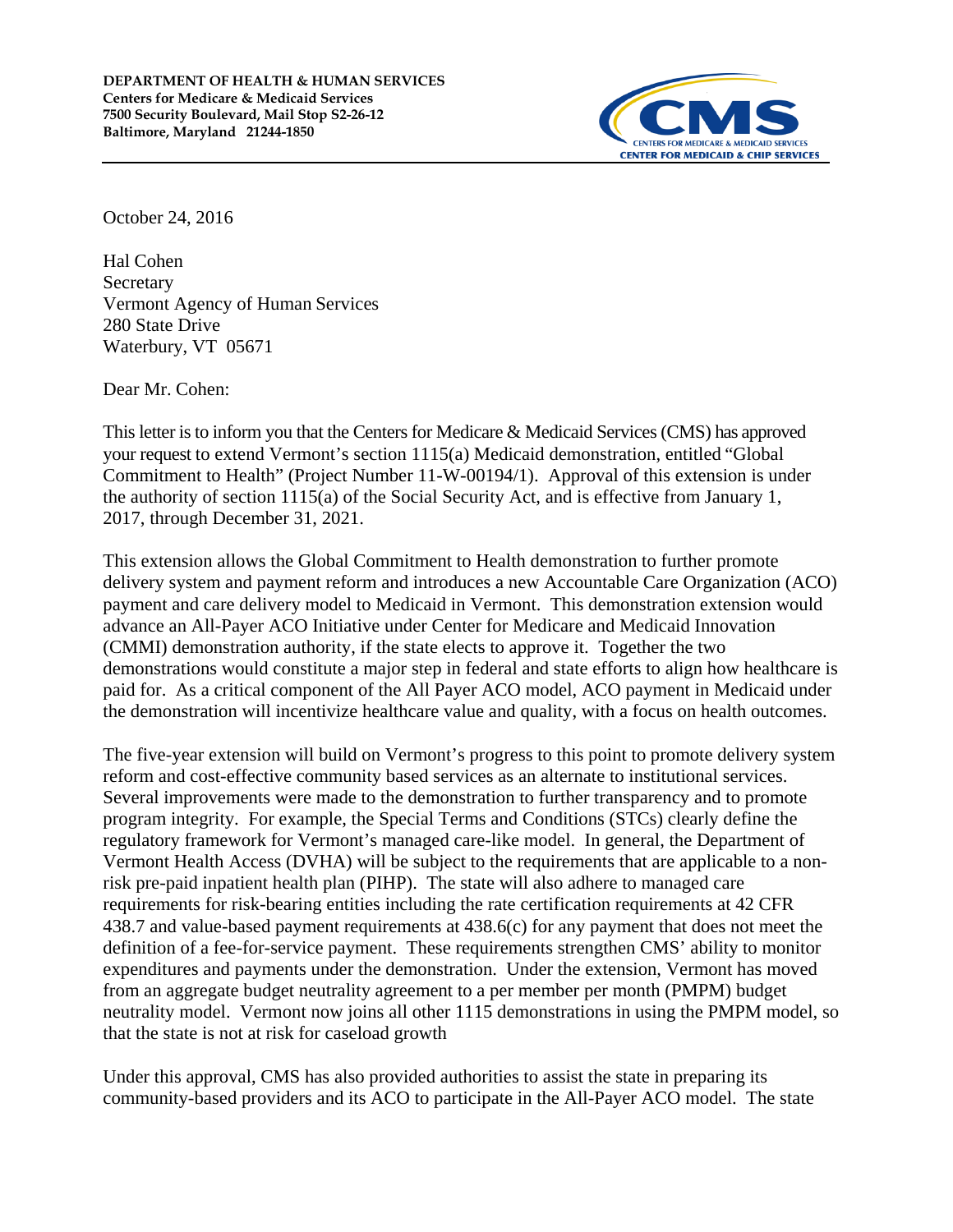**DEPARTMENT OF HEALTH & HUMAN SERVICES**
**Centers for Medicare & Medicaid Services**
**7500 Security Boulevard, Mail Stop S2-26-12**
**Baltimore, Maryland 21244-1850**

CMS
CENTERS FOR MEDICARE & MEDICAID SERVICES
CENTER FOR MEDICAID & CHIP SERVICES

October 24, 2016

Hal Cohen
Secretary
Vermont Agency of Human Services
280 State Drive
Waterbury, VT 05671

Dear Mr. Cohen:

This letter is to inform you that the Centers for Medicare & Medicaid Services (CMS) has approved your request to extend Vermont's section 1115(a) Medicaid demonstration, entitled "Global Commitment to Health" (Project Number 11-W-00194/1). Approval of this extension is under the authority of section 1115(a) of the Social Security Act, and is effective from January 1, 2017, through December 31, 2021.

This extension allows the Global Commitment to Health demonstration to further promote delivery system and payment reform and introduces a new Accountable Care Organization (ACO) payment and care delivery model to Medicaid in Vermont. This demonstration extension would advance an All-Payer ACO Initiative under Center for Medicare and Medicaid Innovation (CMMI) demonstration authority, if the state elects to approve it. Together the two demonstrations would constitute a major step in federal and state efforts to align how healthcare is paid for. As a critical component of the All Payer ACO model, ACO payment in Medicaid under the demonstration will incentivize healthcare value and quality, with a focus on health outcomes.

The five-year extension will build on Vermont's progress to this point to promote delivery system reform and cost-effective community based services as an alternate to institutional services. Several improvements were made to the demonstration to further transparency and to promote program integrity. For example, the Special Terms and Conditions (STCs) clearly define the regulatory framework for Vermont's managed care-like model. In general, the Department of Vermont Health Access (DVHA) will be subject to the requirements that are applicable to a non-risk pre-paid inpatient health plan (PIHP). The state will also adhere to managed care requirements for risk-bearing entities including the rate certification requirements at 42 CFR 438.7 and value-based payment requirements at 438.6(c) for any payment that does not meet the definition of a fee-for-service payment. These requirements strengthen CMS' ability to monitor expenditures and payments under the demonstration. Under the extension, Vermont has moved from an aggregate budget neutrality agreement to a per member per month (PMPM) budget neutrality model. Vermont now joins all other 1115 demonstrations in using the PMPM model, so that the state is not at risk for caseload growth

Under this approval, CMS has also provided authorities to assist the state in preparing its community-based providers and its ACO to participate in the All-Payer ACO model. The state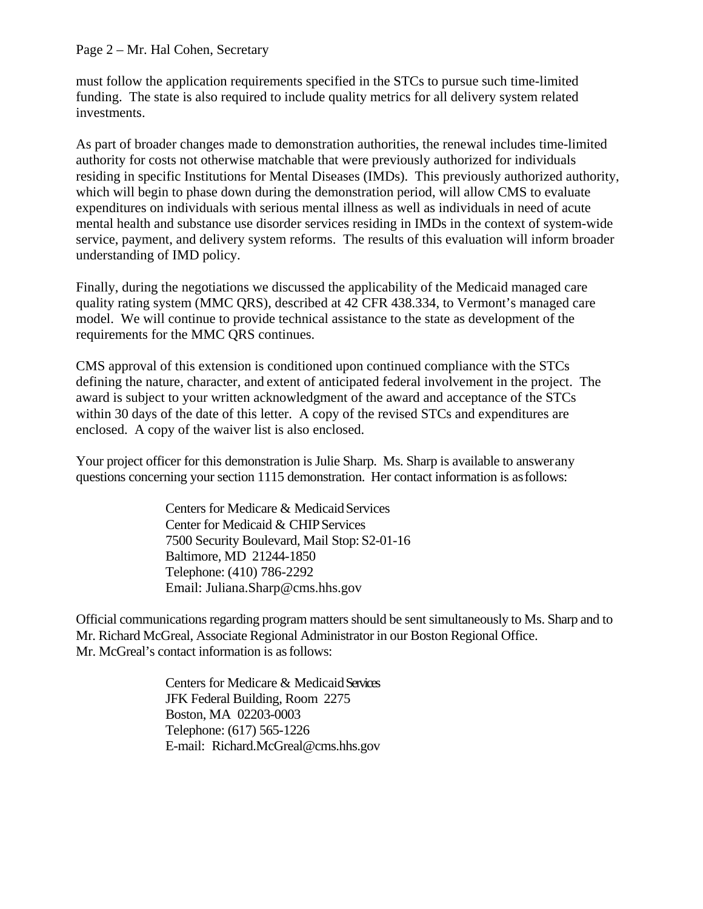must follow the application requirements specified in the STCs to pursue such time-limited funding. The state is also required to include quality metrics for all delivery system related investments.

As part of broader changes made to demonstration authorities, the renewal includes time-limited authority for costs not otherwise matchable that were previously authorized for individuals residing in specific Institutions for Mental Diseases (IMDs). This previously authorized authority, which will begin to phase down during the demonstration period, will allow CMS to evaluate expenditures on individuals with serious mental illness as well as individuals in need of acute mental health and substance use disorder services residing in IMDs in the context of system-wide service, payment, and delivery system reforms. The results of this evaluation will inform broader understanding of IMD policy.

Finally, during the negotiations we discussed the applicability of the Medicaid managed care quality rating system (MMC QRS), described at 42 CFR 438.334, to Vermont's managed care model. We will continue to provide technical assistance to the state as development of the requirements for the MMC QRS continues.

CMS approval of this extension is conditioned upon continued compliance with the STCs defining the nature, character, and extent of anticipated federal involvement in the project. The award is subject to your written acknowledgment of the award and acceptance of the STCs within 30 days of the date of this letter. A copy of the revised STCs and expenditures are enclosed. A copy of the waiver list is also enclosed.

Your project officer for this demonstration is Julie Sharp. Ms. Sharp is available to answer any questions concerning your section 1115 demonstration. Her contact information is as follows:

Centers for Medicare & Medicaid Services  
Center for Medicaid & CHIP Services  
7500 Security Boulevard, Mail Stop: S2-01-16  
Baltimore, MD 21244-1850  
Telephone: (410) 786-2292  
Email: Juliana.Sharp@cms.hhs.gov

Official communications regarding program matters should be sent simultaneously to Ms. Sharp and to Mr. Richard McGreal, Associate Regional Administrator in our Boston Regional Office. Mr. McGreal's contact information is as follows:

Centers for Medicare & Medicaid Services  
JFK Federal Building, Room 2275  
Boston, MA 02203-0003  
Telephone: (617) 565-1226  
E-mail: Richard.McGreal@cms.hhs.gov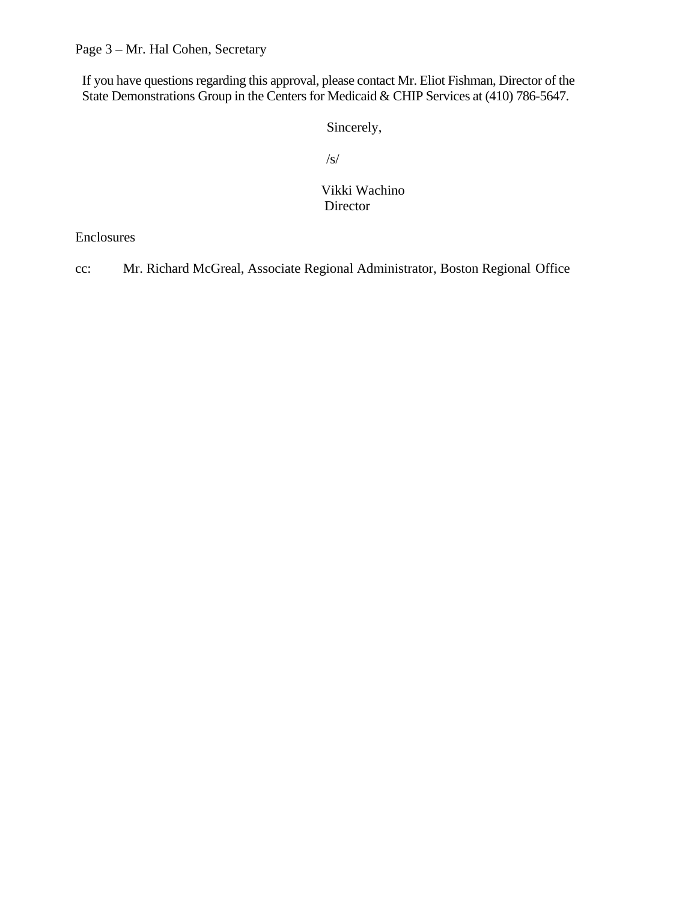Page 3 – Mr. Hal Cohen, Secretary

If you have questions regarding this approval, please contact Mr. Eliot Fishman, Director of the State Demonstrations Group in the Centers for Medicaid & CHIP Services at (410) 786-5647.

Sincerely,

/s/

Vikki Wachino
Director

Enclosures

cc: Mr. Richard McGreal, Associate Regional Administrator, Boston Regional Office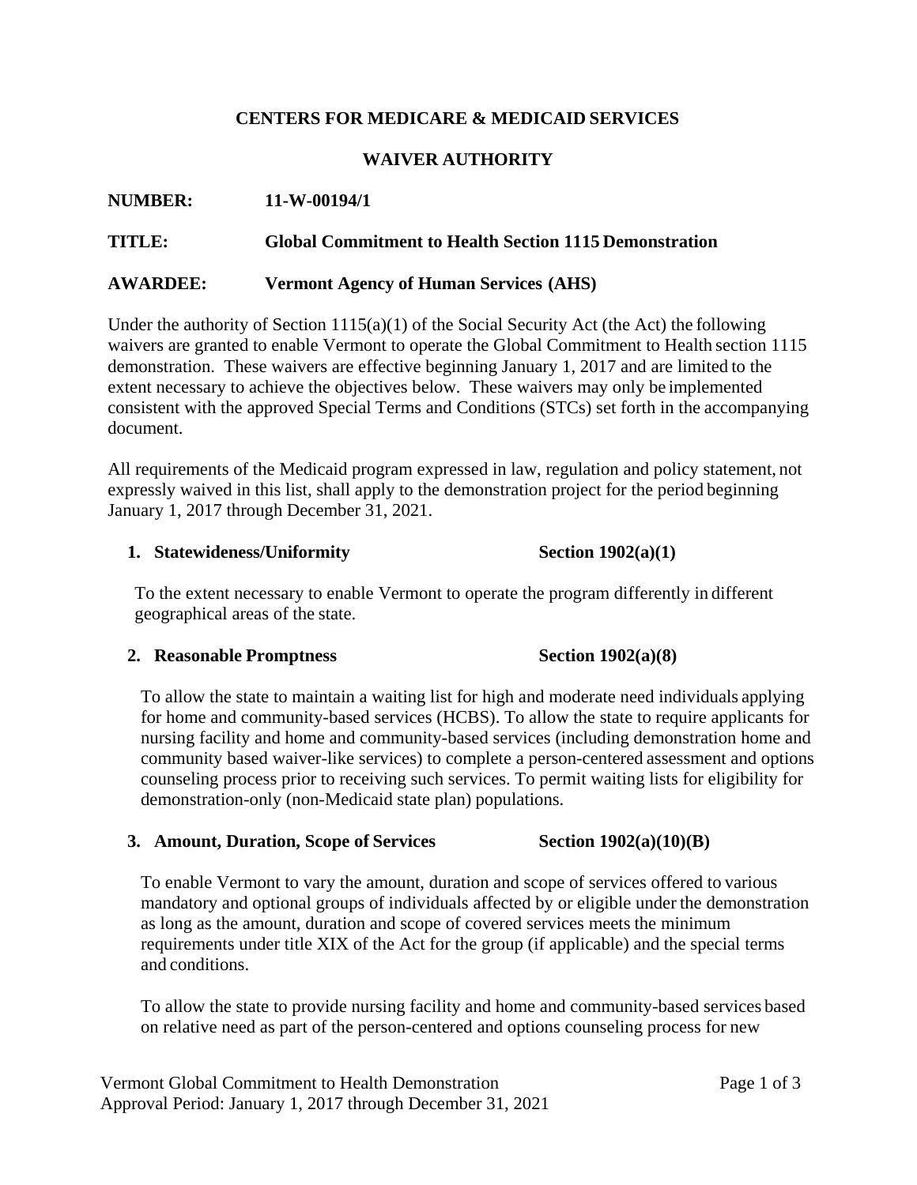**CENTERS FOR MEDICARE & MEDICAID SERVICES**

**WAIVER AUTHORITY**

**NUMBER:** **11-W-00194/1**

**TITLE:** **Global Commitment to Health Section 1115 Demonstration**

**AWARDEE:** **Vermont Agency of Human Services (AHS)**

Under the authority of Section 1115(a)(1) of the Social Security Act (the Act) the following waivers are granted to enable Vermont to operate the Global Commitment to Health section 1115 demonstration. These waivers are effective beginning January 1, 2017 and are limited to the extent necessary to achieve the objectives below. These waivers may only be implemented consistent with the approved Special Terms and Conditions (STCs) set forth in the accompanying document.

All requirements of the Medicaid program expressed in law, regulation and policy statement, not expressly waived in this list, shall apply to the demonstration project for the period beginning January 1, 2017 through December 31, 2021.

1. **Statewideness/Uniformity** **Section 1902(a)(1)**

   To the extent necessary to enable Vermont to operate the program differently in different geographical areas of the state.

2. **Reasonable Promptness** **Section 1902(a)(8)**

   To allow the state to maintain a waiting list for high and moderate need individuals applying for home and community-based services (HCBS). To allow the state to require applicants for nursing facility and home and community-based services (including demonstration home and community based waiver-like services) to complete a person-centered assessment and options counseling process prior to receiving such services. To permit waiting lists for eligibility for demonstration-only (non-Medicaid state plan) populations.

3. **Amount, Duration, Scope of Services** **Section 1902(a)(10)(B)**

   To enable Vermont to vary the amount, duration and scope of services offered to various mandatory and optional groups of individuals affected by or eligible under the demonstration as long as the amount, duration and scope of covered services meets the minimum requirements under title XIX of the Act for the group (if applicable) and the special terms and conditions.

   To allow the state to provide nursing facility and home and community-based services based on relative need as part of the person-centered and options counseling process for new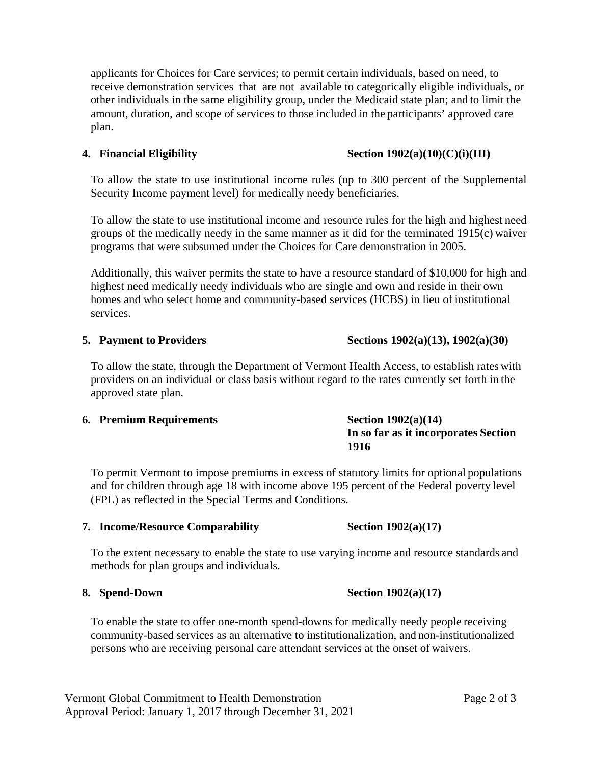applicants for Choices for Care services; to permit certain individuals, based on need, to receive demonstration services that are not available to categorically eligible individuals, or other individuals in the same eligibility group, under the Medicaid state plan; and to limit the amount, duration, and scope of services to those included in the participants' approved care plan.

**4. Financial Eligibility** **Section 1902(a)(10)(C)(i)(III)**

To allow the state to use institutional income rules (up to 300 percent of the Supplemental Security Income payment level) for medically needy beneficiaries.

To allow the state to use institutional income and resource rules for the high and highest need groups of the medically needy in the same manner as it did for the terminated 1915(c) waiver programs that were subsumed under the Choices for Care demonstration in 2005.

Additionally, this waiver permits the state to have a resource standard of $10,000 for high and highest need medically needy individuals who are single and own and reside in their own homes and who select home and community-based services (HCBS) in lieu of institutional services.

**5. Payment to Providers** **Sections 1902(a)(13), 1902(a)(30)**

To allow the state, through the Department of Vermont Health Access, to establish rates with providers on an individual or class basis without regard to the rates currently set forth in the approved state plan.

**6. Premium Requirements** **Section 1902(a)(14) In so far as it incorporates Section 1916**

To permit Vermont to impose premiums in excess of statutory limits for optional populations and for children through age 18 with income above 195 percent of the Federal poverty level (FPL) as reflected in the Special Terms and Conditions.

**7. Income/Resource Comparability** **Section 1902(a)(17)**

To the extent necessary to enable the state to use varying income and resource standards and methods for plan groups and individuals.

**8. Spend-Down** **Section 1902(a)(17)**

To enable the state to offer one-month spend-downs for medically needy people receiving community-based services as an alternative to institutionalization, and non-institutionalized persons who are receiving personal care attendant services at the onset of waivers.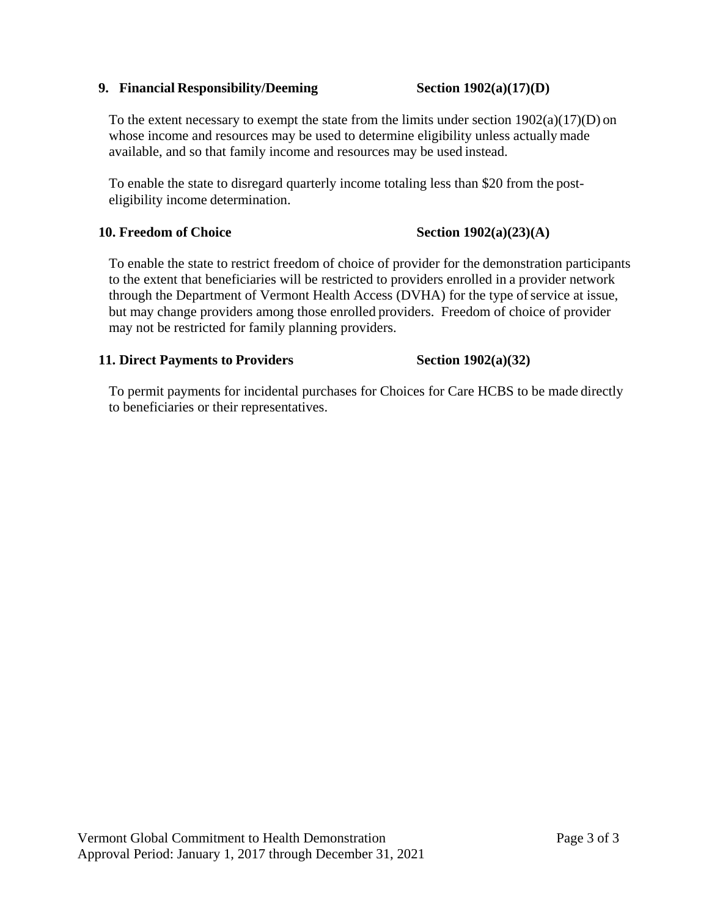**9. Financial Responsibility/Deeming** **Section 1902(a)(17)(D)**

To the extent necessary to exempt the state from the limits under section 1902(a)(17)(D) on whose income and resources may be used to determine eligibility unless actually made available, and so that family income and resources may be used instead.

To enable the state to disregard quarterly income totaling less than $20 from the post-eligibility income determination.

**10. Freedom of Choice** **Section 1902(a)(23)(A)**

To enable the state to restrict freedom of choice of provider for the demonstration participants to the extent that beneficiaries will be restricted to providers enrolled in a provider network through the Department of Vermont Health Access (DVHA) for the type of service at issue, but may change providers among those enrolled providers. Freedom of choice of provider may not be restricted for family planning providers.

**11. Direct Payments to Providers** **Section 1902(a)(32)**

To permit payments for incidental purchases for Choices for Care HCBS to be made directly to beneficiaries or their representatives.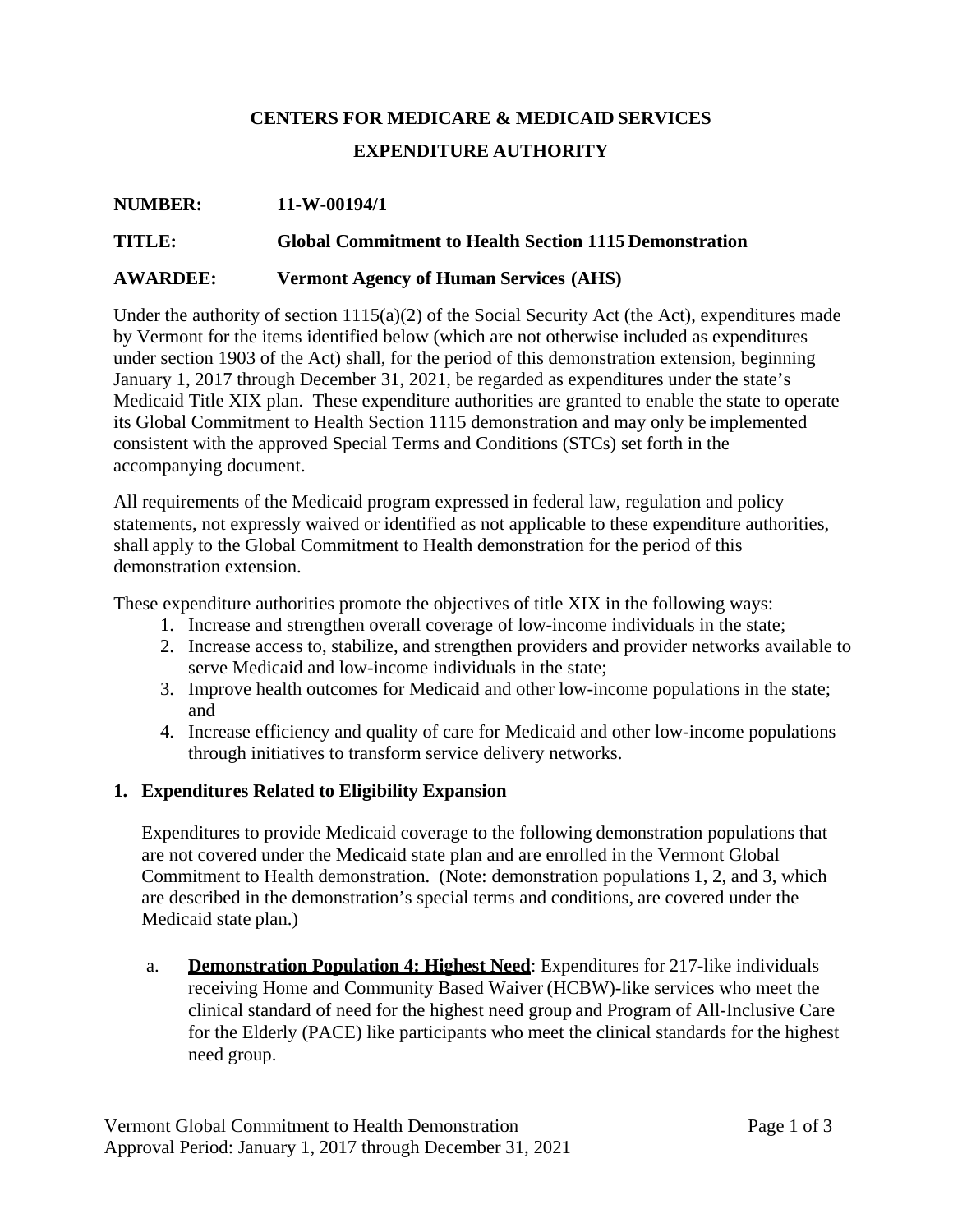**CENTERS FOR MEDICARE & MEDICAID SERVICES**

**EXPENDITURE AUTHORITY**

**NUMBER:** **11-W-00194/1**

**TITLE:** **Global Commitment to Health Section 1115 Demonstration**

**AWARDEE:** **Vermont Agency of Human Services (AHS)**

Under the authority of section 1115(a)(2) of the Social Security Act (the Act), expenditures made by Vermont for the items identified below (which are not otherwise included as expenditures under section 1903 of the Act) shall, for the period of this demonstration extension, beginning January 1, 2017 through December 31, 2021, be regarded as expenditures under the state's Medicaid Title XIX plan. These expenditure authorities are granted to enable the state to operate its Global Commitment to Health Section 1115 demonstration and may only be implemented consistent with the approved Special Terms and Conditions (STCs) set forth in the accompanying document.

All requirements of the Medicaid program expressed in federal law, regulation and policy statements, not expressly waived or identified as not applicable to these expenditure authorities, shall apply to the Global Commitment to Health demonstration for the period of this demonstration extension.

These expenditure authorities promote the objectives of title XIX in the following ways:

1. Increase and strengthen overall coverage of low-income individuals in the state;
2. Increase access to, stabilize, and strengthen providers and provider networks available to serve Medicaid and low-income individuals in the state;
3. Improve health outcomes for Medicaid and other low-income populations in the state; and
4. Increase efficiency and quality of care for Medicaid and other low-income populations through initiatives to transform service delivery networks.

**1. Expenditures Related to Eligibility Expansion**

Expenditures to provide Medicaid coverage to the following demonstration populations that are not covered under the Medicaid state plan and are enrolled in the Vermont Global Commitment to Health demonstration. (Note: demonstration populations 1, 2, and 3, which are described in the demonstration's special terms and conditions, are covered under the Medicaid state plan.)

a. **Demonstration Population 4: Highest Need**: Expenditures for 217-like individuals receiving Home and Community Based Waiver (HCBW)-like services who meet the clinical standard of need for the highest need group and Program of All-Inclusive Care for the Elderly (PACE) like participants who meet the clinical standards for the highest need group.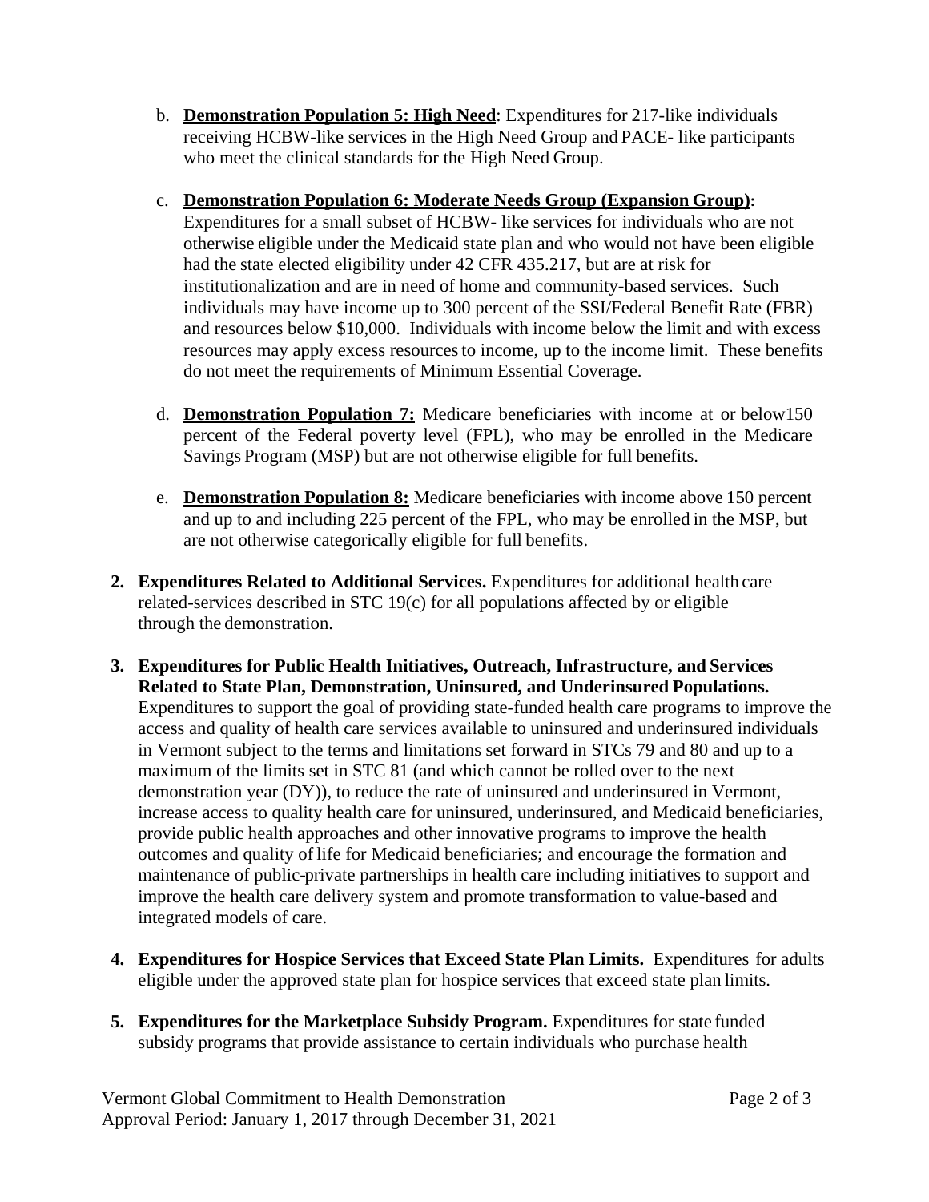b. **<u>Demonstration Population 5: High Need</u>**: Expenditures for 217-like individuals receiving HCBW-like services in the High Need Group and PACE- like participants who meet the clinical standards for the High Need Group.

c. **<u>Demonstration Population 6: Moderate Needs Group (Expansion Group)</u>:** Expenditures for a small subset of HCBW- like services for individuals who are not otherwise eligible under the Medicaid state plan and who would not have been eligible had the state elected eligibility under 42 CFR 435.217, but are at risk for institutionalization and are in need of home and community-based services. Such individuals may have income up to 300 percent of the SSI/Federal Benefit Rate (FBR) and resources below $10,000. Individuals with income below the limit and with excess resources may apply excess resources to income, up to the income limit. These benefits do not meet the requirements of Minimum Essential Coverage.

d. **<u>Demonstration Population 7:</u>** Medicare beneficiaries with income at or below150 percent of the Federal poverty level (FPL), who may be enrolled in the Medicare Savings Program (MSP) but are not otherwise eligible for full benefits.

e. **<u>Demonstration Population 8:</u>** Medicare beneficiaries with income above 150 percent and up to and including 225 percent of the FPL, who may be enrolled in the MSP, but are not otherwise categorically eligible for full benefits.

2. **Expenditures Related to Additional Services.** Expenditures for additional health care related-services described in STC 19(c) for all populations affected by or eligible through the demonstration.

3. **Expenditures for Public Health Initiatives, Outreach, Infrastructure, and Services Related to State Plan, Demonstration, Uninsured, and Underinsured Populations.** Expenditures to support the goal of providing state-funded health care programs to improve the access and quality of health care services available to uninsured and underinsured individuals in Vermont subject to the terms and limitations set forward in STCs 79 and 80 and up to a maximum of the limits set in STC 81 (and which cannot be rolled over to the next demonstration year (DY)), to reduce the rate of uninsured and underinsured in Vermont, increase access to quality health care for uninsured, underinsured, and Medicaid beneficiaries, provide public health approaches and other innovative programs to improve the health outcomes and quality of life for Medicaid beneficiaries; and encourage the formation and maintenance of public-private partnerships in health care including initiatives to support and improve the health care delivery system and promote transformation to value-based and integrated models of care.

4. **Expenditures for Hospice Services that Exceed State Plan Limits.** Expenditures for adults eligible under the approved state plan for hospice services that exceed state plan limits.

5. **Expenditures for the Marketplace Subsidy Program.** Expenditures for state funded subsidy programs that provide assistance to certain individuals who purchase health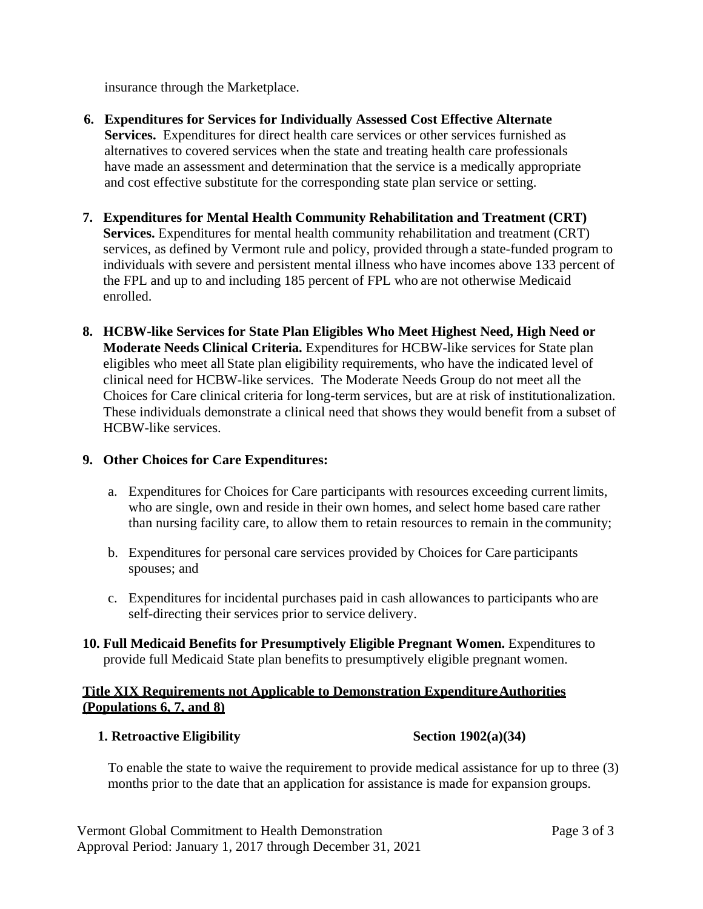insurance through the Marketplace.

6. **Expenditures for Services for Individually Assessed Cost Effective Alternate Services.** Expenditures for direct health care services or other services furnished as alternatives to covered services when the state and treating health care professionals have made an assessment and determination that the service is a medically appropriate and cost effective substitute for the corresponding state plan service or setting.

7. **Expenditures for Mental Health Community Rehabilitation and Treatment (CRT) Services.** Expenditures for mental health community rehabilitation and treatment (CRT) services, as defined by Vermont rule and policy, provided through a state-funded program to individuals with severe and persistent mental illness who have incomes above 133 percent of the FPL and up to and including 185 percent of FPL who are not otherwise Medicaid enrolled.

8. **HCBW-like Services for State Plan Eligibles Who Meet Highest Need, High Need or Moderate Needs Clinical Criteria.** Expenditures for HCBW-like services for State plan eligibles who meet all State plan eligibility requirements, who have the indicated level of clinical need for HCBW-like services. The Moderate Needs Group do not meet all the Choices for Care clinical criteria for long-term services, but are at risk of institutionalization. These individuals demonstrate a clinical need that shows they would benefit from a subset of HCBW-like services.

9. **Other Choices for Care Expenditures:**

   a. Expenditures for Choices for Care participants with resources exceeding current limits, who are single, own and reside in their own homes, and select home based care rather than nursing facility care, to allow them to retain resources to remain in the community;

   b. Expenditures for personal care services provided by Choices for Care participants spouses; and

   c. Expenditures for incidental purchases paid in cash allowances to participants who are self-directing their services prior to service delivery.

10. **Full Medicaid Benefits for Presumptively Eligible Pregnant Women.** Expenditures to provide full Medicaid State plan benefits to presumptively eligible pregnant women.

## Title XIX Requirements not Applicable to Demonstration Expenditure Authorities (Populations 6, 7, and 8)

**1. Retroactive Eligibility** **Section 1902(a)(34)**

To enable the state to waive the requirement to provide medical assistance for up to three (3) months prior to the date that an application for assistance is made for expansion groups.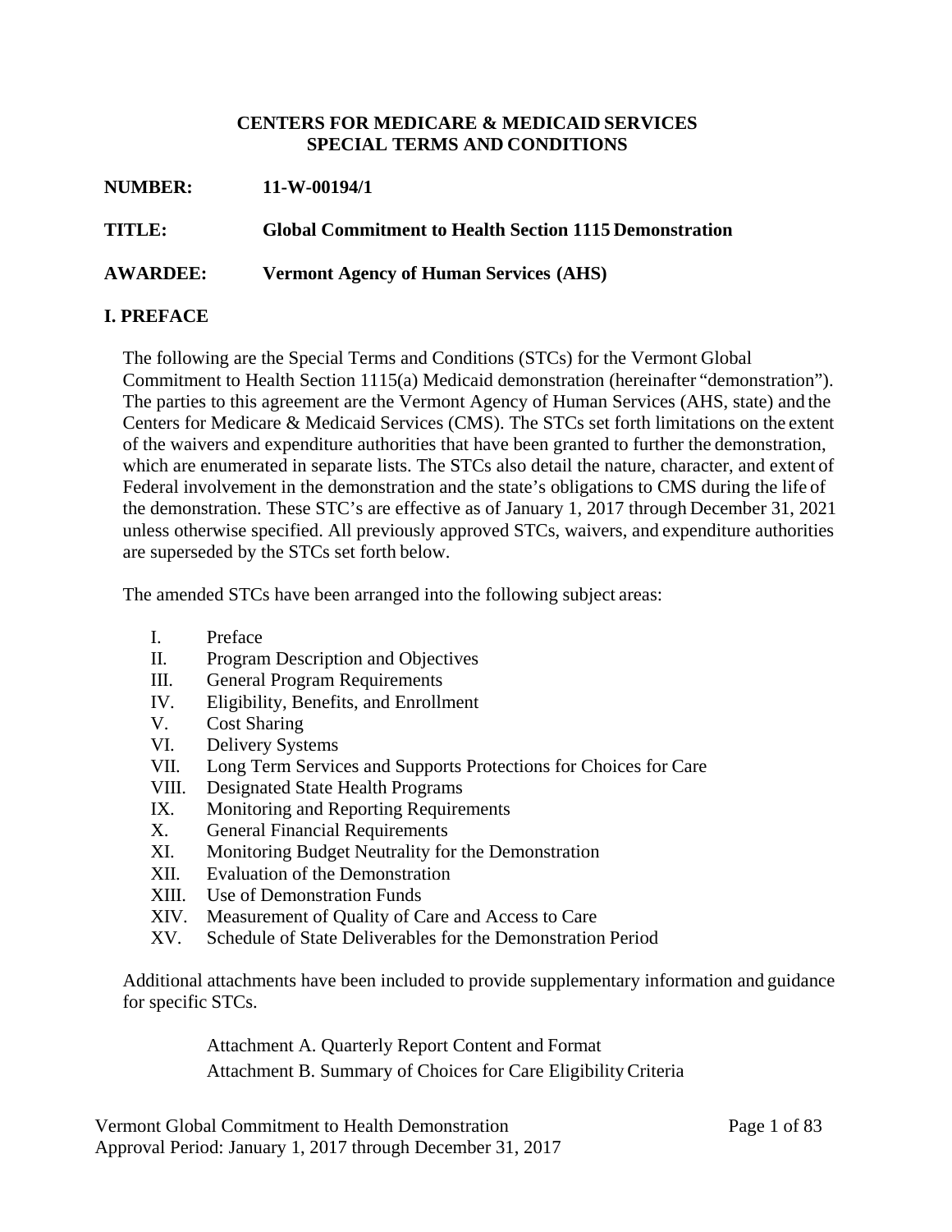**CENTERS FOR MEDICARE & MEDICAID SERVICES**
**SPECIAL TERMS AND CONDITIONS**

**NUMBER:** **11-W-00194/1**

**TITLE:** **Global Commitment to Health Section 1115 Demonstration**

**AWARDEE:** **Vermont Agency of Human Services (AHS)**

## I. PREFACE

The following are the Special Terms and Conditions (STCs) for the Vermont Global Commitment to Health Section 1115(a) Medicaid demonstration (hereinafter "demonstration"). The parties to this agreement are the Vermont Agency of Human Services (AHS, state) and the Centers for Medicare & Medicaid Services (CMS). The STCs set forth limitations on the extent of the waivers and expenditure authorities that have been granted to further the demonstration, which are enumerated in separate lists. The STCs also detail the nature, character, and extent of Federal involvement in the demonstration and the state's obligations to CMS during the life of the demonstration. These STC's are effective as of January 1, 2017 through December 31, 2021 unless otherwise specified. All previously approved STCs, waivers, and expenditure authorities are superseded by the STCs set forth below.

The amended STCs have been arranged into the following subject areas:

I. Preface
II. Program Description and Objectives
III. General Program Requirements
IV. Eligibility, Benefits, and Enrollment
V. Cost Sharing
VI. Delivery Systems
VII. Long Term Services and Supports Protections for Choices for Care
VIII. Designated State Health Programs
IX. Monitoring and Reporting Requirements
X. General Financial Requirements
XI. Monitoring Budget Neutrality for the Demonstration
XII. Evaluation of the Demonstration
XIII. Use of Demonstration Funds
XIV. Measurement of Quality of Care and Access to Care
XV. Schedule of State Deliverables for the Demonstration Period

Additional attachments have been included to provide supplementary information and guidance for specific STCs.

Attachment A. Quarterly Report Content and Format
Attachment B. Summary of Choices for Care Eligibility Criteria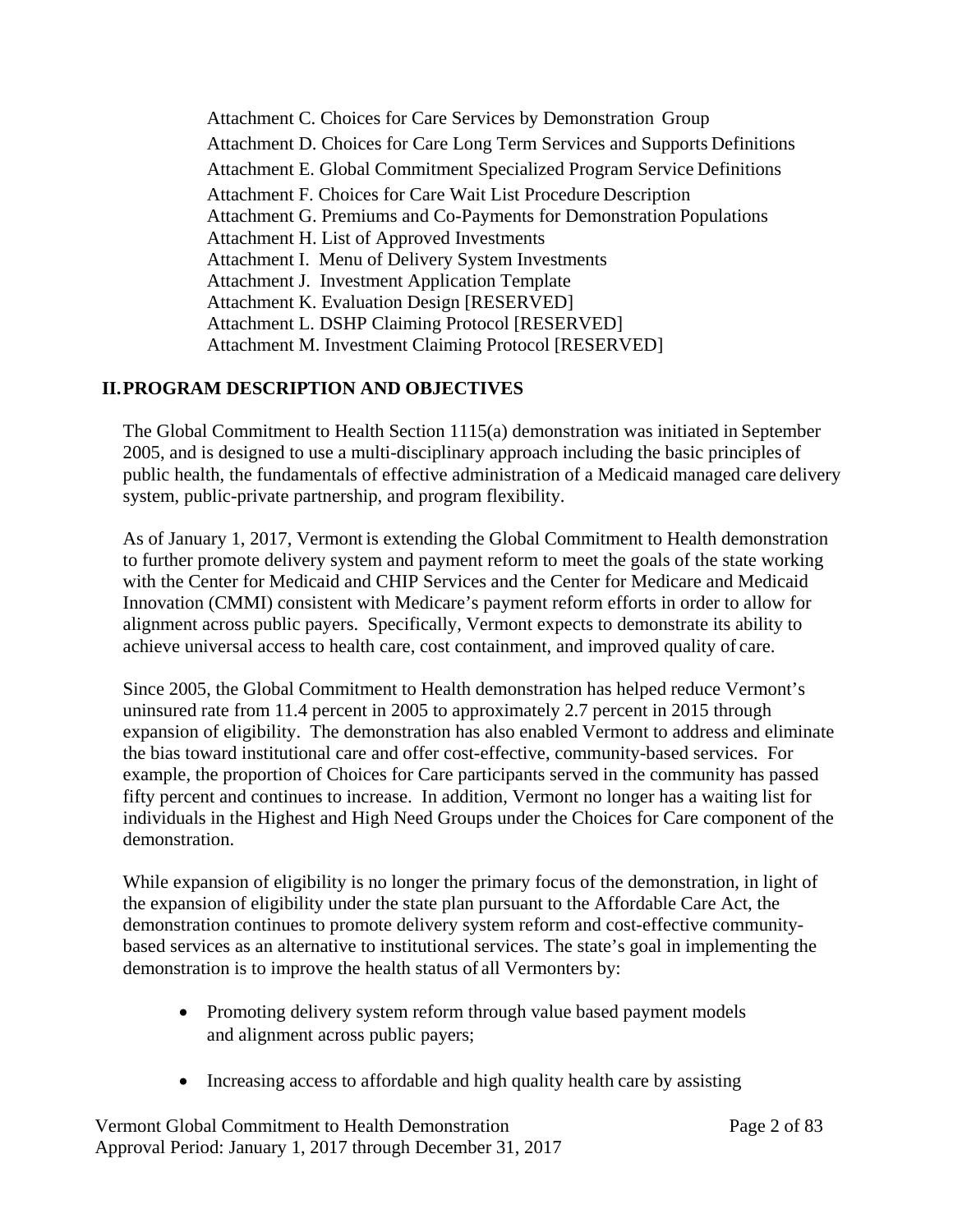Attachment C. Choices for Care Services by Demonstration Group
Attachment D. Choices for Care Long Term Services and Supports Definitions
Attachment E. Global Commitment Specialized Program Service Definitions
Attachment F. Choices for Care Wait List Procedure Description
Attachment G. Premiums and Co-Payments for Demonstration Populations
Attachment H. List of Approved Investments
Attachment I. Menu of Delivery System Investments
Attachment J. Investment Application Template
Attachment K. Evaluation Design [RESERVED]
Attachment L. DSHP Claiming Protocol [RESERVED]
Attachment M. Investment Claiming Protocol [RESERVED]

## II. PROGRAM DESCRIPTION AND OBJECTIVES

The Global Commitment to Health Section 1115(a) demonstration was initiated in September 2005, and is designed to use a multi-disciplinary approach including the basic principles of public health, the fundamentals of effective administration of a Medicaid managed care delivery system, public-private partnership, and program flexibility.

As of January 1, 2017, Vermont is extending the Global Commitment to Health demonstration to further promote delivery system and payment reform to meet the goals of the state working with the Center for Medicaid and CHIP Services and the Center for Medicare and Medicaid Innovation (CMMI) consistent with Medicare's payment reform efforts in order to allow for alignment across public payers. Specifically, Vermont expects to demonstrate its ability to achieve universal access to health care, cost containment, and improved quality of care.

Since 2005, the Global Commitment to Health demonstration has helped reduce Vermont's uninsured rate from 11.4 percent in 2005 to approximately 2.7 percent in 2015 through expansion of eligibility. The demonstration has also enabled Vermont to address and eliminate the bias toward institutional care and offer cost-effective, community-based services. For example, the proportion of Choices for Care participants served in the community has passed fifty percent and continues to increase. In addition, Vermont no longer has a waiting list for individuals in the Highest and High Need Groups under the Choices for Care component of the demonstration.

While expansion of eligibility is no longer the primary focus of the demonstration, in light of the expansion of eligibility under the state plan pursuant to the Affordable Care Act, the demonstration continues to promote delivery system reform and cost-effective community-based services as an alternative to institutional services. The state's goal in implementing the demonstration is to improve the health status of all Vermonters by:

- Promoting delivery system reform through value based payment models and alignment across public payers;
- Increasing access to affordable and high quality health care by assisting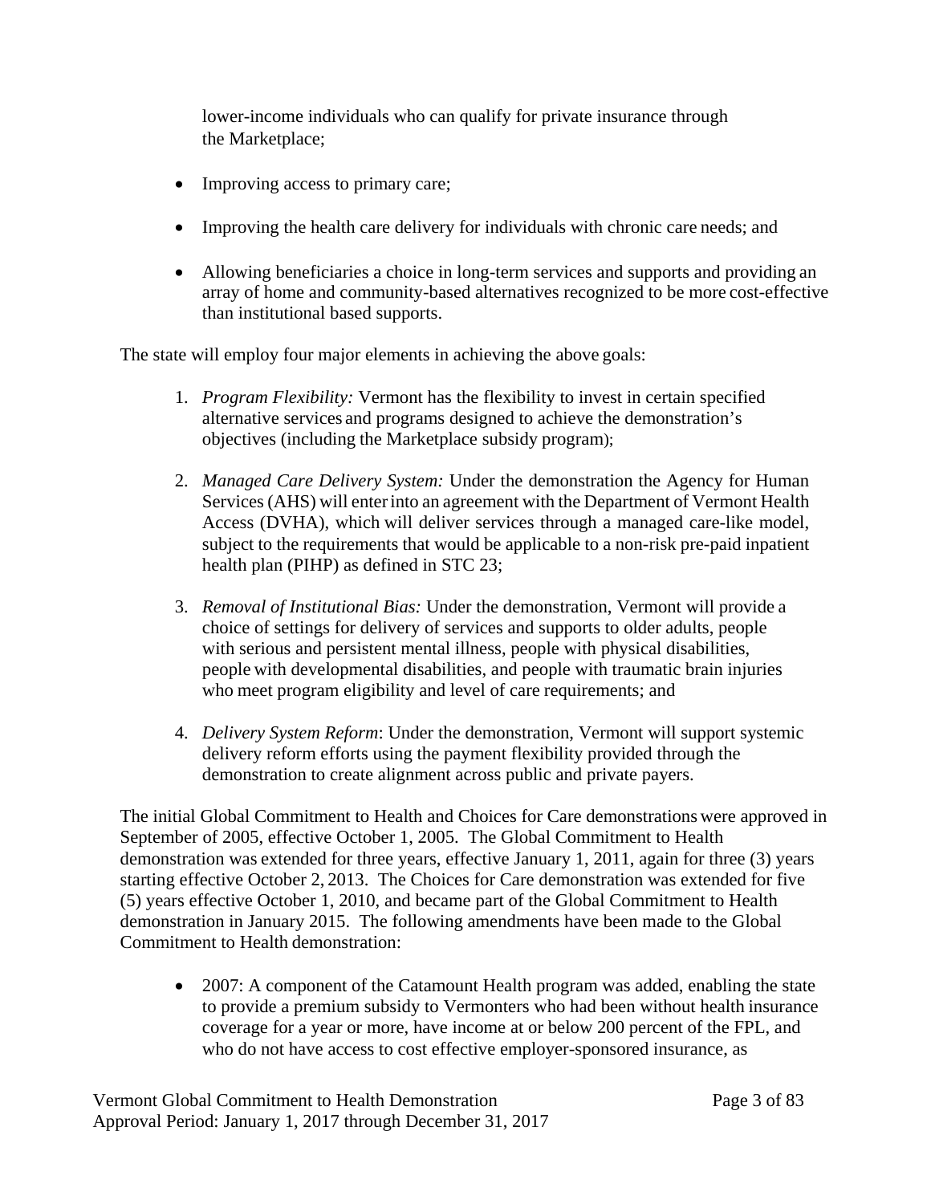lower-income individuals who can qualify for private insurance through the Marketplace;

- Improving access to primary care;

- Improving the health care delivery for individuals with chronic care needs; and

- Allowing beneficiaries a choice in long-term services and supports and providing an array of home and community-based alternatives recognized to be more cost-effective than institutional based supports.

The state will employ four major elements in achieving the above goals:

1. *Program Flexibility:* Vermont has the flexibility to invest in certain specified alternative services and programs designed to achieve the demonstration's objectives (including the Marketplace subsidy program);

2. *Managed Care Delivery System:* Under the demonstration the Agency for Human Services (AHS) will enter into an agreement with the Department of Vermont Health Access (DVHA), which will deliver services through a managed care-like model, subject to the requirements that would be applicable to a non-risk pre-paid inpatient health plan (PIHP) as defined in STC 23;

3. *Removal of Institutional Bias:* Under the demonstration, Vermont will provide a choice of settings for delivery of services and supports to older adults, people with serious and persistent mental illness, people with physical disabilities, people with developmental disabilities, and people with traumatic brain injuries who meet program eligibility and level of care requirements; and

4. *Delivery System Reform*: Under the demonstration, Vermont will support systemic delivery reform efforts using the payment flexibility provided through the demonstration to create alignment across public and private payers.

The initial Global Commitment to Health and Choices for Care demonstrations were approved in September of 2005, effective October 1, 2005. The Global Commitment to Health demonstration was extended for three years, effective January 1, 2011, again for three (3) years starting effective October 2, 2013. The Choices for Care demonstration was extended for five (5) years effective October 1, 2010, and became part of the Global Commitment to Health demonstration in January 2015. The following amendments have been made to the Global Commitment to Health demonstration:

- 2007: A component of the Catamount Health program was added, enabling the state to provide a premium subsidy to Vermonters who had been without health insurance coverage for a year or more, have income at or below 200 percent of the FPL, and who do not have access to cost effective employer-sponsored insurance, as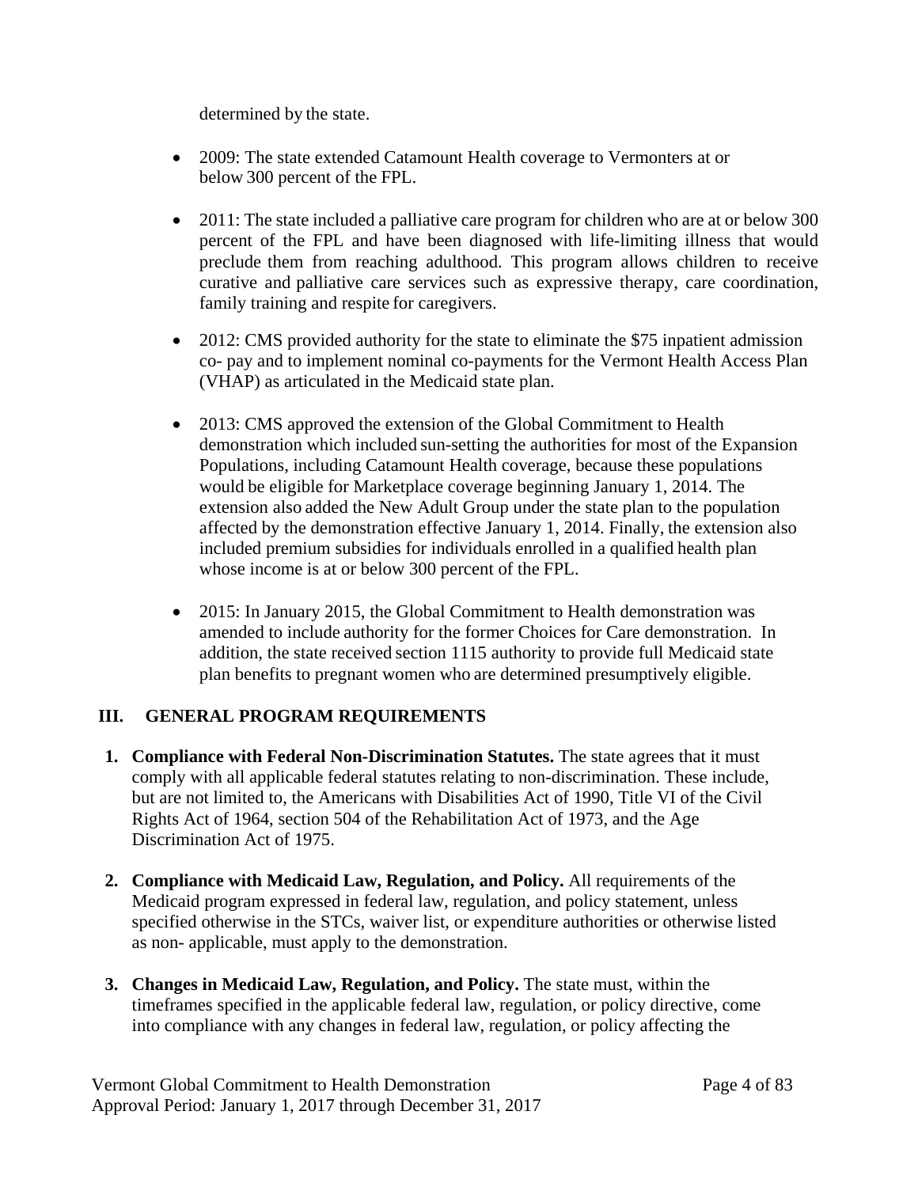determined by the state.

- 2009: The state extended Catamount Health coverage to Vermonters at or below 300 percent of the FPL.

- 2011: The state included a palliative care program for children who are at or below 300 percent of the FPL and have been diagnosed with life-limiting illness that would preclude them from reaching adulthood. This program allows children to receive curative and palliative care services such as expressive therapy, care coordination, family training and respite for caregivers.

- 2012: CMS provided authority for the state to eliminate the $75 inpatient admission co- pay and to implement nominal co-payments for the Vermont Health Access Plan (VHAP) as articulated in the Medicaid state plan.

- 2013: CMS approved the extension of the Global Commitment to Health demonstration which included sun-setting the authorities for most of the Expansion Populations, including Catamount Health coverage, because these populations would be eligible for Marketplace coverage beginning January 1, 2014. The extension also added the New Adult Group under the state plan to the population affected by the demonstration effective January 1, 2014. Finally, the extension also included premium subsidies for individuals enrolled in a qualified health plan whose income is at or below 300 percent of the FPL.

- 2015: In January 2015, the Global Commitment to Health demonstration was amended to include authority for the former Choices for Care demonstration. In addition, the state received section 1115 authority to provide full Medicaid state plan benefits to pregnant women who are determined presumptively eligible.

## III. GENERAL PROGRAM REQUIREMENTS

1. **Compliance with Federal Non-Discrimination Statutes.** The state agrees that it must comply with all applicable federal statutes relating to non-discrimination. These include, but are not limited to, the Americans with Disabilities Act of 1990, Title VI of the Civil Rights Act of 1964, section 504 of the Rehabilitation Act of 1973, and the Age Discrimination Act of 1975.

2. **Compliance with Medicaid Law, Regulation, and Policy.** All requirements of the Medicaid program expressed in federal law, regulation, and policy statement, unless specified otherwise in the STCs, waiver list, or expenditure authorities or otherwise listed as non- applicable, must apply to the demonstration.

3. **Changes in Medicaid Law, Regulation, and Policy.** The state must, within the timeframes specified in the applicable federal law, regulation, or policy directive, come into compliance with any changes in federal law, regulation, or policy affecting the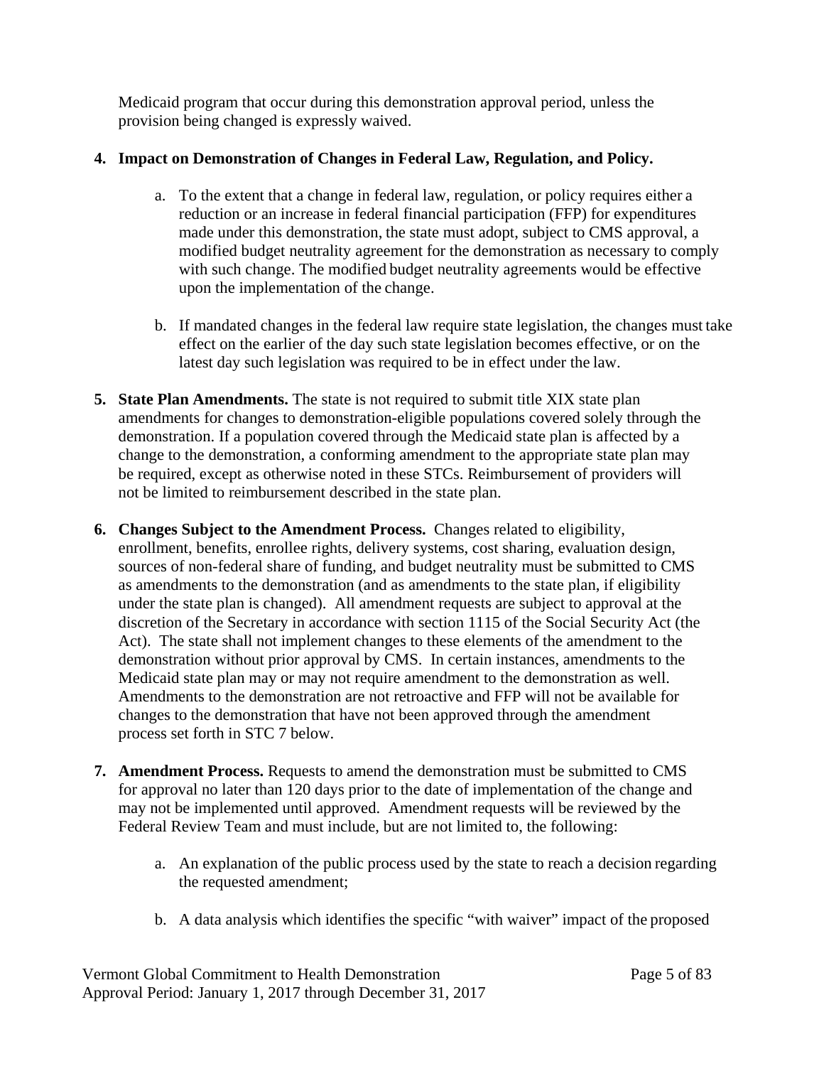Medicaid program that occur during this demonstration approval period, unless the provision being changed is expressly waived.

4. **Impact on Demonstration of Changes in Federal Law, Regulation, and Policy.**

   a. To the extent that a change in federal law, regulation, or policy requires either a reduction or an increase in federal financial participation (FFP) for expenditures made under this demonstration, the state must adopt, subject to CMS approval, a modified budget neutrality agreement for the demonstration as necessary to comply with such change. The modified budget neutrality agreements would be effective upon the implementation of the change.

   b. If mandated changes in the federal law require state legislation, the changes must take effect on the earlier of the day such state legislation becomes effective, or on the latest day such legislation was required to be in effect under the law.

5. **State Plan Amendments.** The state is not required to submit title XIX state plan amendments for changes to demonstration-eligible populations covered solely through the demonstration. If a population covered through the Medicaid state plan is affected by a change to the demonstration, a conforming amendment to the appropriate state plan may be required, except as otherwise noted in these STCs. Reimbursement of providers will not be limited to reimbursement described in the state plan.

6. **Changes Subject to the Amendment Process.** Changes related to eligibility, enrollment, benefits, enrollee rights, delivery systems, cost sharing, evaluation design, sources of non-federal share of funding, and budget neutrality must be submitted to CMS as amendments to the demonstration (and as amendments to the state plan, if eligibility under the state plan is changed). All amendment requests are subject to approval at the discretion of the Secretary in accordance with section 1115 of the Social Security Act (the Act). The state shall not implement changes to these elements of the amendment to the demonstration without prior approval by CMS. In certain instances, amendments to the Medicaid state plan may or may not require amendment to the demonstration as well. Amendments to the demonstration are not retroactive and FFP will not be available for changes to the demonstration that have not been approved through the amendment process set forth in STC 7 below.

7. **Amendment Process.** Requests to amend the demonstration must be submitted to CMS for approval no later than 120 days prior to the date of implementation of the change and may not be implemented until approved. Amendment requests will be reviewed by the Federal Review Team and must include, but are not limited to, the following:

   a. An explanation of the public process used by the state to reach a decision regarding the requested amendment;

   b. A data analysis which identifies the specific "with waiver" impact of the proposed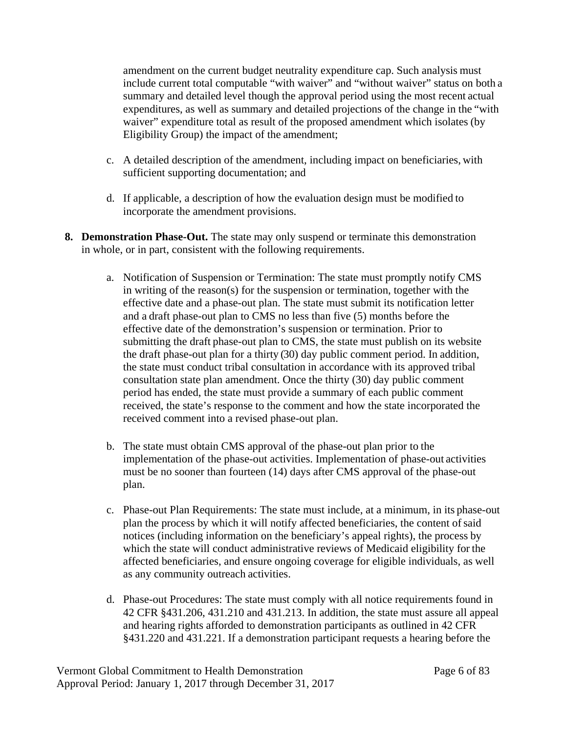amendment on the current budget neutrality expenditure cap. Such analysis must include current total computable "with waiver" and "without waiver" status on both a summary and detailed level though the approval period using the most recent actual expenditures, as well as summary and detailed projections of the change in the "with waiver" expenditure total as result of the proposed amendment which isolates (by Eligibility Group) the impact of the amendment;

c. A detailed description of the amendment, including impact on beneficiaries, with sufficient supporting documentation; and

d. If applicable, a description of how the evaluation design must be modified to incorporate the amendment provisions.

**8. Demonstration Phase-Out.** The state may only suspend or terminate this demonstration in whole, or in part, consistent with the following requirements.

a. Notification of Suspension or Termination: The state must promptly notify CMS in writing of the reason(s) for the suspension or termination, together with the effective date and a phase-out plan. The state must submit its notification letter and a draft phase-out plan to CMS no less than five (5) months before the effective date of the demonstration's suspension or termination. Prior to submitting the draft phase-out plan to CMS, the state must publish on its website the draft phase-out plan for a thirty (30) day public comment period. In addition, the state must conduct tribal consultation in accordance with its approved tribal consultation state plan amendment. Once the thirty (30) day public comment period has ended, the state must provide a summary of each public comment received, the state's response to the comment and how the state incorporated the received comment into a revised phase-out plan.

b. The state must obtain CMS approval of the phase-out plan prior to the implementation of the phase-out activities. Implementation of phase-out activities must be no sooner than fourteen (14) days after CMS approval of the phase-out plan.

c. Phase-out Plan Requirements: The state must include, at a minimum, in its phase-out plan the process by which it will notify affected beneficiaries, the content of said notices (including information on the beneficiary's appeal rights), the process by which the state will conduct administrative reviews of Medicaid eligibility for the affected beneficiaries, and ensure ongoing coverage for eligible individuals, as well as any community outreach activities.

d. Phase-out Procedures: The state must comply with all notice requirements found in 42 CFR §431.206, 431.210 and 431.213. In addition, the state must assure all appeal and hearing rights afforded to demonstration participants as outlined in 42 CFR §431.220 and 431.221. If a demonstration participant requests a hearing before the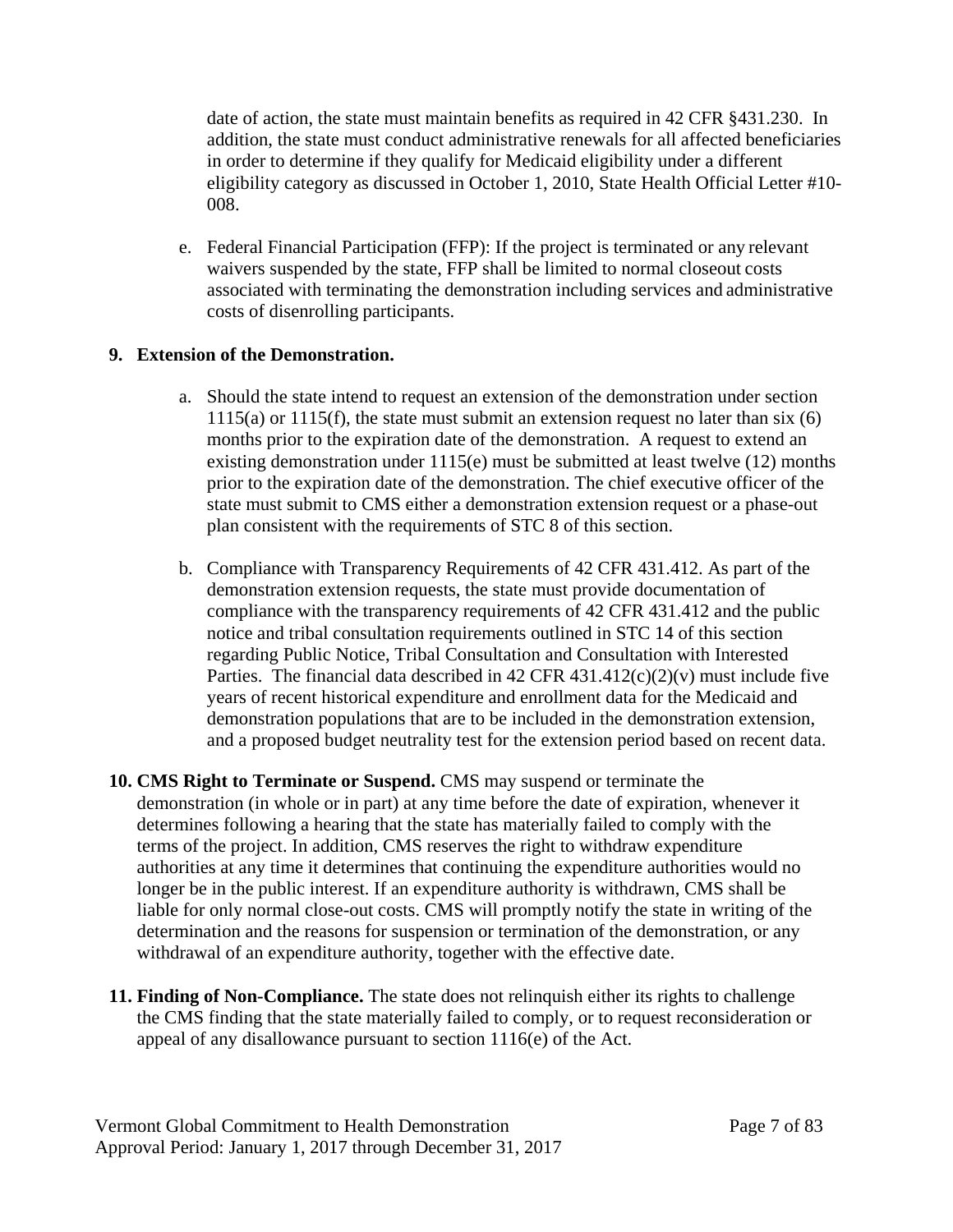date of action, the state must maintain benefits as required in 42 CFR §431.230. In addition, the state must conduct administrative renewals for all affected beneficiaries in order to determine if they qualify for Medicaid eligibility under a different eligibility category as discussed in October 1, 2010, State Health Official Letter #10-008.

e. Federal Financial Participation (FFP): If the project is terminated or any relevant waivers suspended by the state, FFP shall be limited to normal closeout costs associated with terminating the demonstration including services and administrative costs of disenrolling participants.

**9. Extension of the Demonstration.**

a. Should the state intend to request an extension of the demonstration under section 1115(a) or 1115(f), the state must submit an extension request no later than six (6) months prior to the expiration date of the demonstration. A request to extend an existing demonstration under 1115(e) must be submitted at least twelve (12) months prior to the expiration date of the demonstration. The chief executive officer of the state must submit to CMS either a demonstration extension request or a phase-out plan consistent with the requirements of STC 8 of this section.

b. Compliance with Transparency Requirements of 42 CFR 431.412. As part of the demonstration extension requests, the state must provide documentation of compliance with the transparency requirements of 42 CFR 431.412 and the public notice and tribal consultation requirements outlined in STC 14 of this section regarding Public Notice, Tribal Consultation and Consultation with Interested Parties. The financial data described in 42 CFR 431.412(c)(2)(v) must include five years of recent historical expenditure and enrollment data for the Medicaid and demonstration populations that are to be included in the demonstration extension, and a proposed budget neutrality test for the extension period based on recent data.

**10. CMS Right to Terminate or Suspend.** CMS may suspend or terminate the demonstration (in whole or in part) at any time before the date of expiration, whenever it determines following a hearing that the state has materially failed to comply with the terms of the project. In addition, CMS reserves the right to withdraw expenditure authorities at any time it determines that continuing the expenditure authorities would no longer be in the public interest. If an expenditure authority is withdrawn, CMS shall be liable for only normal close-out costs. CMS will promptly notify the state in writing of the determination and the reasons for suspension or termination of the demonstration, or any withdrawal of an expenditure authority, together with the effective date.

**11. Finding of Non-Compliance.** The state does not relinquish either its rights to challenge the CMS finding that the state materially failed to comply, or to request reconsideration or appeal of any disallowance pursuant to section 1116(e) of the Act.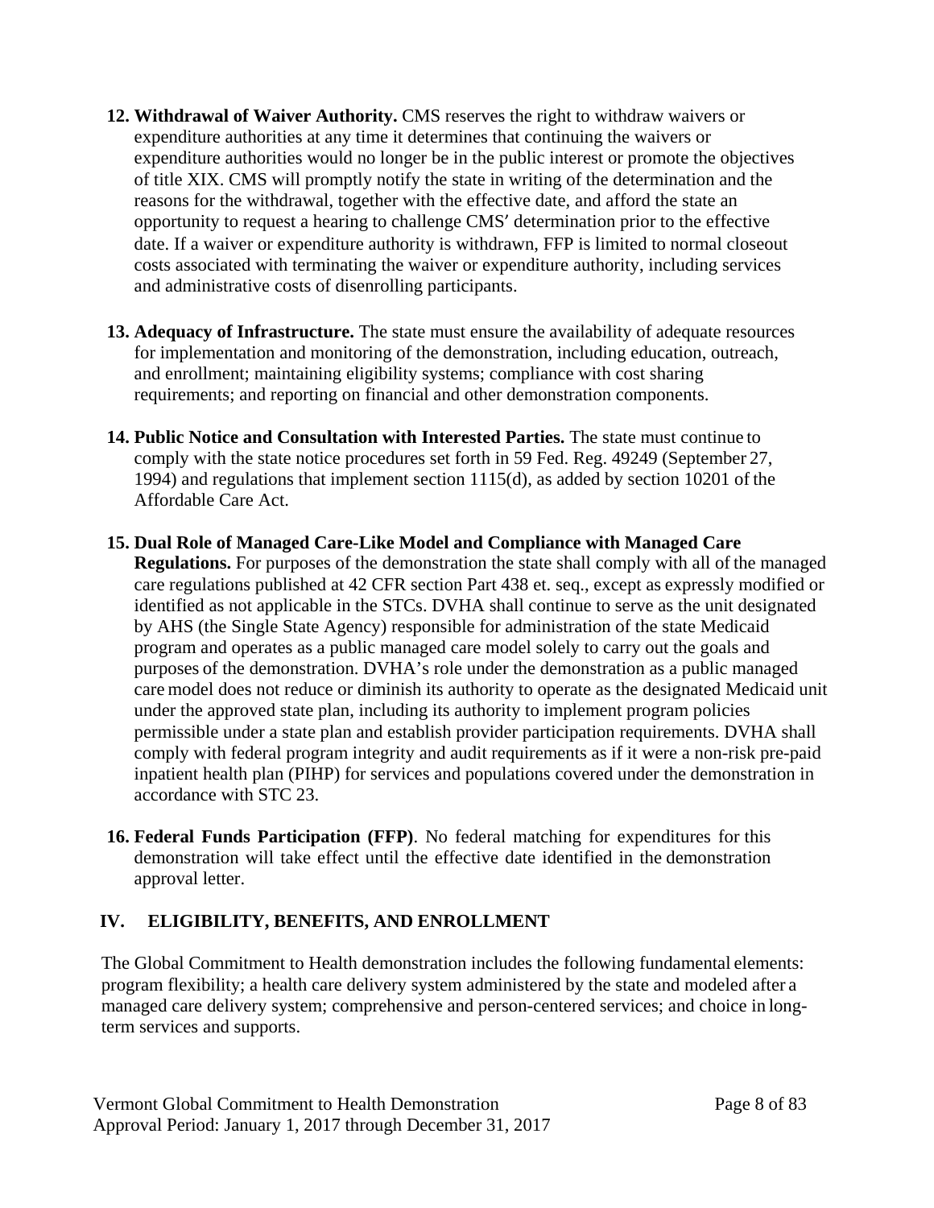12. **Withdrawal of Waiver Authority.** CMS reserves the right to withdraw waivers or expenditure authorities at any time it determines that continuing the waivers or expenditure authorities would no longer be in the public interest or promote the objectives of title XIX. CMS will promptly notify the state in writing of the determination and the reasons for the withdrawal, together with the effective date, and afford the state an opportunity to request a hearing to challenge CMS' determination prior to the effective date. If a waiver or expenditure authority is withdrawn, FFP is limited to normal closeout costs associated with terminating the waiver or expenditure authority, including services and administrative costs of disenrolling participants.

13. **Adequacy of Infrastructure.** The state must ensure the availability of adequate resources for implementation and monitoring of the demonstration, including education, outreach, and enrollment; maintaining eligibility systems; compliance with cost sharing requirements; and reporting on financial and other demonstration components.

14. **Public Notice and Consultation with Interested Parties.** The state must continue to comply with the state notice procedures set forth in 59 Fed. Reg. 49249 (September 27, 1994) and regulations that implement section 1115(d), as added by section 10201 of the Affordable Care Act.

15. **Dual Role of Managed Care-Like Model and Compliance with Managed Care Regulations.** For purposes of the demonstration the state shall comply with all of the managed care regulations published at 42 CFR section Part 438 et. seq., except as expressly modified or identified as not applicable in the STCs. DVHA shall continue to serve as the unit designated by AHS (the Single State Agency) responsible for administration of the state Medicaid program and operates as a public managed care model solely to carry out the goals and purposes of the demonstration. DVHA's role under the demonstration as a public managed care model does not reduce or diminish its authority to operate as the designated Medicaid unit under the approved state plan, including its authority to implement program policies permissible under a state plan and establish provider participation requirements. DVHA shall comply with federal program integrity and audit requirements as if it were a non-risk pre-paid inpatient health plan (PIHP) for services and populations covered under the demonstration in accordance with STC 23.

16. **Federal Funds Participation (FFP)**. No federal matching for expenditures for this demonstration will take effect until the effective date identified in the demonstration approval letter.

## IV. ELIGIBILITY, BENEFITS, AND ENROLLMENT

The Global Commitment to Health demonstration includes the following fundamental elements: program flexibility; a health care delivery system administered by the state and modeled after a managed care delivery system; comprehensive and person-centered services; and choice in long-term services and supports.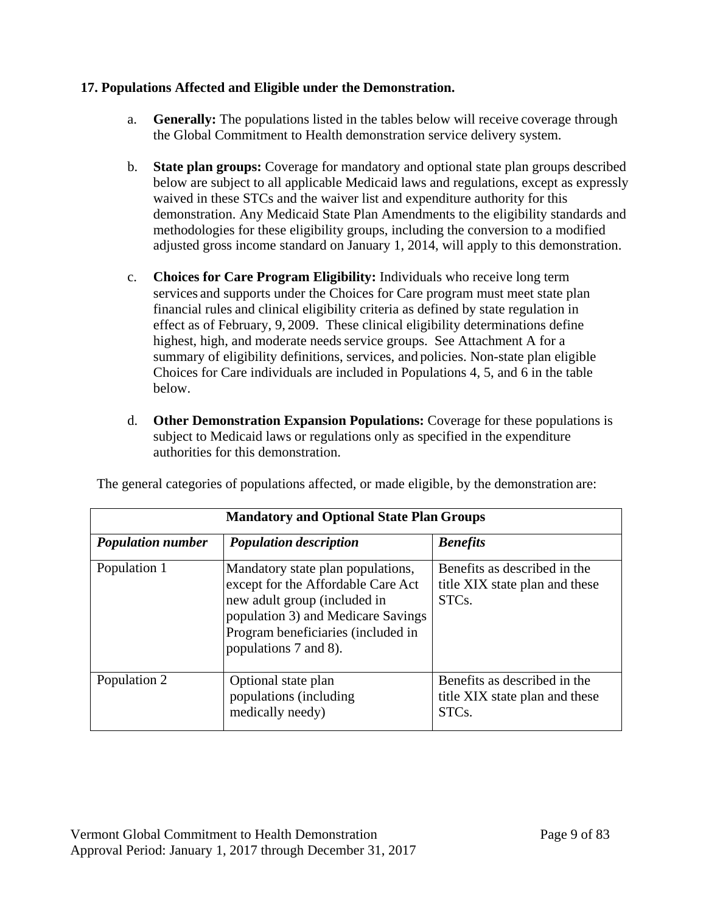**17. Populations Affected and Eligible under the Demonstration.**

a. **Generally:** The populations listed in the tables below will receive coverage through the Global Commitment to Health demonstration service delivery system.

b. **State plan groups:** Coverage for mandatory and optional state plan groups described below are subject to all applicable Medicaid laws and regulations, except as expressly waived in these STCs and the waiver list and expenditure authority for this demonstration. Any Medicaid State Plan Amendments to the eligibility standards and methodologies for these eligibility groups, including the conversion to a modified adjusted gross income standard on January 1, 2014, will apply to this demonstration.

c. **Choices for Care Program Eligibility:** Individuals who receive long term services and supports under the Choices for Care program must meet state plan financial rules and clinical eligibility criteria as defined by state regulation in effect as of February, 9, 2009. These clinical eligibility determinations define highest, high, and moderate needs service groups. See Attachment A for a summary of eligibility definitions, services, and policies. Non-state plan eligible Choices for Care individuals are included in Populations 4, 5, and 6 in the table below.

d. **Other Demonstration Expansion Populations:** Coverage for these populations is subject to Medicaid laws or regulations only as specified in the expenditure authorities for this demonstration.

The general categories of populations affected, or made eligible, by the demonstration are:

| **Mandatory and Optional State Plan Groups** | | |
|---|---|---|
| ***Population number*** | ***Population description*** | ***Benefits*** |
| Population 1 | Mandatory state plan populations, except for the Affordable Care Act new adult group (included in population 3) and Medicare Savings Program beneficiaries (included in populations 7 and 8). | Benefits as described in the title XIX state plan and these STCs. |
| Population 2 | Optional state plan populations (including medically needy) | Benefits as described in the title XIX state plan and these STCs. |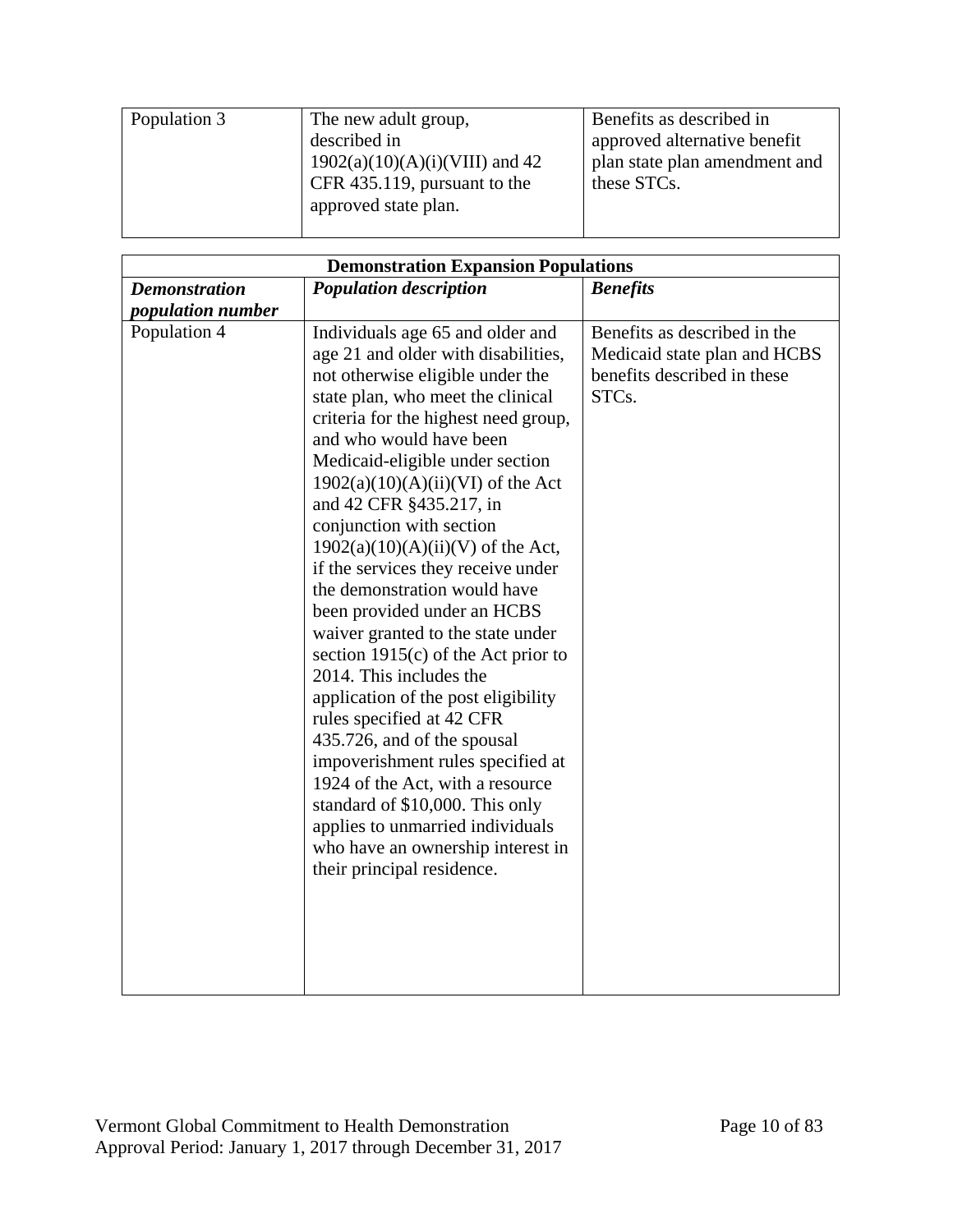| Population 3 | The new adult group, described in 1902(a)(10)(A)(i)(VIII) and 42 CFR 435.119, pursuant to the approved state plan. | Benefits as described in approved alternative benefit plan state plan amendment and these STCs. |
|---|---|---|

| **Demonstration Expansion Populations** | | |
|---|---|---|
| ***Demonstration population number*** | ***Population description*** | ***Benefits*** |
| Population 4 | Individuals age 65 and older and age 21 and older with disabilities, not otherwise eligible under the state plan, who meet the clinical criteria for the highest need group, and who would have been Medicaid-eligible under section 1902(a)(10)(A)(ii)(VI) of the Act and 42 CFR §435.217, in conjunction with section 1902(a)(10)(A)(ii)(V) of the Act, if the services they receive under the demonstration would have been provided under an HCBS waiver granted to the state under section 1915(c) of the Act prior to 2014. This includes the application of the post eligibility rules specified at 42 CFR 435.726, and of the spousal impoverishment rules specified at 1924 of the Act, with a resource standard of $10,000. This only applies to unmarried individuals who have an ownership interest in their principal residence. | Benefits as described in the Medicaid state plan and HCBS benefits described in these STCs. |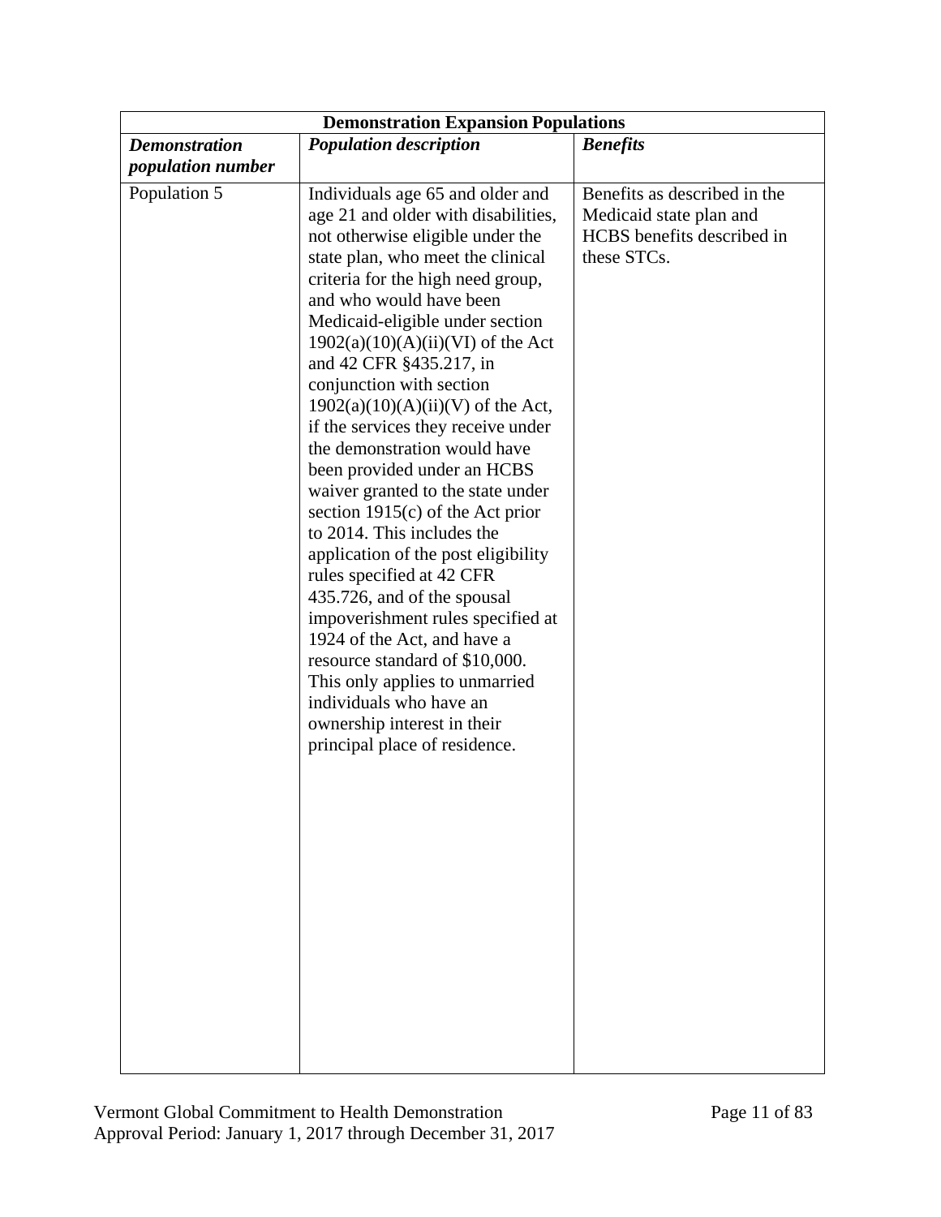| Demonstration Expansion Populations | | |
|---|---|---|
| ***Demonstration population number*** | ***Population description*** | ***Benefits*** |
| Population 5 | Individuals age 65 and older and age 21 and older with disabilities, not otherwise eligible under the state plan, who meet the clinical criteria for the high need group, and who would have been Medicaid-eligible under section 1902(a)(10)(A)(ii)(VI) of the Act and 42 CFR §435.217, in conjunction with section 1902(a)(10)(A)(ii)(V) of the Act, if the services they receive under the demonstration would have been provided under an HCBS waiver granted to the state under section 1915(c) of the Act prior to 2014. This includes the application of the post eligibility rules specified at 42 CFR 435.726, and of the spousal impoverishment rules specified at 1924 of the Act, and have a resource standard of $10,000. This only applies to unmarried individuals who have an ownership interest in their principal place of residence. | Benefits as described in the Medicaid state plan and HCBS benefits described in these STCs. |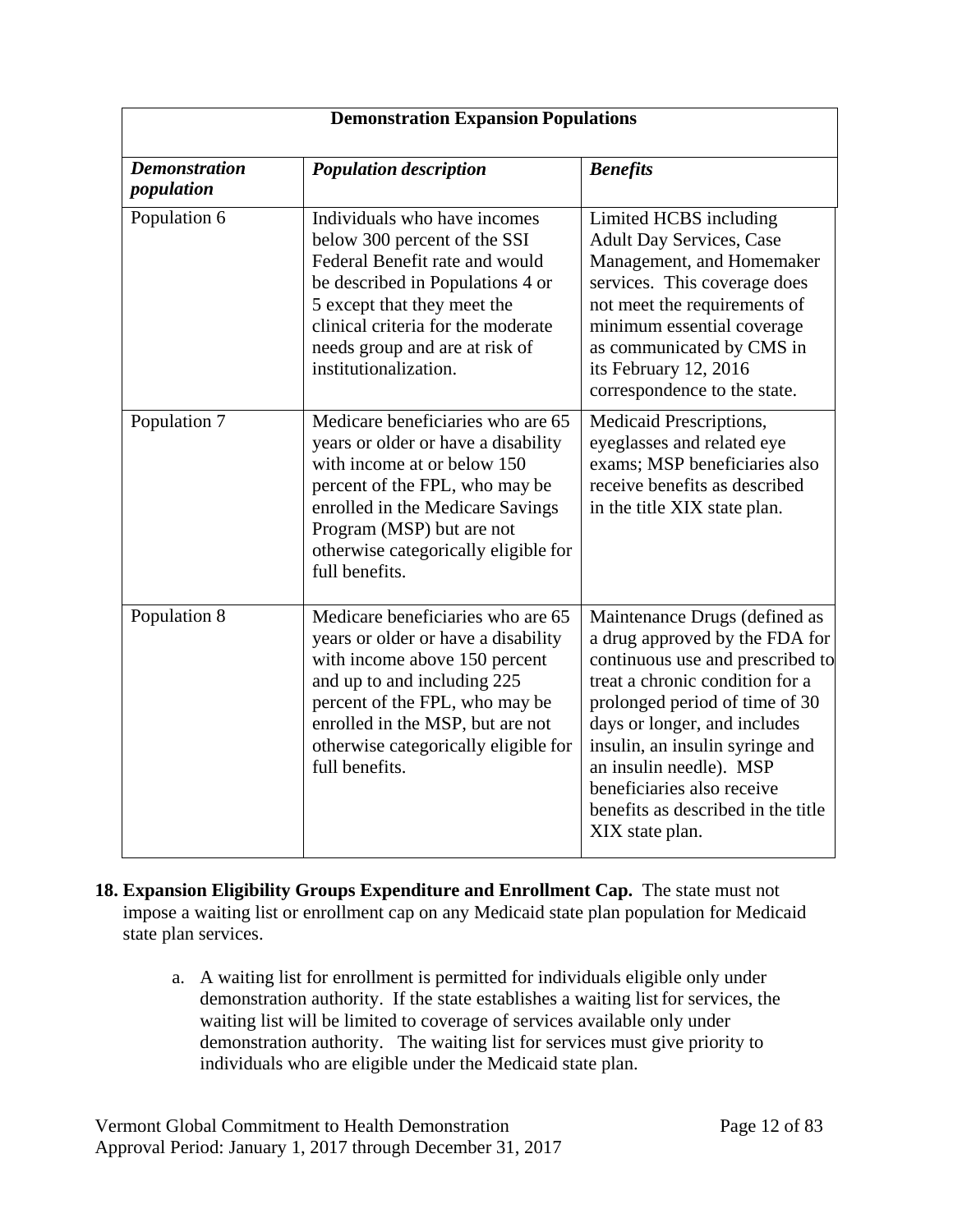| Demonstration Expansion Populations | | |
|---|---|---|
| ***Demonstration population*** | ***Population description*** | ***Benefits*** |
| Population 6 | Individuals who have incomes below 300 percent of the SSI Federal Benefit rate and would be described in Populations 4 or 5 except that they meet the clinical criteria for the moderate needs group and are at risk of institutionalization. | Limited HCBS including Adult Day Services, Case Management, and Homemaker services. This coverage does not meet the requirements of minimum essential coverage as communicated by CMS in its February 12, 2016 correspondence to the state. |
| Population 7 | Medicare beneficiaries who are 65 years or older or have a disability with income at or below 150 percent of the FPL, who may be enrolled in the Medicare Savings Program (MSP) but are not otherwise categorically eligible for full benefits. | Medicaid Prescriptions, eyeglasses and related eye exams; MSP beneficiaries also receive benefits as described in the title XIX state plan. |
| Population 8 | Medicare beneficiaries who are 65 years or older or have a disability with income above 150 percent and up to and including 225 percent of the FPL, who may be enrolled in the MSP, but are not otherwise categorically eligible for full benefits. | Maintenance Drugs (defined as a drug approved by the FDA for continuous use and prescribed to treat a chronic condition for a prolonged period of time of 30 days or longer, and includes insulin, an insulin syringe and an insulin needle). MSP beneficiaries also receive benefits as described in the title XIX state plan. |

18. **Expansion Eligibility Groups Expenditure and Enrollment Cap.** The state must not impose a waiting list or enrollment cap on any Medicaid state plan population for Medicaid state plan services.

    a. A waiting list for enrollment is permitted for individuals eligible only under demonstration authority. If the state establishes a waiting list for services, the waiting list will be limited to coverage of services available only under demonstration authority. The waiting list for services must give priority to individuals who are eligible under the Medicaid state plan.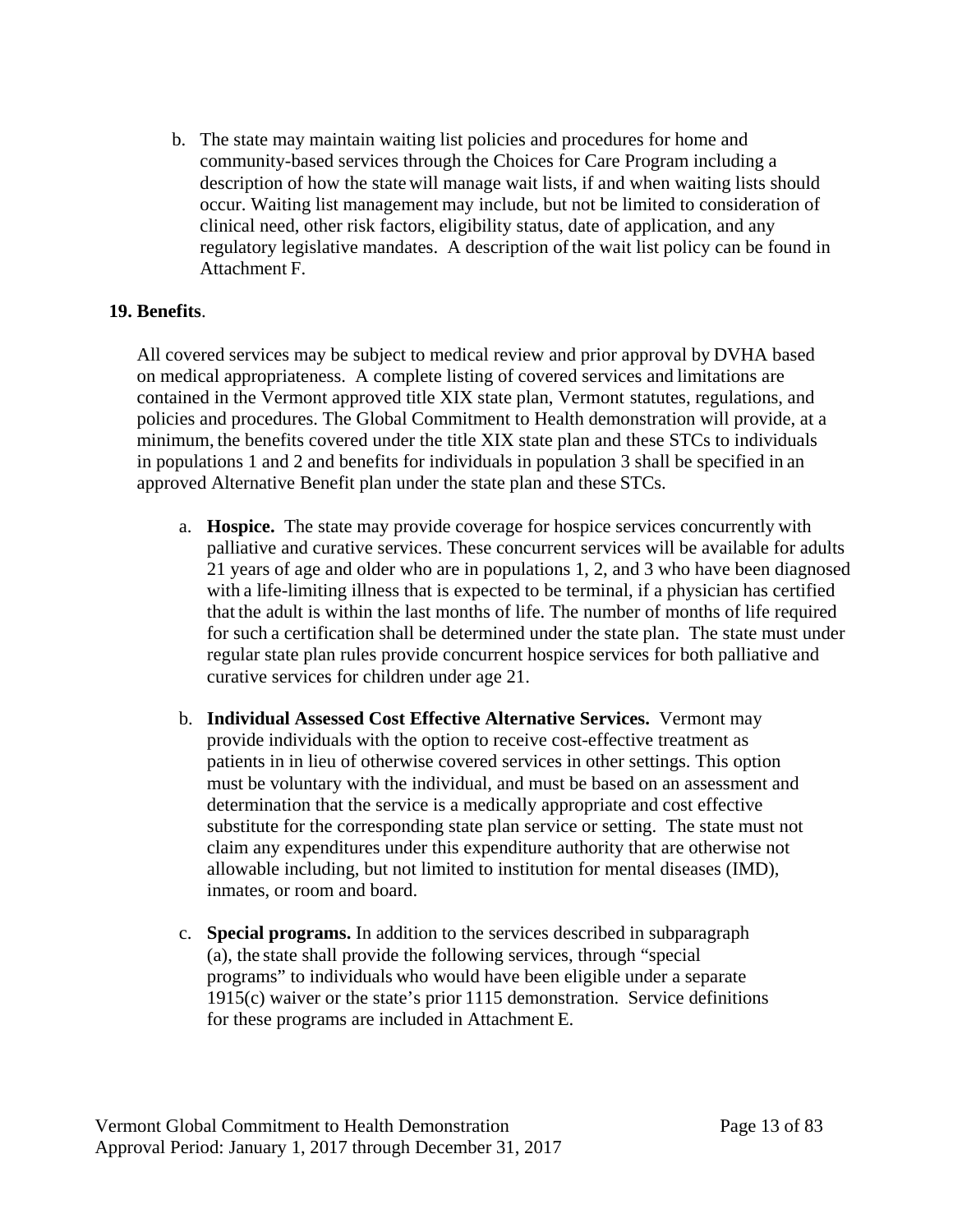b. The state may maintain waiting list policies and procedures for home and community-based services through the Choices for Care Program including a description of how the state will manage wait lists, if and when waiting lists should occur. Waiting list management may include, but not be limited to consideration of clinical need, other risk factors, eligibility status, date of application, and any regulatory legislative mandates. A description of the wait list policy can be found in Attachment F.

**19. Benefits**.

All covered services may be subject to medical review and prior approval by DVHA based on medical appropriateness. A complete listing of covered services and limitations are contained in the Vermont approved title XIX state plan, Vermont statutes, regulations, and policies and procedures. The Global Commitment to Health demonstration will provide, at a minimum, the benefits covered under the title XIX state plan and these STCs to individuals in populations 1 and 2 and benefits for individuals in population 3 shall be specified in an approved Alternative Benefit plan under the state plan and these STCs.

a. **Hospice.** The state may provide coverage for hospice services concurrently with palliative and curative services. These concurrent services will be available for adults 21 years of age and older who are in populations 1, 2, and 3 who have been diagnosed with a life-limiting illness that is expected to be terminal, if a physician has certified that the adult is within the last months of life. The number of months of life required for such a certification shall be determined under the state plan. The state must under regular state plan rules provide concurrent hospice services for both palliative and curative services for children under age 21.

b. **Individual Assessed Cost Effective Alternative Services.** Vermont may provide individuals with the option to receive cost-effective treatment as patients in in lieu of otherwise covered services in other settings. This option must be voluntary with the individual, and must be based on an assessment and determination that the service is a medically appropriate and cost effective substitute for the corresponding state plan service or setting. The state must not claim any expenditures under this expenditure authority that are otherwise not allowable including, but not limited to institution for mental diseases (IMD), inmates, or room and board.

c. **Special programs.** In addition to the services described in subparagraph (a), the state shall provide the following services, through "special programs" to individuals who would have been eligible under a separate 1915(c) waiver or the state's prior 1115 demonstration. Service definitions for these programs are included in Attachment E.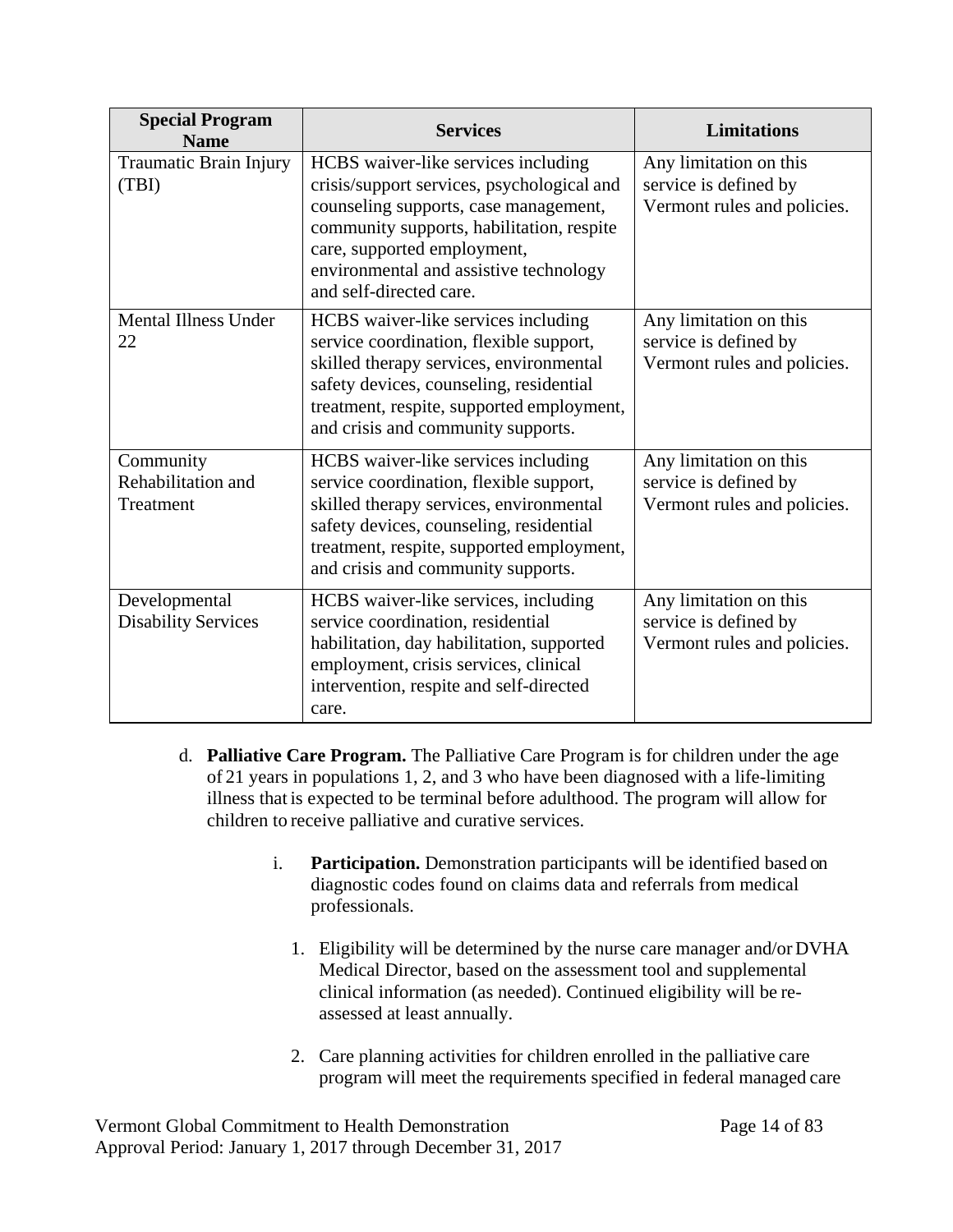| Special Program Name | Services | Limitations |
| --- | --- | --- |
| Traumatic Brain Injury (TBI) | HCBS waiver-like services including crisis/support services, psychological and counseling supports, case management, community supports, habilitation, respite care, supported employment, environmental and assistive technology and self-directed care. | Any limitation on this service is defined by Vermont rules and policies. |
| Mental Illness Under 22 | HCBS waiver-like services including service coordination, flexible support, skilled therapy services, environmental safety devices, counseling, residential treatment, respite, supported employment, and crisis and community supports. | Any limitation on this service is defined by Vermont rules and policies. |
| Community Rehabilitation and Treatment | HCBS waiver-like services including service coordination, flexible support, skilled therapy services, environmental safety devices, counseling, residential treatment, respite, supported employment, and crisis and community supports. | Any limitation on this service is defined by Vermont rules and policies. |
| Developmental Disability Services | HCBS waiver-like services, including service coordination, residential habilitation, day habilitation, supported employment, crisis services, clinical intervention, respite and self-directed care. | Any limitation on this service is defined by Vermont rules and policies. |

d. **Palliative Care Program.** The Palliative Care Program is for children under the age of 21 years in populations 1, 2, and 3 who have been diagnosed with a life-limiting illness that is expected to be terminal before adulthood. The program will allow for children to receive palliative and curative services.

i. **Participation.** Demonstration participants will be identified based on diagnostic codes found on claims data and referrals from medical professionals.

1. Eligibility will be determined by the nurse care manager and/or DVHA Medical Director, based on the assessment tool and supplemental clinical information (as needed). Continued eligibility will be re-assessed at least annually.

2. Care planning activities for children enrolled in the palliative care program will meet the requirements specified in federal managed care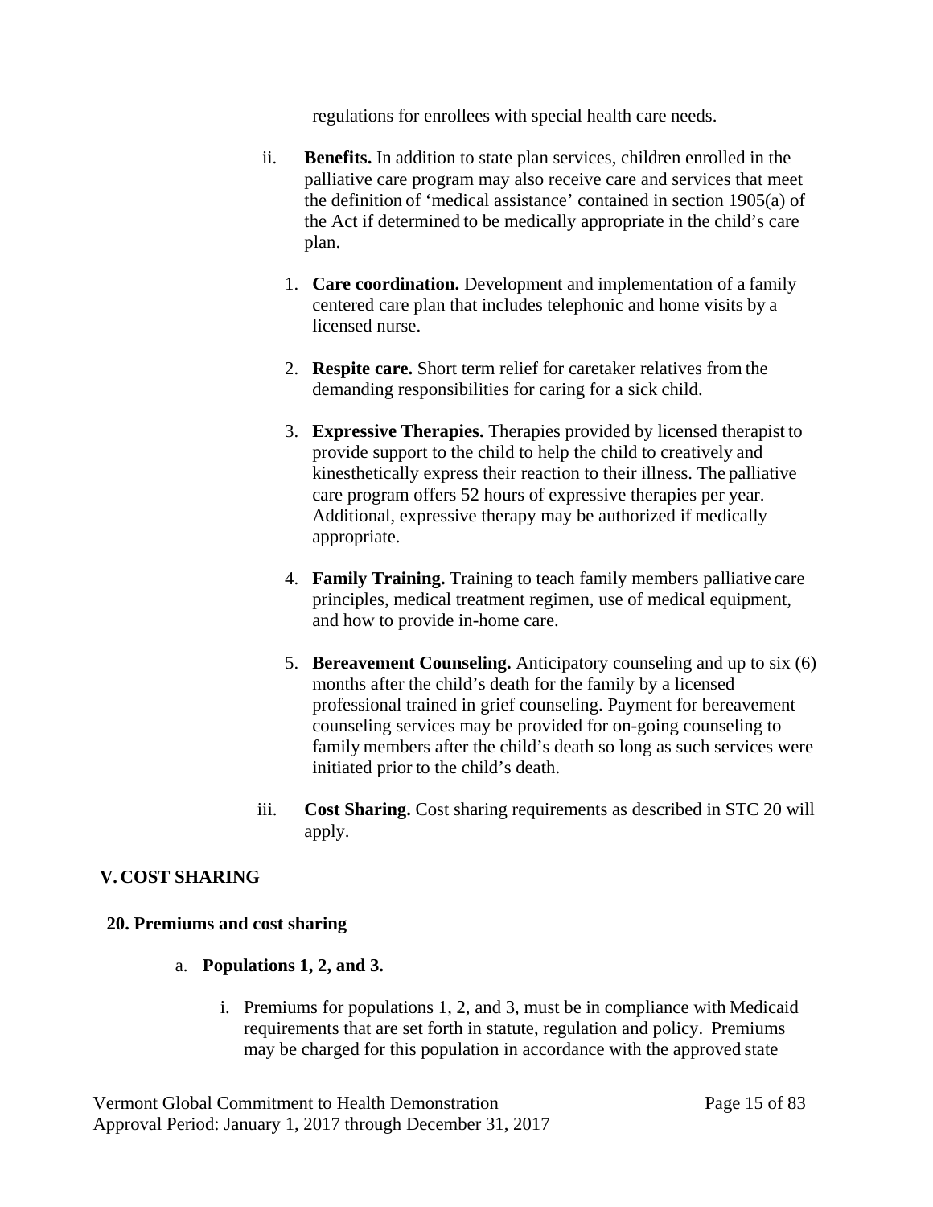regulations for enrollees with special health care needs.

ii. **Benefits.** In addition to state plan services, children enrolled in the palliative care program may also receive care and services that meet the definition of 'medical assistance' contained in section 1905(a) of the Act if determined to be medically appropriate in the child's care plan.

1. **Care coordination.** Development and implementation of a family centered care plan that includes telephonic and home visits by a licensed nurse.

2. **Respite care.** Short term relief for caretaker relatives from the demanding responsibilities for caring for a sick child.

3. **Expressive Therapies.** Therapies provided by licensed therapist to provide support to the child to help the child to creatively and kinesthetically express their reaction to their illness. The palliative care program offers 52 hours of expressive therapies per year. Additional, expressive therapy may be authorized if medically appropriate.

4. **Family Training.** Training to teach family members palliative care principles, medical treatment regimen, use of medical equipment, and how to provide in-home care.

5. **Bereavement Counseling.** Anticipatory counseling and up to six (6) months after the child's death for the family by a licensed professional trained in grief counseling. Payment for bereavement counseling services may be provided for on-going counseling to family members after the child's death so long as such services were initiated prior to the child's death.

iii. **Cost Sharing.** Cost sharing requirements as described in STC 20 will apply.

## V. COST SHARING

### 20. Premiums and cost sharing

a. **Populations 1, 2, and 3.**

i. Premiums for populations 1, 2, and 3, must be in compliance with Medicaid requirements that are set forth in statute, regulation and policy. Premiums may be charged for this population in accordance with the approved state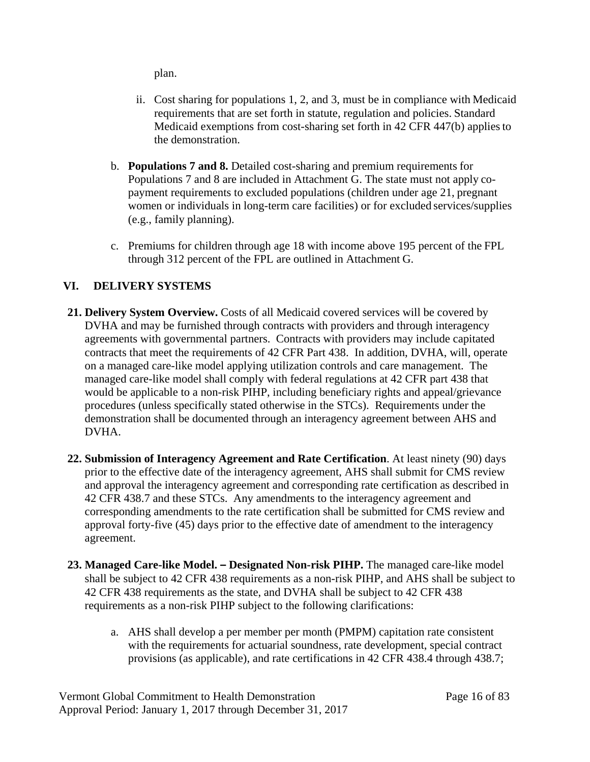plan.

   ii. Cost sharing for populations 1, 2, and 3, must be in compliance with Medicaid requirements that are set forth in statute, regulation and policies. Standard Medicaid exemptions from cost-sharing set forth in 42 CFR 447(b) applies to the demonstration.

b. **Populations 7 and 8.** Detailed cost-sharing and premium requirements for Populations 7 and 8 are included in Attachment G. The state must not apply co-payment requirements to excluded populations (children under age 21, pregnant women or individuals in long-term care facilities) or for excluded services/supplies (e.g., family planning).

c. Premiums for children through age 18 with income above 195 percent of the FPL through 312 percent of the FPL are outlined in Attachment G.

## VI. DELIVERY SYSTEMS

**21. Delivery System Overview.** Costs of all Medicaid covered services will be covered by DVHA and may be furnished through contracts with providers and through interagency agreements with governmental partners. Contracts with providers may include capitated contracts that meet the requirements of 42 CFR Part 438. In addition, DVHA, will, operate on a managed care-like model applying utilization controls and care management. The managed care-like model shall comply with federal regulations at 42 CFR part 438 that would be applicable to a non-risk PIHP, including beneficiary rights and appeal/grievance procedures (unless specifically stated otherwise in the STCs). Requirements under the demonstration shall be documented through an interagency agreement between AHS and DVHA.

**22. Submission of Interagency Agreement and Rate Certification**. At least ninety (90) days prior to the effective date of the interagency agreement, AHS shall submit for CMS review and approval the interagency agreement and corresponding rate certification as described in 42 CFR 438.7 and these STCs. Any amendments to the interagency agreement and corresponding amendments to the rate certification shall be submitted for CMS review and approval forty-five (45) days prior to the effective date of amendment to the interagency agreement.

**23. Managed Care-like Model. – Designated Non-risk PIHP.** The managed care-like model shall be subject to 42 CFR 438 requirements as a non-risk PIHP, and AHS shall be subject to 42 CFR 438 requirements as the state, and DVHA shall be subject to 42 CFR 438 requirements as a non-risk PIHP subject to the following clarifications:

a. AHS shall develop a per member per month (PMPM) capitation rate consistent with the requirements for actuarial soundness, rate development, special contract provisions (as applicable), and rate certifications in 42 CFR 438.4 through 438.7;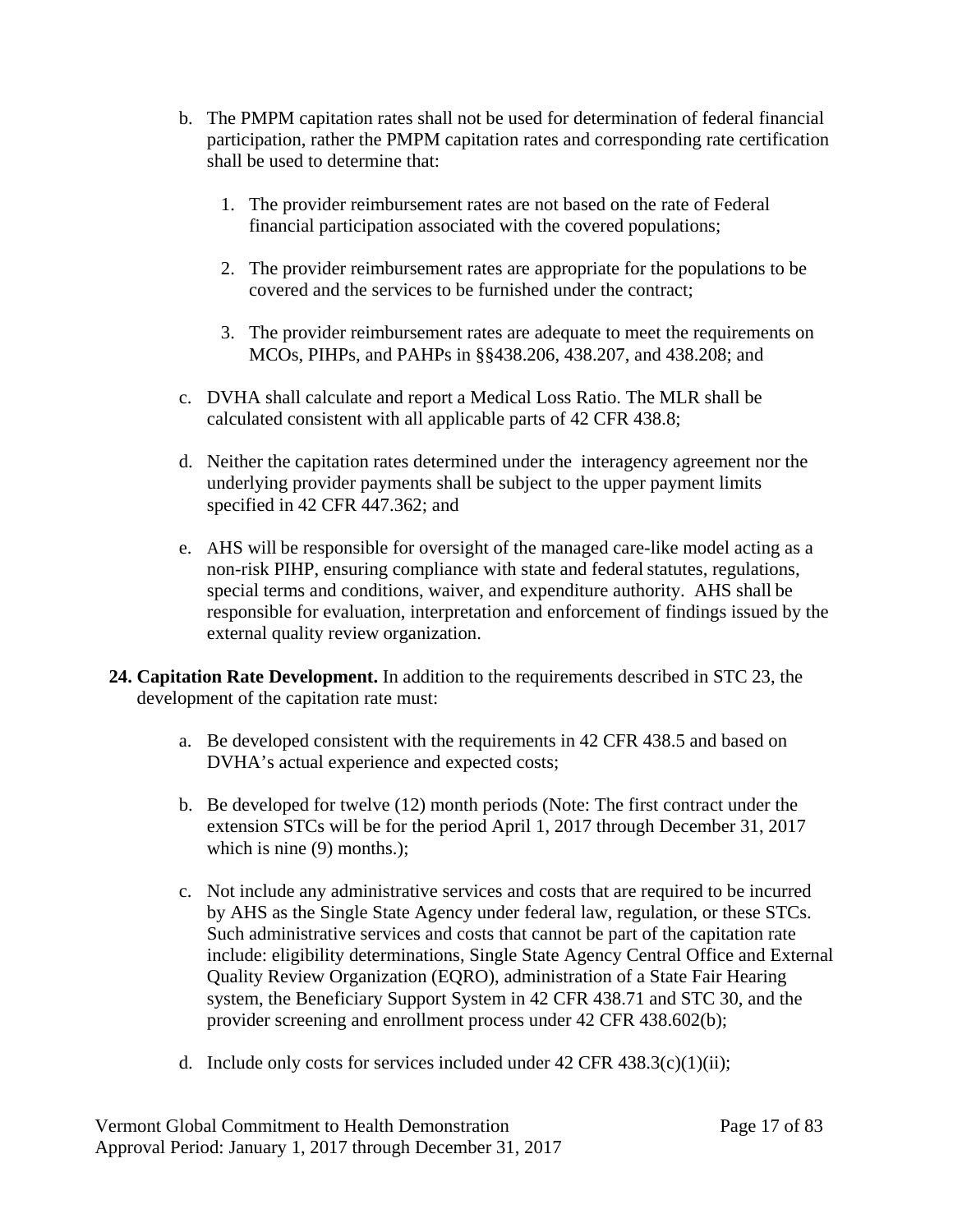b. The PMPM capitation rates shall not be used for determination of federal financial participation, rather the PMPM capitation rates and corresponding rate certification shall be used to determine that:

   1. The provider reimbursement rates are not based on the rate of Federal financial participation associated with the covered populations;

   2. The provider reimbursement rates are appropriate for the populations to be covered and the services to be furnished under the contract;

   3. The provider reimbursement rates are adequate to meet the requirements on MCOs, PIHPs, and PAHPs in §§438.206, 438.207, and 438.208; and

c. DVHA shall calculate and report a Medical Loss Ratio. The MLR shall be calculated consistent with all applicable parts of 42 CFR 438.8;

d. Neither the capitation rates determined under the interagency agreement nor the underlying provider payments shall be subject to the upper payment limits specified in 42 CFR 447.362; and

e. AHS will be responsible for oversight of the managed care-like model acting as a non-risk PIHP, ensuring compliance with state and federal statutes, regulations, special terms and conditions, waiver, and expenditure authority. AHS shall be responsible for evaluation, interpretation and enforcement of findings issued by the external quality review organization.

**24. Capitation Rate Development.** In addition to the requirements described in STC 23, the development of the capitation rate must:

a. Be developed consistent with the requirements in 42 CFR 438.5 and based on DVHA's actual experience and expected costs;

b. Be developed for twelve (12) month periods (Note: The first contract under the extension STCs will be for the period April 1, 2017 through December 31, 2017 which is nine (9) months.);

c. Not include any administrative services and costs that are required to be incurred by AHS as the Single State Agency under federal law, regulation, or these STCs. Such administrative services and costs that cannot be part of the capitation rate include: eligibility determinations, Single State Agency Central Office and External Quality Review Organization (EQRO), administration of a State Fair Hearing system, the Beneficiary Support System in 42 CFR 438.71 and STC 30, and the provider screening and enrollment process under 42 CFR 438.602(b);

d. Include only costs for services included under 42 CFR 438.3(c)(1)(ii);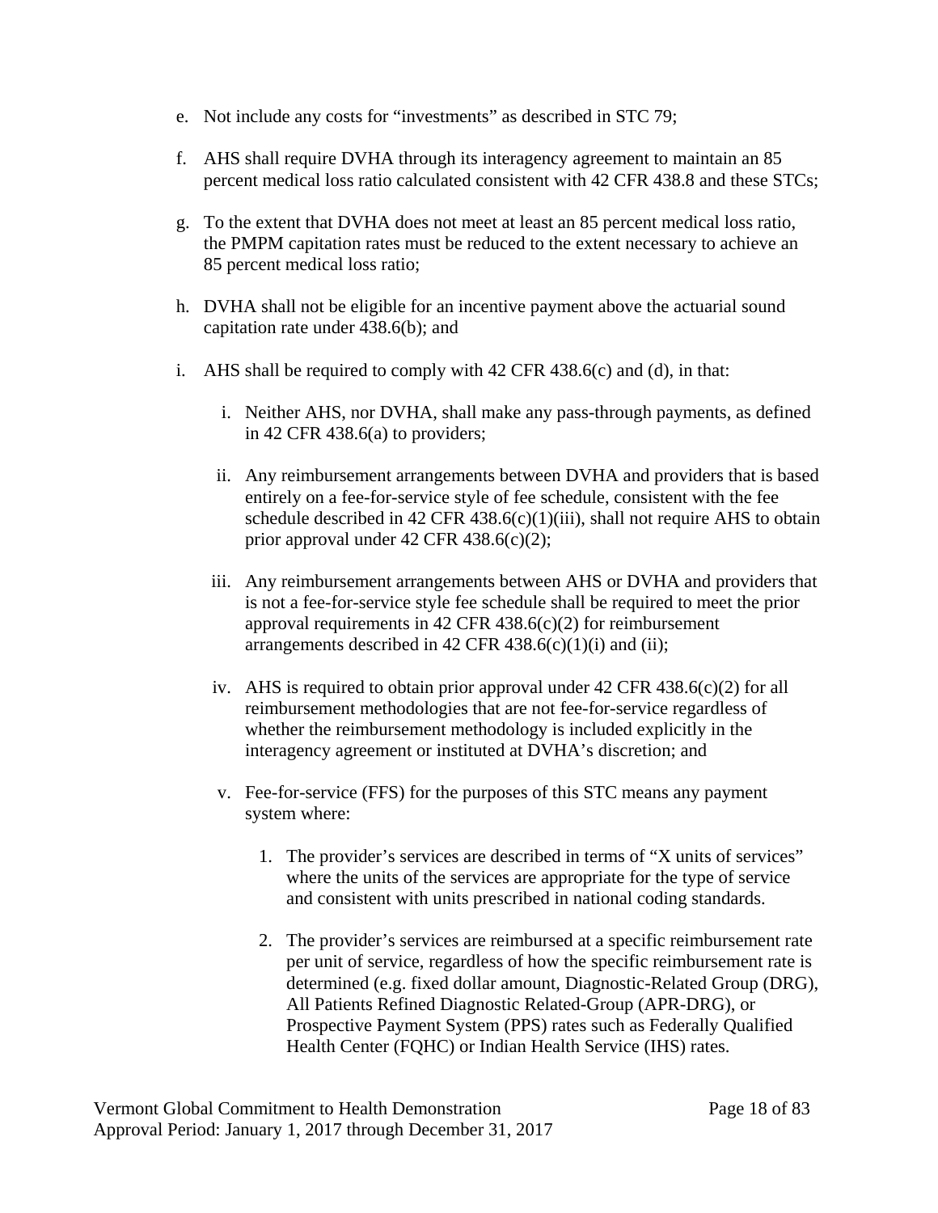e. Not include any costs for "investments" as described in STC 79;

f. AHS shall require DVHA through its interagency agreement to maintain an 85 percent medical loss ratio calculated consistent with 42 CFR 438.8 and these STCs;

g. To the extent that DVHA does not meet at least an 85 percent medical loss ratio, the PMPM capitation rates must be reduced to the extent necessary to achieve an 85 percent medical loss ratio;

h. DVHA shall not be eligible for an incentive payment above the actuarial sound capitation rate under 438.6(b); and

i. AHS shall be required to comply with 42 CFR 438.6(c) and (d), in that:

   i. Neither AHS, nor DVHA, shall make any pass-through payments, as defined in 42 CFR 438.6(a) to providers;

   ii. Any reimbursement arrangements between DVHA and providers that is based entirely on a fee-for-service style of fee schedule, consistent with the fee schedule described in 42 CFR 438.6(c)(1)(iii), shall not require AHS to obtain prior approval under 42 CFR 438.6(c)(2);

   iii. Any reimbursement arrangements between AHS or DVHA and providers that is not a fee-for-service style fee schedule shall be required to meet the prior approval requirements in 42 CFR 438.6(c)(2) for reimbursement arrangements described in 42 CFR 438.6(c)(1)(i) and (ii);

   iv. AHS is required to obtain prior approval under 42 CFR 438.6(c)(2) for all reimbursement methodologies that are not fee-for-service regardless of whether the reimbursement methodology is included explicitly in the interagency agreement or instituted at DVHA's discretion; and

   v. Fee-for-service (FFS) for the purposes of this STC means any payment system where:

      1. The provider's services are described in terms of "X units of services" where the units of the services are appropriate for the type of service and consistent with units prescribed in national coding standards.

      2. The provider's services are reimbursed at a specific reimbursement rate per unit of service, regardless of how the specific reimbursement rate is determined (e.g. fixed dollar amount, Diagnostic-Related Group (DRG), All Patients Refined Diagnostic Related-Group (APR-DRG), or Prospective Payment System (PPS) rates such as Federally Qualified Health Center (FQHC) or Indian Health Service (IHS) rates.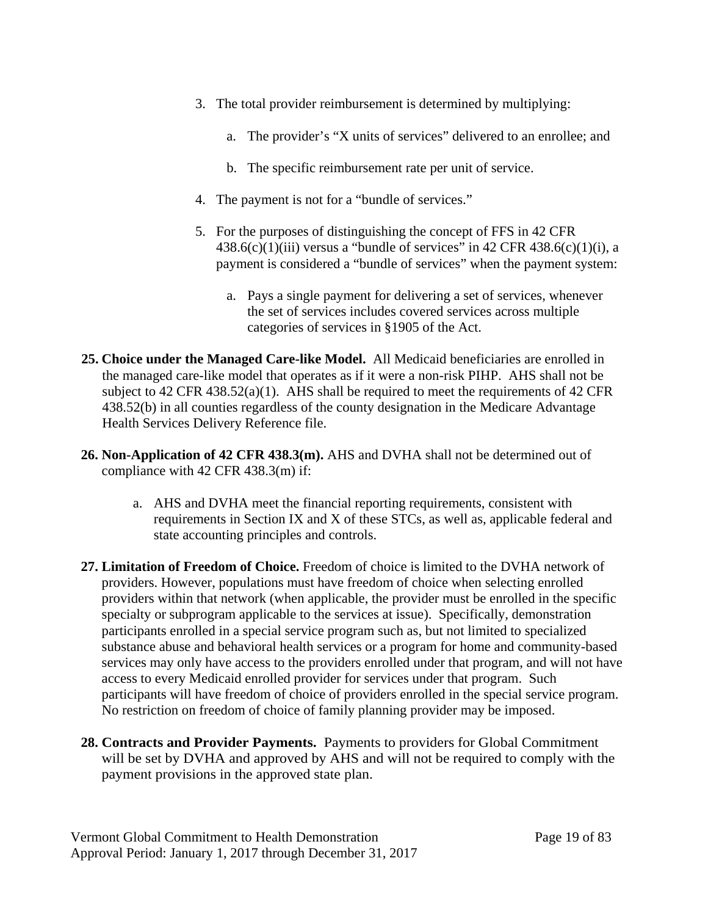3. The total provider reimbursement is determined by multiplying:

   a. The provider's "X units of services" delivered to an enrollee; and

   b. The specific reimbursement rate per unit of service.

4. The payment is not for a "bundle of services."

5. For the purposes of distinguishing the concept of FFS in 42 CFR 438.6(c)(1)(iii) versus a "bundle of services" in 42 CFR 438.6(c)(1)(i), a payment is considered a "bundle of services" when the payment system:

   a. Pays a single payment for delivering a set of services, whenever the set of services includes covered services across multiple categories of services in §1905 of the Act.

**25. Choice under the Managed Care-like Model.** All Medicaid beneficiaries are enrolled in the managed care-like model that operates as if it were a non-risk PIHP. AHS shall not be subject to 42 CFR 438.52(a)(1). AHS shall be required to meet the requirements of 42 CFR 438.52(b) in all counties regardless of the county designation in the Medicare Advantage Health Services Delivery Reference file.

**26. Non-Application of 42 CFR 438.3(m).** AHS and DVHA shall not be determined out of compliance with 42 CFR 438.3(m) if:

   a. AHS and DVHA meet the financial reporting requirements, consistent with requirements in Section IX and X of these STCs, as well as, applicable federal and state accounting principles and controls.

**27. Limitation of Freedom of Choice.** Freedom of choice is limited to the DVHA network of providers. However, populations must have freedom of choice when selecting enrolled providers within that network (when applicable, the provider must be enrolled in the specific specialty or subprogram applicable to the services at issue). Specifically, demonstration participants enrolled in a special service program such as, but not limited to specialized substance abuse and behavioral health services or a program for home and community-based services may only have access to the providers enrolled under that program, and will not have access to every Medicaid enrolled provider for services under that program. Such participants will have freedom of choice of providers enrolled in the special service program. No restriction on freedom of choice of family planning provider may be imposed.

**28. Contracts and Provider Payments.** Payments to providers for Global Commitment will be set by DVHA and approved by AHS and will not be required to comply with the payment provisions in the approved state plan.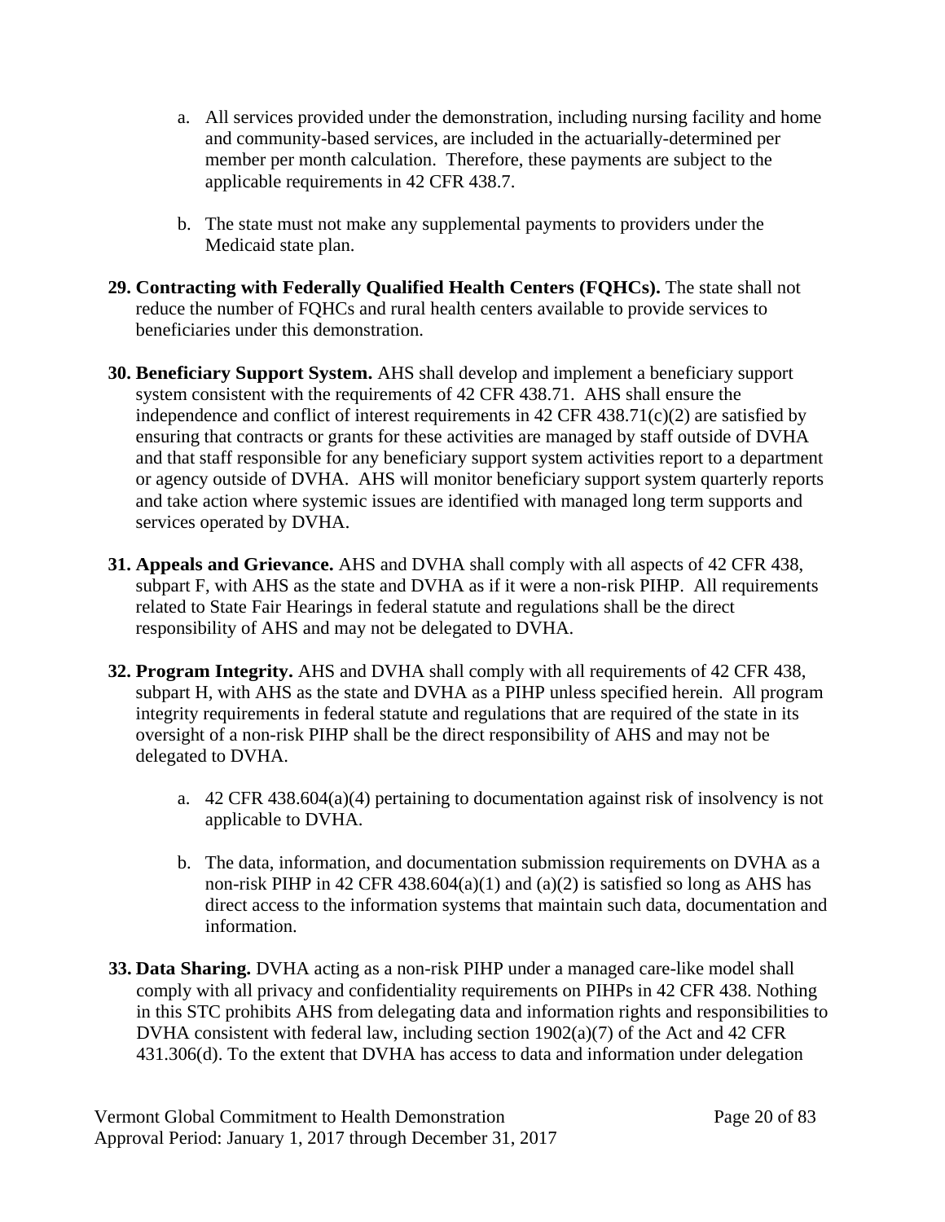a. All services provided under the demonstration, including nursing facility and home and community-based services, are included in the actuarially-determined per member per month calculation. Therefore, these payments are subject to the applicable requirements in 42 CFR 438.7.

b. The state must not make any supplemental payments to providers under the Medicaid state plan.

29. **Contracting with Federally Qualified Health Centers (FQHCs).** The state shall not reduce the number of FQHCs and rural health centers available to provide services to beneficiaries under this demonstration.

30. **Beneficiary Support System.** AHS shall develop and implement a beneficiary support system consistent with the requirements of 42 CFR 438.71. AHS shall ensure the independence and conflict of interest requirements in 42 CFR 438.71(c)(2) are satisfied by ensuring that contracts or grants for these activities are managed by staff outside of DVHA and that staff responsible for any beneficiary support system activities report to a department or agency outside of DVHA. AHS will monitor beneficiary support system quarterly reports and take action where systemic issues are identified with managed long term supports and services operated by DVHA.

31. **Appeals and Grievance.** AHS and DVHA shall comply with all aspects of 42 CFR 438, subpart F, with AHS as the state and DVHA as if it were a non-risk PIHP. All requirements related to State Fair Hearings in federal statute and regulations shall be the direct responsibility of AHS and may not be delegated to DVHA.

32. **Program Integrity.** AHS and DVHA shall comply with all requirements of 42 CFR 438, subpart H, with AHS as the state and DVHA as a PIHP unless specified herein. All program integrity requirements in federal statute and regulations that are required of the state in its oversight of a non-risk PIHP shall be the direct responsibility of AHS and may not be delegated to DVHA.

    a. 42 CFR 438.604(a)(4) pertaining to documentation against risk of insolvency is not applicable to DVHA.

    b. The data, information, and documentation submission requirements on DVHA as a non-risk PIHP in 42 CFR 438.604(a)(1) and (a)(2) is satisfied so long as AHS has direct access to the information systems that maintain such data, documentation and information.

33. **Data Sharing.** DVHA acting as a non-risk PIHP under a managed care-like model shall comply with all privacy and confidentiality requirements on PIHPs in 42 CFR 438. Nothing in this STC prohibits AHS from delegating data and information rights and responsibilities to DVHA consistent with federal law, including section 1902(a)(7) of the Act and 42 CFR 431.306(d). To the extent that DVHA has access to data and information under delegation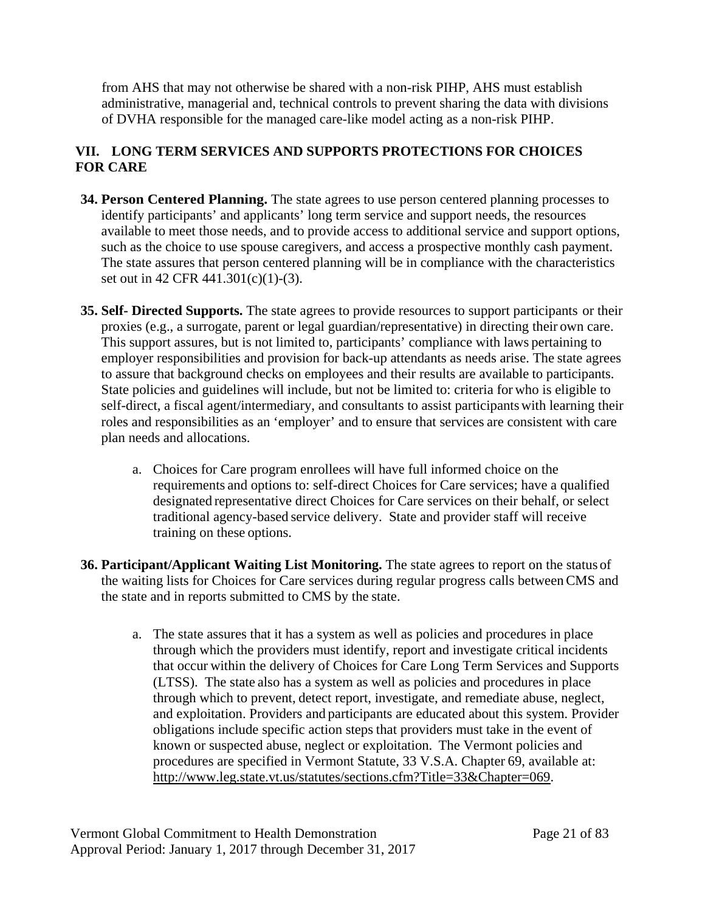from AHS that may not otherwise be shared with a non-risk PIHP, AHS must establish administrative, managerial and, technical controls to prevent sharing the data with divisions of DVHA responsible for the managed care-like model acting as a non-risk PIHP.

## VII. LONG TERM SERVICES AND SUPPORTS PROTECTIONS FOR CHOICES FOR CARE

**34. Person Centered Planning.** The state agrees to use person centered planning processes to identify participants' and applicants' long term service and support needs, the resources available to meet those needs, and to provide access to additional service and support options, such as the choice to use spouse caregivers, and access a prospective monthly cash payment. The state assures that person centered planning will be in compliance with the characteristics set out in 42 CFR 441.301(c)(1)-(3).

**35. Self- Directed Supports.** The state agrees to provide resources to support participants or their proxies (e.g., a surrogate, parent or legal guardian/representative) in directing their own care. This support assures, but is not limited to, participants' compliance with laws pertaining to employer responsibilities and provision for back-up attendants as needs arise. The state agrees to assure that background checks on employees and their results are available to participants. State policies and guidelines will include, but not be limited to: criteria for who is eligible to self-direct, a fiscal agent/intermediary, and consultants to assist participants with learning their roles and responsibilities as an 'employer' and to ensure that services are consistent with care plan needs and allocations.

   a. Choices for Care program enrollees will have full informed choice on the requirements and options to: self-direct Choices for Care services; have a qualified designated representative direct Choices for Care services on their behalf, or select traditional agency-based service delivery. State and provider staff will receive training on these options.

**36. Participant/Applicant Waiting List Monitoring.** The state agrees to report on the status of the waiting lists for Choices for Care services during regular progress calls between CMS and the state and in reports submitted to CMS by the state.

   a. The state assures that it has a system as well as policies and procedures in place through which the providers must identify, report and investigate critical incidents that occur within the delivery of Choices for Care Long Term Services and Supports (LTSS). The state also has a system as well as policies and procedures in place through which to prevent, detect report, investigate, and remediate abuse, neglect, and exploitation. Providers and participants are educated about this system. Provider obligations include specific action steps that providers must take in the event of known or suspected abuse, neglect or exploitation. The Vermont policies and procedures are specified in Vermont Statute, 33 V.S.A. Chapter 69, available at: http://www.leg.state.vt.us/statutes/sections.cfm?Title=33&Chapter=069.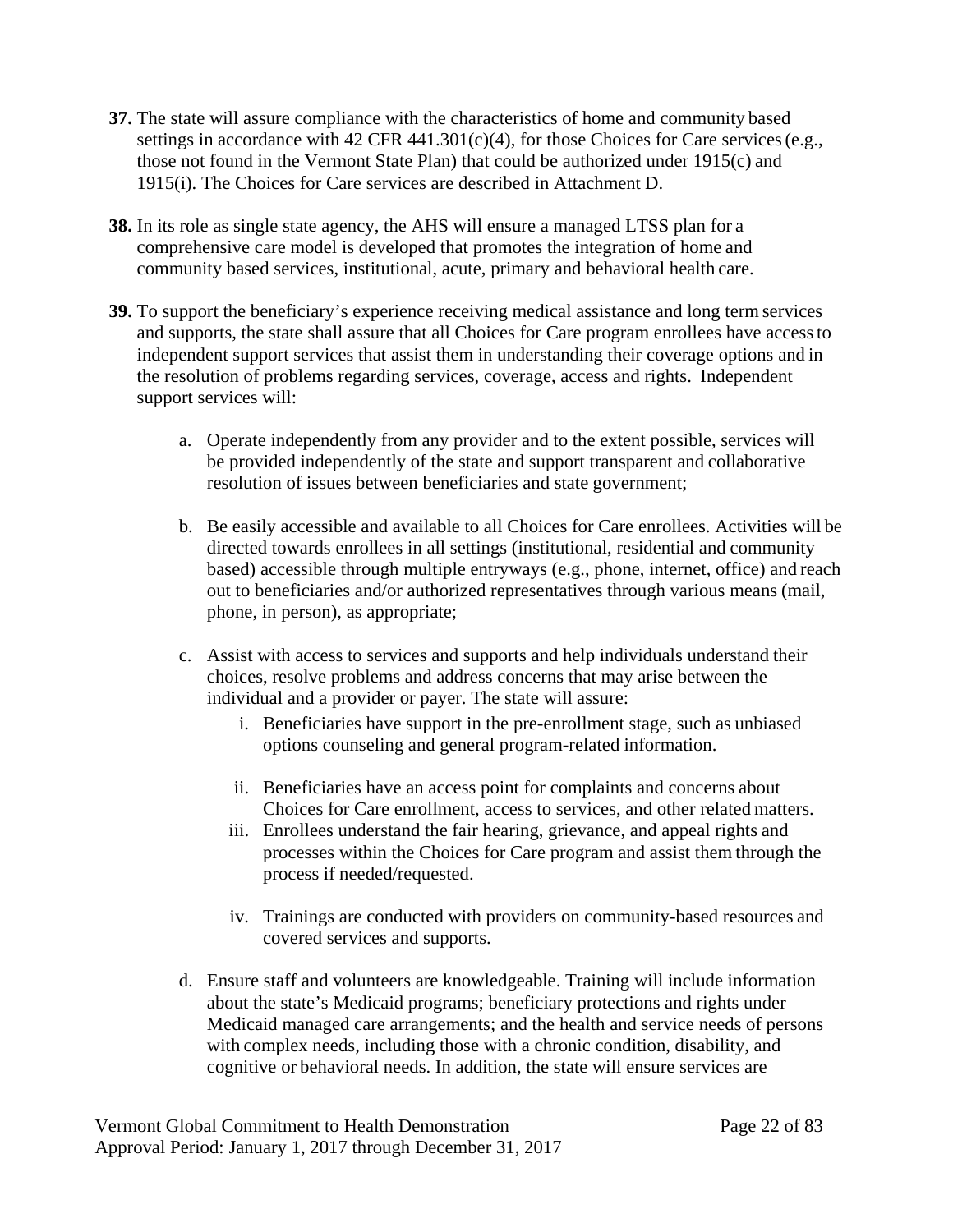**37.** The state will assure compliance with the characteristics of home and community based settings in accordance with 42 CFR 441.301(c)(4), for those Choices for Care services (e.g., those not found in the Vermont State Plan) that could be authorized under 1915(c) and 1915(i). The Choices for Care services are described in Attachment D.

**38.** In its role as single state agency, the AHS will ensure a managed LTSS plan for a comprehensive care model is developed that promotes the integration of home and community based services, institutional, acute, primary and behavioral health care.

**39.** To support the beneficiary's experience receiving medical assistance and long term services and supports, the state shall assure that all Choices for Care program enrollees have access to independent support services that assist them in understanding their coverage options and in the resolution of problems regarding services, coverage, access and rights. Independent support services will:

a. Operate independently from any provider and to the extent possible, services will be provided independently of the state and support transparent and collaborative resolution of issues between beneficiaries and state government;

b. Be easily accessible and available to all Choices for Care enrollees. Activities will be directed towards enrollees in all settings (institutional, residential and community based) accessible through multiple entryways (e.g., phone, internet, office) and reach out to beneficiaries and/or authorized representatives through various means (mail, phone, in person), as appropriate;

c. Assist with access to services and supports and help individuals understand their choices, resolve problems and address concerns that may arise between the individual and a provider or payer. The state will assure:

   i. Beneficiaries have support in the pre-enrollment stage, such as unbiased options counseling and general program-related information.

   ii. Beneficiaries have an access point for complaints and concerns about Choices for Care enrollment, access to services, and other related matters.

   iii. Enrollees understand the fair hearing, grievance, and appeal rights and processes within the Choices for Care program and assist them through the process if needed/requested.

   iv. Trainings are conducted with providers on community-based resources and covered services and supports.

d. Ensure staff and volunteers are knowledgeable. Training will include information about the state's Medicaid programs; beneficiary protections and rights under Medicaid managed care arrangements; and the health and service needs of persons with complex needs, including those with a chronic condition, disability, and cognitive or behavioral needs. In addition, the state will ensure services are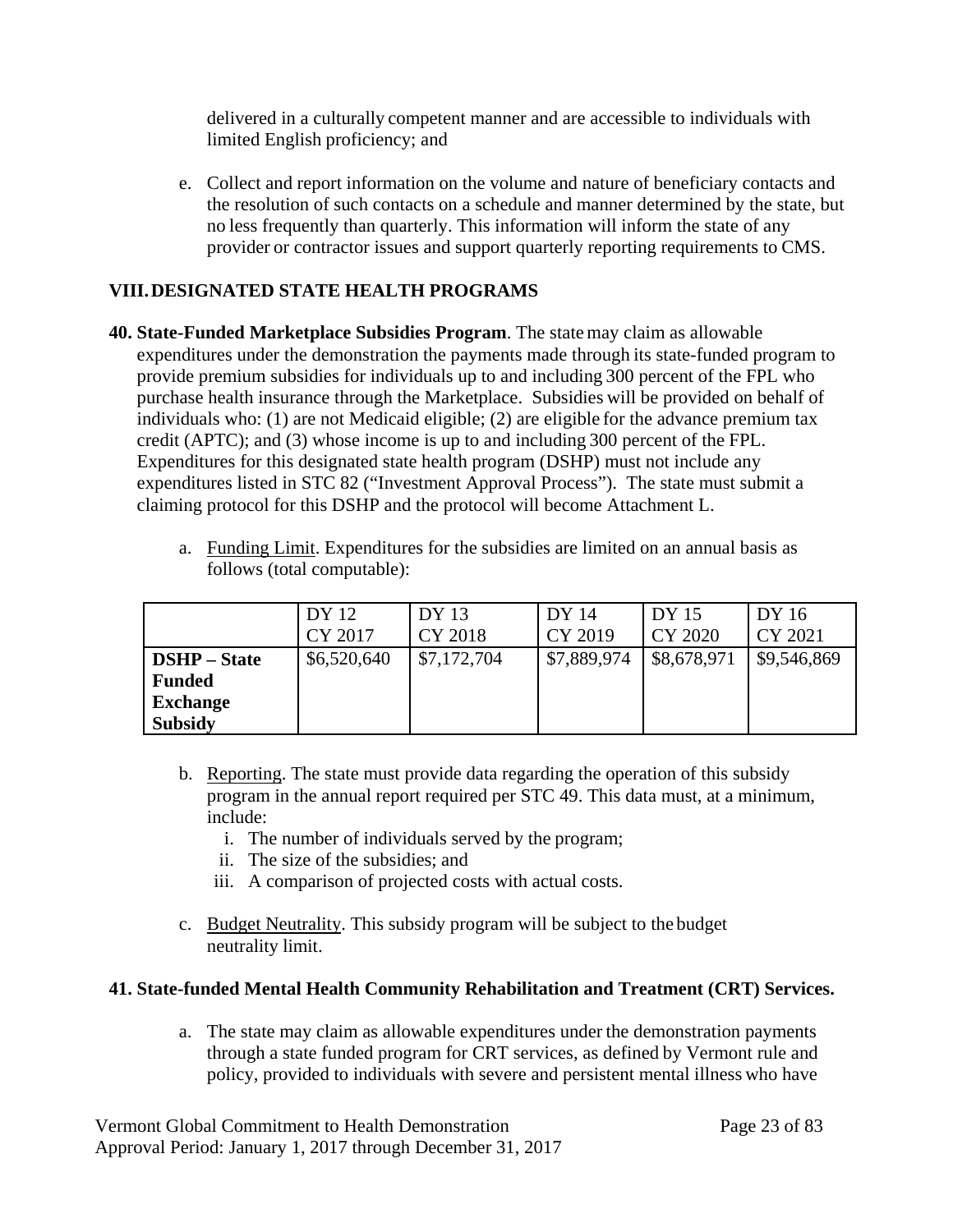delivered in a culturally competent manner and are accessible to individuals with limited English proficiency; and

e. Collect and report information on the volume and nature of beneficiary contacts and the resolution of such contacts on a schedule and manner determined by the state, but no less frequently than quarterly. This information will inform the state of any provider or contractor issues and support quarterly reporting requirements to CMS.

## VIII. DESIGNATED STATE HEALTH PROGRAMS

**40. State-Funded Marketplace Subsidies Program**. The state may claim as allowable expenditures under the demonstration the payments made through its state-funded program to provide premium subsidies for individuals up to and including 300 percent of the FPL who purchase health insurance through the Marketplace. Subsidies will be provided on behalf of individuals who: (1) are not Medicaid eligible; (2) are eligible for the advance premium tax credit (APTC); and (3) whose income is up to and including 300 percent of the FPL. Expenditures for this designated state health program (DSHP) must not include any expenditures listed in STC 82 ("Investment Approval Process"). The state must submit a claiming protocol for this DSHP and the protocol will become Attachment L.

a. Funding Limit. Expenditures for the subsidies are limited on an annual basis as follows (total computable):

| | DY 12<br>CY 2017 | DY 13<br>CY 2018 | DY 14<br>CY 2019 | DY 15<br>CY 2020 | DY 16<br>CY 2021 |
|---|---|---|---|---|---|
| **DSHP – State Funded Exchange Subsidy** | $6,520,640 | $7,172,704 | $7,889,974 | $8,678,971 | $9,546,869 |

b. Reporting. The state must provide data regarding the operation of this subsidy program in the annual report required per STC 49. This data must, at a minimum, include:

   i. The number of individuals served by the program;
   ii. The size of the subsidies; and
   iii. A comparison of projected costs with actual costs.

c. Budget Neutrality. This subsidy program will be subject to the budget neutrality limit.

**41. State-funded Mental Health Community Rehabilitation and Treatment (CRT) Services.**

a. The state may claim as allowable expenditures under the demonstration payments through a state funded program for CRT services, as defined by Vermont rule and policy, provided to individuals with severe and persistent mental illness who have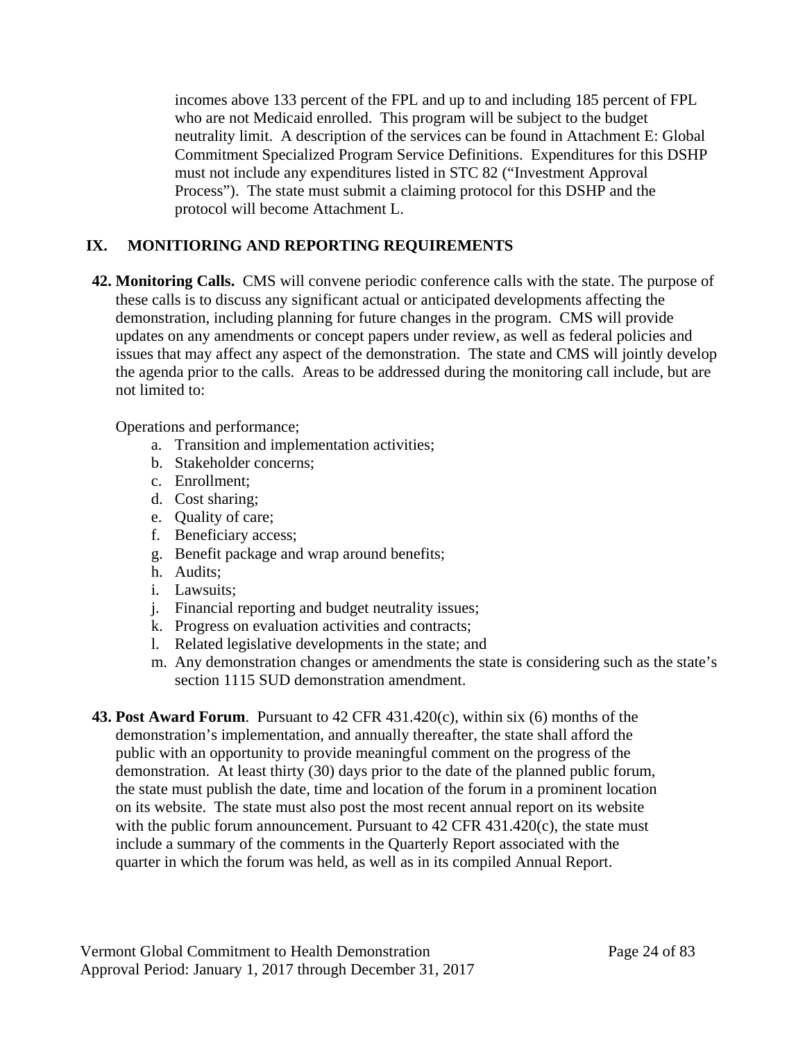incomes above 133 percent of the FPL and up to and including 185 percent of FPL who are not Medicaid enrolled. This program will be subject to the budget neutrality limit. A description of the services can be found in Attachment E: Global Commitment Specialized Program Service Definitions. Expenditures for this DSHP must not include any expenditures listed in STC 82 ("Investment Approval Process"). The state must submit a claiming protocol for this DSHP and the protocol will become Attachment L.

## IX. MONITIORING AND REPORTING REQUIREMENTS

**42. Monitoring Calls.** CMS will convene periodic conference calls with the state. The purpose of these calls is to discuss any significant actual or anticipated developments affecting the demonstration, including planning for future changes in the program. CMS will provide updates on any amendments or concept papers under review, as well as federal policies and issues that may affect any aspect of the demonstration. The state and CMS will jointly develop the agenda prior to the calls. Areas to be addressed during the monitoring call include, but are not limited to:

Operations and performance;

a. Transition and implementation activities;
b. Stakeholder concerns;
c. Enrollment;
d. Cost sharing;
e. Quality of care;
f. Beneficiary access;
g. Benefit package and wrap around benefits;
h. Audits;
i. Lawsuits;
j. Financial reporting and budget neutrality issues;
k. Progress on evaluation activities and contracts;
l. Related legislative developments in the state; and
m. Any demonstration changes or amendments the state is considering such as the state's section 1115 SUD demonstration amendment.

**43. Post Award Forum**. Pursuant to 42 CFR 431.420(c), within six (6) months of the demonstration's implementation, and annually thereafter, the state shall afford the public with an opportunity to provide meaningful comment on the progress of the demonstration. At least thirty (30) days prior to the date of the planned public forum, the state must publish the date, time and location of the forum in a prominent location on its website. The state must also post the most recent annual report on its website with the public forum announcement. Pursuant to 42 CFR 431.420(c), the state must include a summary of the comments in the Quarterly Report associated with the quarter in which the forum was held, as well as in its compiled Annual Report.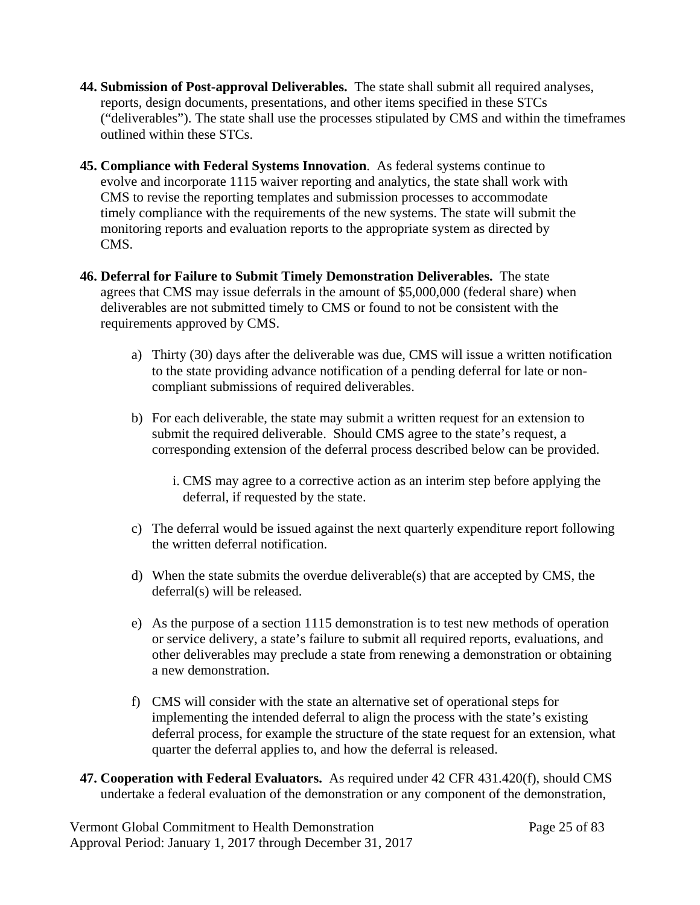44. **Submission of Post-approval Deliverables.** The state shall submit all required analyses, reports, design documents, presentations, and other items specified in these STCs ("deliverables"). The state shall use the processes stipulated by CMS and within the timeframes outlined within these STCs.

45. **Compliance with Federal Systems Innovation**. As federal systems continue to evolve and incorporate 1115 waiver reporting and analytics, the state shall work with CMS to revise the reporting templates and submission processes to accommodate timely compliance with the requirements of the new systems. The state will submit the monitoring reports and evaluation reports to the appropriate system as directed by CMS.

46. **Deferral for Failure to Submit Timely Demonstration Deliverables.** The state agrees that CMS may issue deferrals in the amount of $5,000,000 (federal share) when deliverables are not submitted timely to CMS or found to not be consistent with the requirements approved by CMS.

    a) Thirty (30) days after the deliverable was due, CMS will issue a written notification to the state providing advance notification of a pending deferral for late or non-compliant submissions of required deliverables.

    b) For each deliverable, the state may submit a written request for an extension to submit the required deliverable. Should CMS agree to the state's request, a corresponding extension of the deferral process described below can be provided.

        i. CMS may agree to a corrective action as an interim step before applying the deferral, if requested by the state.

    c) The deferral would be issued against the next quarterly expenditure report following the written deferral notification.

    d) When the state submits the overdue deliverable(s) that are accepted by CMS, the deferral(s) will be released.

    e) As the purpose of a section 1115 demonstration is to test new methods of operation or service delivery, a state's failure to submit all required reports, evaluations, and other deliverables may preclude a state from renewing a demonstration or obtaining a new demonstration.

    f) CMS will consider with the state an alternative set of operational steps for implementing the intended deferral to align the process with the state's existing deferral process, for example the structure of the state request for an extension, what quarter the deferral applies to, and how the deferral is released.

47. **Cooperation with Federal Evaluators.** As required under 42 CFR 431.420(f), should CMS undertake a federal evaluation of the demonstration or any component of the demonstration,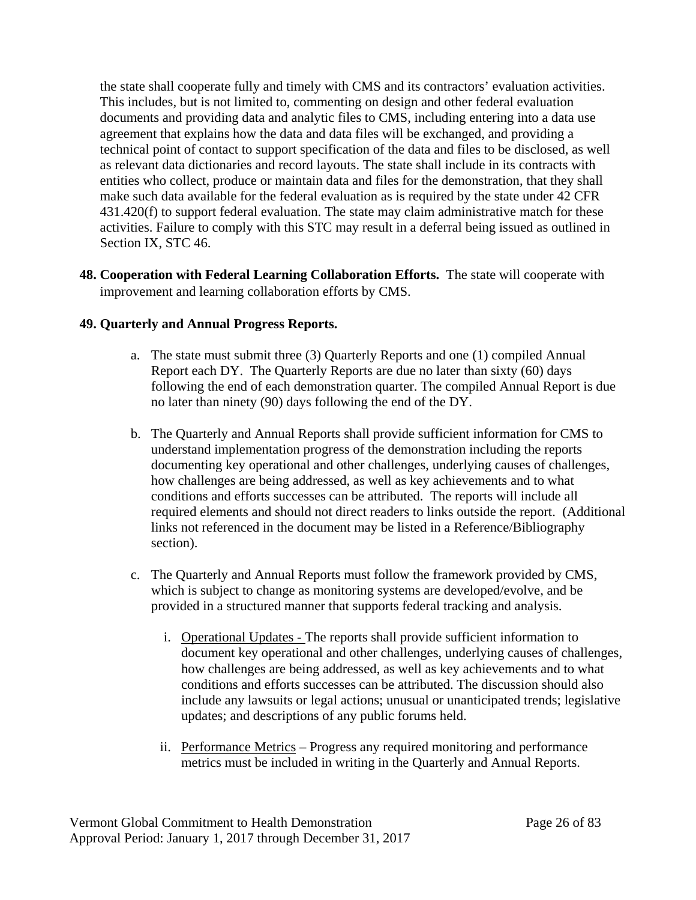the state shall cooperate fully and timely with CMS and its contractors' evaluation activities. This includes, but is not limited to, commenting on design and other federal evaluation documents and providing data and analytic files to CMS, including entering into a data use agreement that explains how the data and data files will be exchanged, and providing a technical point of contact to support specification of the data and files to be disclosed, as well as relevant data dictionaries and record layouts. The state shall include in its contracts with entities who collect, produce or maintain data and files for the demonstration, that they shall make such data available for the federal evaluation as is required by the state under 42 CFR 431.420(f) to support federal evaluation. The state may claim administrative match for these activities. Failure to comply with this STC may result in a deferral being issued as outlined in Section IX, STC 46.

**48. Cooperation with Federal Learning Collaboration Efforts.** The state will cooperate with improvement and learning collaboration efforts by CMS.

**49. Quarterly and Annual Progress Reports.**

a. The state must submit three (3) Quarterly Reports and one (1) compiled Annual Report each DY. The Quarterly Reports are due no later than sixty (60) days following the end of each demonstration quarter. The compiled Annual Report is due no later than ninety (90) days following the end of the DY.

b. The Quarterly and Annual Reports shall provide sufficient information for CMS to understand implementation progress of the demonstration including the reports documenting key operational and other challenges, underlying causes of challenges, how challenges are being addressed, as well as key achievements and to what conditions and efforts successes can be attributed. The reports will include all required elements and should not direct readers to links outside the report. (Additional links not referenced in the document may be listed in a Reference/Bibliography section).

c. The Quarterly and Annual Reports must follow the framework provided by CMS, which is subject to change as monitoring systems are developed/evolve, and be provided in a structured manner that supports federal tracking and analysis.

   i. Operational Updates - The reports shall provide sufficient information to document key operational and other challenges, underlying causes of challenges, how challenges are being addressed, as well as key achievements and to what conditions and efforts successes can be attributed. The discussion should also include any lawsuits or legal actions; unusual or unanticipated trends; legislative updates; and descriptions of any public forums held.

   ii. Performance Metrics – Progress any required monitoring and performance metrics must be included in writing in the Quarterly and Annual Reports.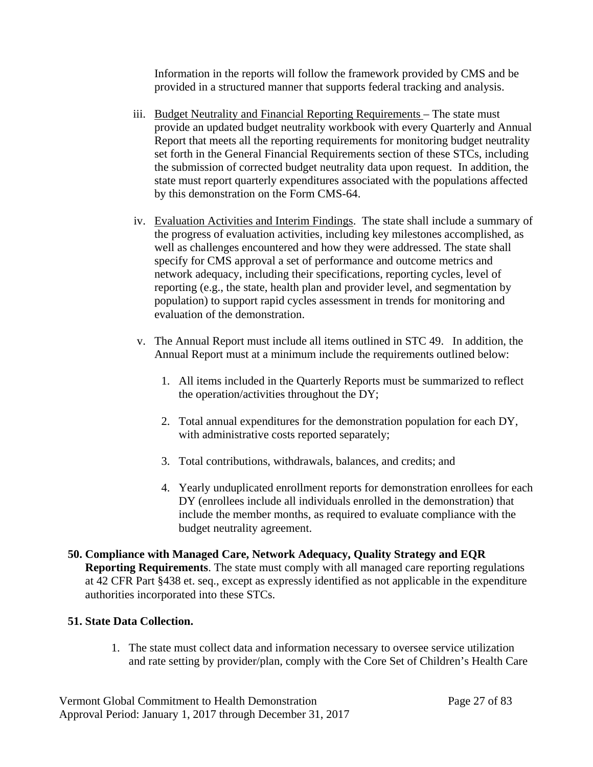Information in the reports will follow the framework provided by CMS and be provided in a structured manner that supports federal tracking and analysis.

iii. Budget Neutrality and Financial Reporting Requirements – The state must provide an updated budget neutrality workbook with every Quarterly and Annual Report that meets all the reporting requirements for monitoring budget neutrality set forth in the General Financial Requirements section of these STCs, including the submission of corrected budget neutrality data upon request. In addition, the state must report quarterly expenditures associated with the populations affected by this demonstration on the Form CMS-64.

iv. Evaluation Activities and Interim Findings. The state shall include a summary of the progress of evaluation activities, including key milestones accomplished, as well as challenges encountered and how they were addressed. The state shall specify for CMS approval a set of performance and outcome metrics and network adequacy, including their specifications, reporting cycles, level of reporting (e.g., the state, health plan and provider level, and segmentation by population) to support rapid cycles assessment in trends for monitoring and evaluation of the demonstration.

v. The Annual Report must include all items outlined in STC 49. In addition, the Annual Report must at a minimum include the requirements outlined below:

   1. All items included in the Quarterly Reports must be summarized to reflect the operation/activities throughout the DY;

   2. Total annual expenditures for the demonstration population for each DY, with administrative costs reported separately;

   3. Total contributions, withdrawals, balances, and credits; and

   4. Yearly unduplicated enrollment reports for demonstration enrollees for each DY (enrollees include all individuals enrolled in the demonstration) that include the member months, as required to evaluate compliance with the budget neutrality agreement.

**50. Compliance with Managed Care, Network Adequacy, Quality Strategy and EQR Reporting Requirements**. The state must comply with all managed care reporting regulations at 42 CFR Part §438 et. seq., except as expressly identified as not applicable in the expenditure authorities incorporated into these STCs.

**51. State Data Collection.**

1. The state must collect data and information necessary to oversee service utilization and rate setting by provider/plan, comply with the Core Set of Children's Health Care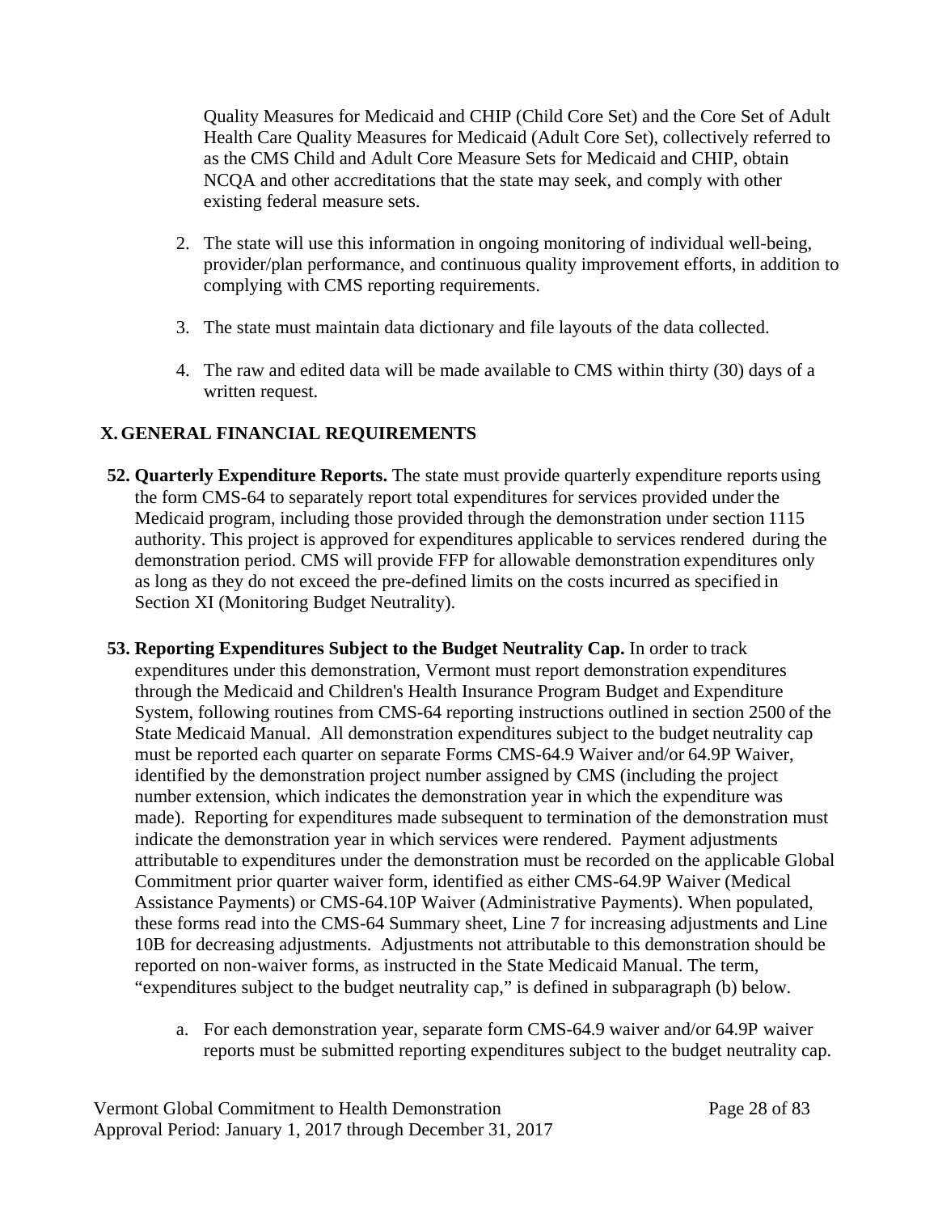Quality Measures for Medicaid and CHIP (Child Core Set) and the Core Set of Adult Health Care Quality Measures for Medicaid (Adult Core Set), collectively referred to as the CMS Child and Adult Core Measure Sets for Medicaid and CHIP, obtain NCQA and other accreditations that the state may seek, and comply with other existing federal measure sets.

2. The state will use this information in ongoing monitoring of individual well-being, provider/plan performance, and continuous quality improvement efforts, in addition to complying with CMS reporting requirements.

3. The state must maintain data dictionary and file layouts of the data collected.

4. The raw and edited data will be made available to CMS within thirty (30) days of a written request.

## X. GENERAL FINANCIAL REQUIREMENTS

**52. Quarterly Expenditure Reports.** The state must provide quarterly expenditure reports using the form CMS-64 to separately report total expenditures for services provided under the Medicaid program, including those provided through the demonstration under section 1115 authority. This project is approved for expenditures applicable to services rendered during the demonstration period. CMS will provide FFP for allowable demonstration expenditures only as long as they do not exceed the pre-defined limits on the costs incurred as specified in Section XI (Monitoring Budget Neutrality).

**53. Reporting Expenditures Subject to the Budget Neutrality Cap.** In order to track expenditures under this demonstration, Vermont must report demonstration expenditures through the Medicaid and Children's Health Insurance Program Budget and Expenditure System, following routines from CMS-64 reporting instructions outlined in section 2500 of the State Medicaid Manual. All demonstration expenditures subject to the budget neutrality cap must be reported each quarter on separate Forms CMS-64.9 Waiver and/or 64.9P Waiver, identified by the demonstration project number assigned by CMS (including the project number extension, which indicates the demonstration year in which the expenditure was made). Reporting for expenditures made subsequent to termination of the demonstration must indicate the demonstration year in which services were rendered. Payment adjustments attributable to expenditures under the demonstration must be recorded on the applicable Global Commitment prior quarter waiver form, identified as either CMS-64.9P Waiver (Medical Assistance Payments) or CMS-64.10P Waiver (Administrative Payments). When populated, these forms read into the CMS-64 Summary sheet, Line 7 for increasing adjustments and Line 10B for decreasing adjustments. Adjustments not attributable to this demonstration should be reported on non-waiver forms, as instructed in the State Medicaid Manual. The term, "expenditures subject to the budget neutrality cap," is defined in subparagraph (b) below.

a. For each demonstration year, separate form CMS-64.9 waiver and/or 64.9P waiver reports must be submitted reporting expenditures subject to the budget neutrality cap.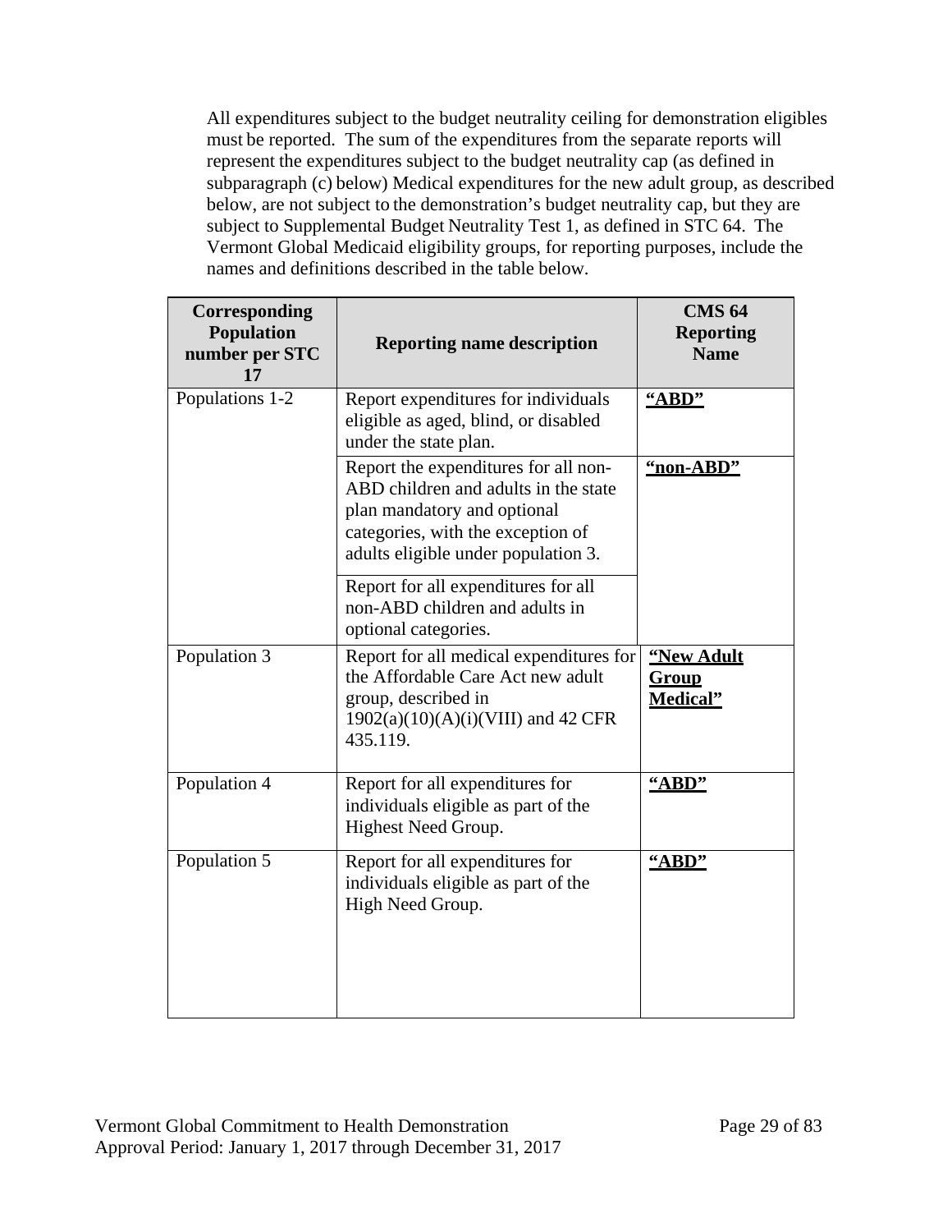All expenditures subject to the budget neutrality ceiling for demonstration eligibles must be reported. The sum of the expenditures from the separate reports will represent the expenditures subject to the budget neutrality cap (as defined in subparagraph (c) below) Medical expenditures for the new adult group, as described below, are not subject to the demonstration's budget neutrality cap, but they are subject to Supplemental Budget Neutrality Test 1, as defined in STC 64. The Vermont Global Medicaid eligibility groups, for reporting purposes, include the names and definitions described in the table below.

| Corresponding Population number per STC 17 | Reporting name description | CMS 64 Reporting Name |
|---|---|---|
| Populations 1-2 | Report expenditures for individuals eligible as aged, blind, or disabled under the state plan. | **"ABD"** |
| | Report the expenditures for all non-ABD children and adults in the state plan mandatory and optional categories, with the exception of adults eligible under population 3. | **"non-ABD"** |
| | Report for all expenditures for all non-ABD children and adults in optional categories. | |
| Population 3 | Report for all medical expenditures for the Affordable Care Act new adult group, described in 1902(a)(10)(A)(i)(VIII) and 42 CFR 435.119. | **"New Adult Group Medical"** |
| Population 4 | Report for all expenditures for individuals eligible as part of the Highest Need Group. | **"ABD"** |
| Population 5 | Report for all expenditures for individuals eligible as part of the High Need Group. | **"ABD"** |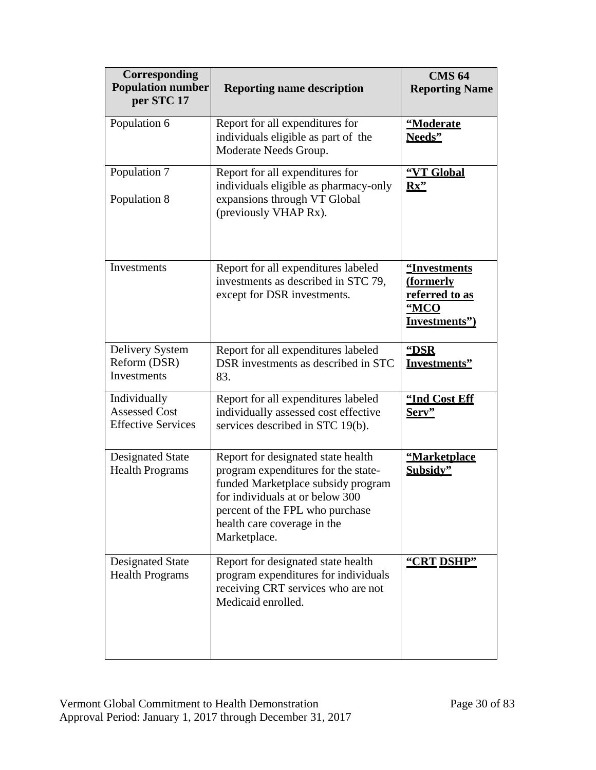| Corresponding Population number per STC 17 | Reporting name description | CMS 64 Reporting Name |
|---|---|---|
| Population 6 | Report for all expenditures for individuals eligible as part of the Moderate Needs Group. | **<u>"Moderate Needs"</u>** |
| Population 7<br><br>Population 8 | Report for all expenditures for individuals eligible as pharmacy-only expansions through VT Global (previously VHAP Rx). | **<u>"VT Global Rx"</u>** |
| Investments | Report for all expenditures labeled investments as described in STC 79, except for DSR investments. | **<u>"Investments (formerly referred to as "MCO Investments")</u>** |
| Delivery System Reform (DSR) Investments | Report for all expenditures labeled DSR investments as described in STC 83. | **<u>"DSR Investments"</u>** |
| Individually Assessed Cost Effective Services | Report for all expenditures labeled individually assessed cost effective services described in STC 19(b). | **<u>"Ind Cost Eff Serv"</u>** |
| Designated State Health Programs | Report for designated state health program expenditures for the state-funded Marketplace subsidy program for individuals at or below 300 percent of the FPL who purchase health care coverage in the Marketplace. | **<u>"Marketplace Subsidy"</u>** |
| Designated State Health Programs | Report for designated state health program expenditures for individuals receiving CRT services who are not Medicaid enrolled. | **<u>"CRT DSHP"</u>** |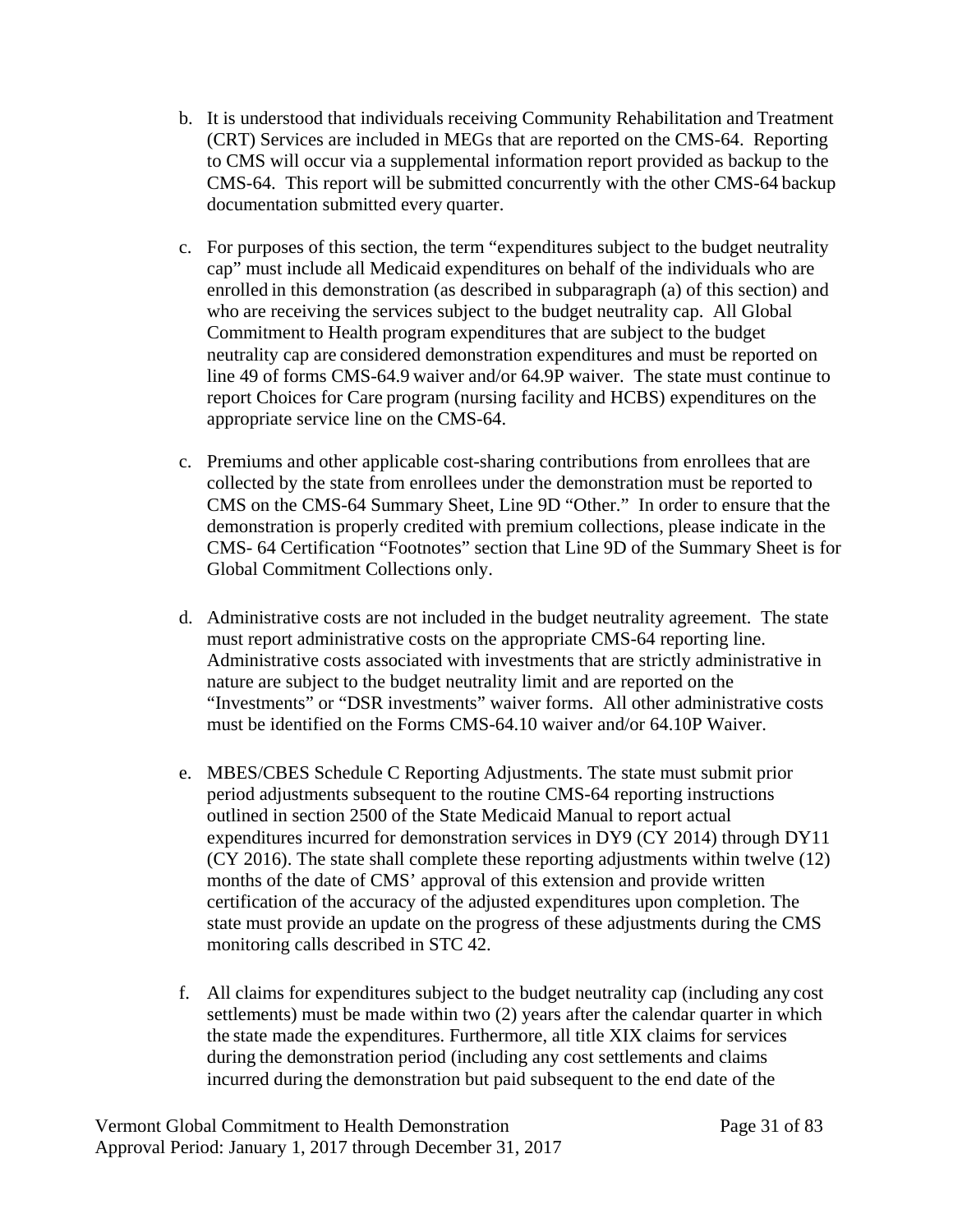b. It is understood that individuals receiving Community Rehabilitation and Treatment (CRT) Services are included in MEGs that are reported on the CMS-64. Reporting to CMS will occur via a supplemental information report provided as backup to the CMS-64. This report will be submitted concurrently with the other CMS-64 backup documentation submitted every quarter.

c. For purposes of this section, the term "expenditures subject to the budget neutrality cap" must include all Medicaid expenditures on behalf of the individuals who are enrolled in this demonstration (as described in subparagraph (a) of this section) and who are receiving the services subject to the budget neutrality cap. All Global Commitment to Health program expenditures that are subject to the budget neutrality cap are considered demonstration expenditures and must be reported on line 49 of forms CMS-64.9 waiver and/or 64.9P waiver. The state must continue to report Choices for Care program (nursing facility and HCBS) expenditures on the appropriate service line on the CMS-64.

c. Premiums and other applicable cost-sharing contributions from enrollees that are collected by the state from enrollees under the demonstration must be reported to CMS on the CMS-64 Summary Sheet, Line 9D "Other." In order to ensure that the demonstration is properly credited with premium collections, please indicate in the CMS- 64 Certification "Footnotes" section that Line 9D of the Summary Sheet is for Global Commitment Collections only.

d. Administrative costs are not included in the budget neutrality agreement. The state must report administrative costs on the appropriate CMS-64 reporting line. Administrative costs associated with investments that are strictly administrative in nature are subject to the budget neutrality limit and are reported on the "Investments" or "DSR investments" waiver forms. All other administrative costs must be identified on the Forms CMS-64.10 waiver and/or 64.10P Waiver.

e. MBES/CBES Schedule C Reporting Adjustments. The state must submit prior period adjustments subsequent to the routine CMS-64 reporting instructions outlined in section 2500 of the State Medicaid Manual to report actual expenditures incurred for demonstration services in DY9 (CY 2014) through DY11 (CY 2016). The state shall complete these reporting adjustments within twelve (12) months of the date of CMS' approval of this extension and provide written certification of the accuracy of the adjusted expenditures upon completion. The state must provide an update on the progress of these adjustments during the CMS monitoring calls described in STC 42.

f. All claims for expenditures subject to the budget neutrality cap (including any cost settlements) must be made within two (2) years after the calendar quarter in which the state made the expenditures. Furthermore, all title XIX claims for services during the demonstration period (including any cost settlements and claims incurred during the demonstration but paid subsequent to the end date of the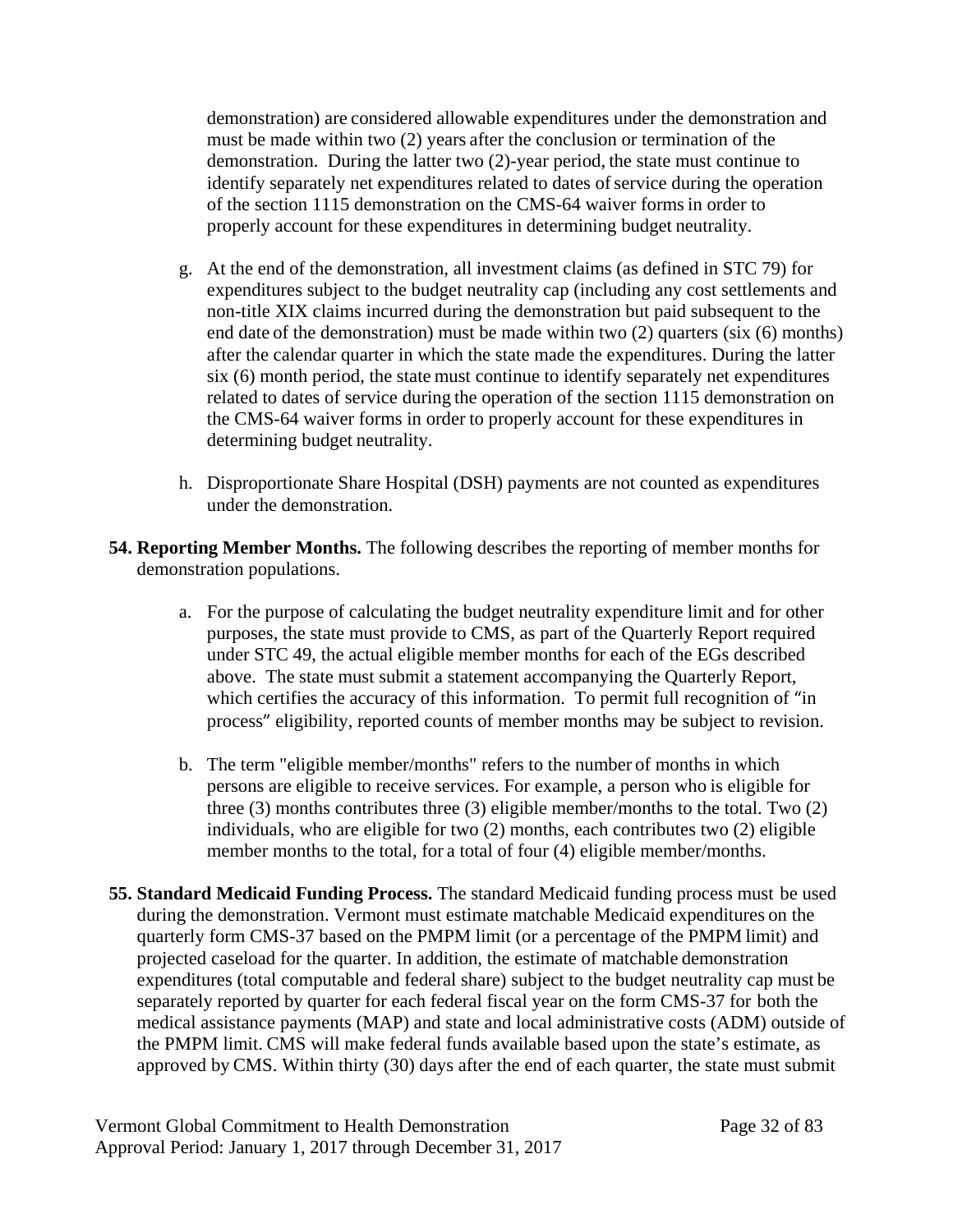demonstration) are considered allowable expenditures under the demonstration and must be made within two (2) years after the conclusion or termination of the demonstration. During the latter two (2)-year period, the state must continue to identify separately net expenditures related to dates of service during the operation of the section 1115 demonstration on the CMS-64 waiver forms in order to properly account for these expenditures in determining budget neutrality.

g. At the end of the demonstration, all investment claims (as defined in STC 79) for expenditures subject to the budget neutrality cap (including any cost settlements and non-title XIX claims incurred during the demonstration but paid subsequent to the end date of the demonstration) must be made within two (2) quarters (six (6) months) after the calendar quarter in which the state made the expenditures. During the latter six (6) month period, the state must continue to identify separately net expenditures related to dates of service during the operation of the section 1115 demonstration on the CMS-64 waiver forms in order to properly account for these expenditures in determining budget neutrality.

h. Disproportionate Share Hospital (DSH) payments are not counted as expenditures under the demonstration.

**54. Reporting Member Months.** The following describes the reporting of member months for demonstration populations.

a. For the purpose of calculating the budget neutrality expenditure limit and for other purposes, the state must provide to CMS, as part of the Quarterly Report required under STC 49, the actual eligible member months for each of the EGs described above. The state must submit a statement accompanying the Quarterly Report, which certifies the accuracy of this information. To permit full recognition of "in process" eligibility, reported counts of member months may be subject to revision.

b. The term "eligible member/months" refers to the number of months in which persons are eligible to receive services. For example, a person who is eligible for three (3) months contributes three (3) eligible member/months to the total. Two (2) individuals, who are eligible for two (2) months, each contributes two (2) eligible member months to the total, for a total of four (4) eligible member/months.

**55. Standard Medicaid Funding Process.** The standard Medicaid funding process must be used during the demonstration. Vermont must estimate matchable Medicaid expenditures on the quarterly form CMS-37 based on the PMPM limit (or a percentage of the PMPM limit) and projected caseload for the quarter. In addition, the estimate of matchable demonstration expenditures (total computable and federal share) subject to the budget neutrality cap must be separately reported by quarter for each federal fiscal year on the form CMS-37 for both the medical assistance payments (MAP) and state and local administrative costs (ADM) outside of the PMPM limit. CMS will make federal funds available based upon the state's estimate, as approved by CMS. Within thirty (30) days after the end of each quarter, the state must submit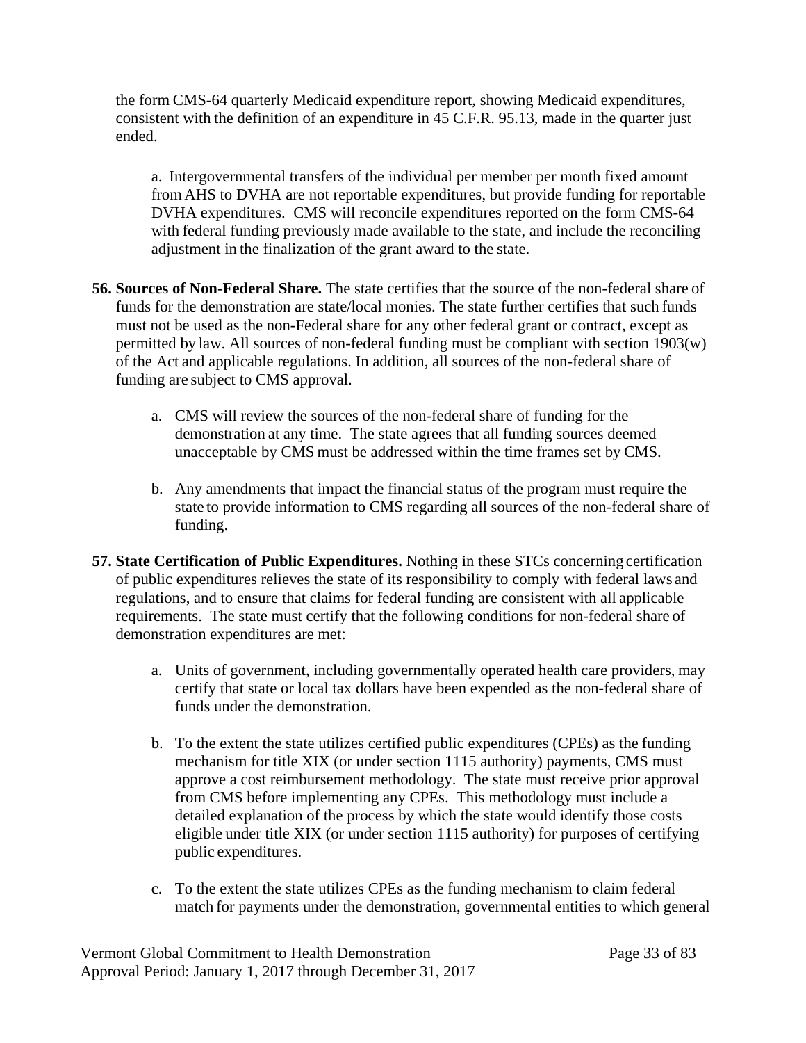the form CMS-64 quarterly Medicaid expenditure report, showing Medicaid expenditures, consistent with the definition of an expenditure in 45 C.F.R. 95.13, made in the quarter just ended.

a. Intergovernmental transfers of the individual per member per month fixed amount from AHS to DVHA are not reportable expenditures, but provide funding for reportable DVHA expenditures. CMS will reconcile expenditures reported on the form CMS-64 with federal funding previously made available to the state, and include the reconciling adjustment in the finalization of the grant award to the state.

**56. Sources of Non-Federal Share.** The state certifies that the source of the non-federal share of funds for the demonstration are state/local monies. The state further certifies that such funds must not be used as the non-Federal share for any other federal grant or contract, except as permitted by law. All sources of non-federal funding must be compliant with section 1903(w) of the Act and applicable regulations. In addition, all sources of the non-federal share of funding are subject to CMS approval.

a. CMS will review the sources of the non-federal share of funding for the demonstration at any time. The state agrees that all funding sources deemed unacceptable by CMS must be addressed within the time frames set by CMS.

b. Any amendments that impact the financial status of the program must require the state to provide information to CMS regarding all sources of the non-federal share of funding.

**57. State Certification of Public Expenditures.** Nothing in these STCs concerning certification of public expenditures relieves the state of its responsibility to comply with federal laws and regulations, and to ensure that claims for federal funding are consistent with all applicable requirements. The state must certify that the following conditions for non-federal share of demonstration expenditures are met:

a. Units of government, including governmentally operated health care providers, may certify that state or local tax dollars have been expended as the non-federal share of funds under the demonstration.

b. To the extent the state utilizes certified public expenditures (CPEs) as the funding mechanism for title XIX (or under section 1115 authority) payments, CMS must approve a cost reimbursement methodology. The state must receive prior approval from CMS before implementing any CPEs. This methodology must include a detailed explanation of the process by which the state would identify those costs eligible under title XIX (or under section 1115 authority) for purposes of certifying public expenditures.

c. To the extent the state utilizes CPEs as the funding mechanism to claim federal match for payments under the demonstration, governmental entities to which general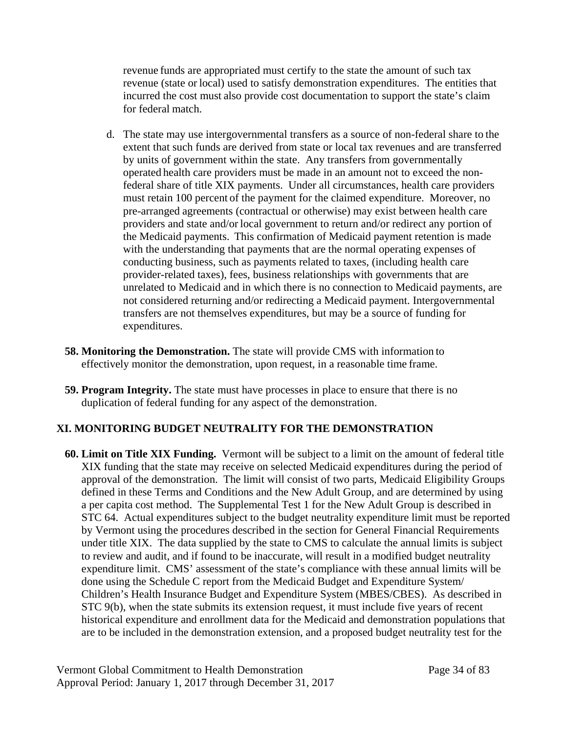revenue funds are appropriated must certify to the state the amount of such tax revenue (state or local) used to satisfy demonstration expenditures. The entities that incurred the cost must also provide cost documentation to support the state's claim for federal match.

d. The state may use intergovernmental transfers as a source of non-federal share to the extent that such funds are derived from state or local tax revenues and are transferred by units of government within the state. Any transfers from governmentally operated health care providers must be made in an amount not to exceed the non-federal share of title XIX payments. Under all circumstances, health care providers must retain 100 percent of the payment for the claimed expenditure. Moreover, no pre-arranged agreements (contractual or otherwise) may exist between health care providers and state and/or local government to return and/or redirect any portion of the Medicaid payments. This confirmation of Medicaid payment retention is made with the understanding that payments that are the normal operating expenses of conducting business, such as payments related to taxes, (including health care provider-related taxes), fees, business relationships with governments that are unrelated to Medicaid and in which there is no connection to Medicaid payments, are not considered returning and/or redirecting a Medicaid payment. Intergovernmental transfers are not themselves expenditures, but may be a source of funding for expenditures.

**58. Monitoring the Demonstration.** The state will provide CMS with information to effectively monitor the demonstration, upon request, in a reasonable time frame.

**59. Program Integrity.** The state must have processes in place to ensure that there is no duplication of federal funding for any aspect of the demonstration.

## XI. MONITORING BUDGET NEUTRALITY FOR THE DEMONSTRATION

**60. Limit on Title XIX Funding.** Vermont will be subject to a limit on the amount of federal title XIX funding that the state may receive on selected Medicaid expenditures during the period of approval of the demonstration. The limit will consist of two parts, Medicaid Eligibility Groups defined in these Terms and Conditions and the New Adult Group, and are determined by using a per capita cost method. The Supplemental Test 1 for the New Adult Group is described in STC 64. Actual expenditures subject to the budget neutrality expenditure limit must be reported by Vermont using the procedures described in the section for General Financial Requirements under title XIX. The data supplied by the state to CMS to calculate the annual limits is subject to review and audit, and if found to be inaccurate, will result in a modified budget neutrality expenditure limit. CMS' assessment of the state's compliance with these annual limits will be done using the Schedule C report from the Medicaid Budget and Expenditure System/ Children's Health Insurance Budget and Expenditure System (MBES/CBES). As described in STC 9(b), when the state submits its extension request, it must include five years of recent historical expenditure and enrollment data for the Medicaid and demonstration populations that are to be included in the demonstration extension, and a proposed budget neutrality test for the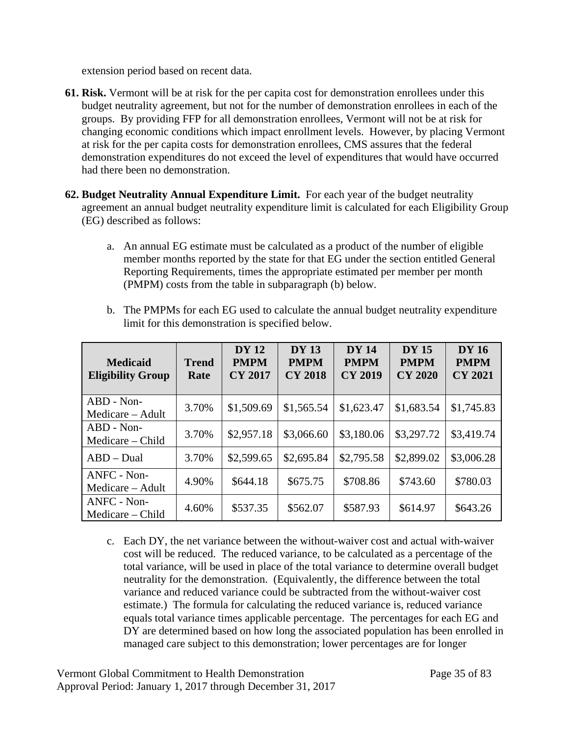extension period based on recent data.

61. **Risk.** Vermont will be at risk for the per capita cost for demonstration enrollees under this budget neutrality agreement, but not for the number of demonstration enrollees in each of the groups. By providing FFP for all demonstration enrollees, Vermont will not be at risk for changing economic conditions which impact enrollment levels. However, by placing Vermont at risk for the per capita costs for demonstration enrollees, CMS assures that the federal demonstration expenditures do not exceed the level of expenditures that would have occurred had there been no demonstration.

62. **Budget Neutrality Annual Expenditure Limit.** For each year of the budget neutrality agreement an annual budget neutrality expenditure limit is calculated for each Eligibility Group (EG) described as follows:

    a. An annual EG estimate must be calculated as a product of the number of eligible member months reported by the state for that EG under the section entitled General Reporting Requirements, times the appropriate estimated per member per month (PMPM) costs from the table in subparagraph (b) below.

    b. The PMPMs for each EG used to calculate the annual budget neutrality expenditure limit for this demonstration is specified below.

| Medicaid Eligibility Group | Trend Rate | DY 12 PMPM CY 2017 | DY 13 PMPM CY 2018 | DY 14 PMPM CY 2019 | DY 15 PMPM CY 2020 | DY 16 PMPM CY 2021 |
|---|---|---|---|---|---|---|
| ABD - Non-Medicare – Adult | 3.70% | $1,509.69 | $1,565.54 | $1,623.47 | $1,683.54 | $1,745.83 |
| ABD - Non-Medicare – Child | 3.70% | $2,957.18 | $3,066.60 | $3,180.06 | $3,297.72 | $3,419.74 |
| ABD – Dual | 3.70% | $2,599.65 | $2,695.84 | $2,795.58 | $2,899.02 | $3,006.28 |
| ANFC - Non-Medicare – Adult | 4.90% | $644.18 | $675.75 | $708.86 | $743.60 | $780.03 |
| ANFC - Non-Medicare – Child | 4.60% | $537.35 | $562.07 | $587.93 | $614.97 | $643.26 |

    c. Each DY, the net variance between the without-waiver cost and actual with-waiver cost will be reduced. The reduced variance, to be calculated as a percentage of the total variance, will be used in place of the total variance to determine overall budget neutrality for the demonstration. (Equivalently, the difference between the total variance and reduced variance could be subtracted from the without-waiver cost estimate.) The formula for calculating the reduced variance is, reduced variance equals total variance times applicable percentage. The percentages for each EG and DY are determined based on how long the associated population has been enrolled in managed care subject to this demonstration; lower percentages are for longer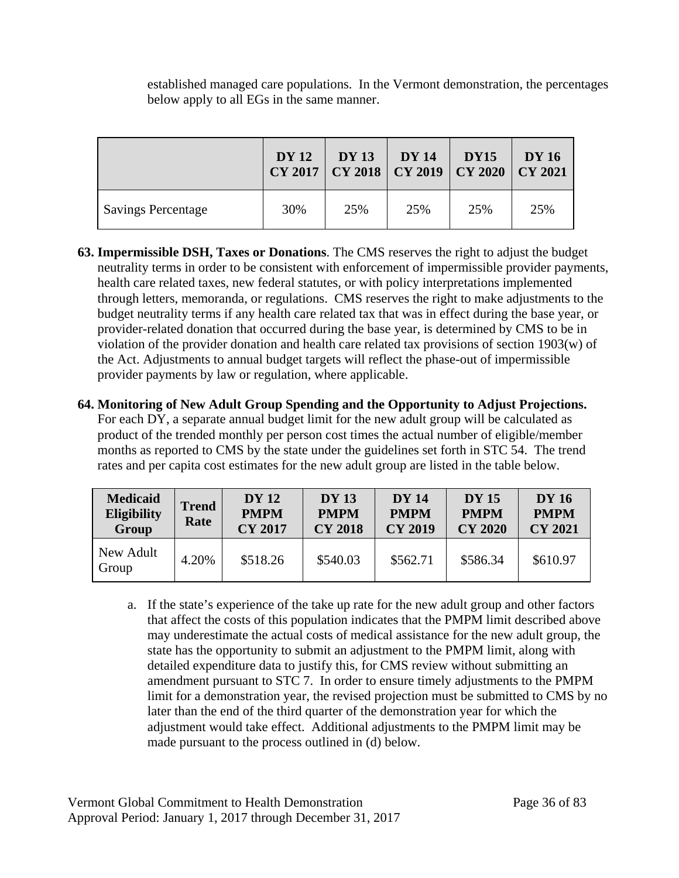established managed care populations. In the Vermont demonstration, the percentages below apply to all EGs in the same manner.

| | DY 12 CY 2017 | DY 13 CY 2018 | DY 14 CY 2019 | DY15 CY 2020 | DY 16 CY 2021 |
|---|---|---|---|---|---|
| Savings Percentage | 30% | 25% | 25% | 25% | 25% |

**63. Impermissible DSH, Taxes or Donations**. The CMS reserves the right to adjust the budget neutrality terms in order to be consistent with enforcement of impermissible provider payments, health care related taxes, new federal statutes, or with policy interpretations implemented through letters, memoranda, or regulations. CMS reserves the right to make adjustments to the budget neutrality terms if any health care related tax that was in effect during the base year, or provider-related donation that occurred during the base year, is determined by CMS to be in violation of the provider donation and health care related tax provisions of section 1903(w) of the Act. Adjustments to annual budget targets will reflect the phase-out of impermissible provider payments by law or regulation, where applicable.

**64. Monitoring of New Adult Group Spending and the Opportunity to Adjust Projections.** For each DY, a separate annual budget limit for the new adult group will be calculated as product of the trended monthly per person cost times the actual number of eligible/member months as reported to CMS by the state under the guidelines set forth in STC 54. The trend rates and per capita cost estimates for the new adult group are listed in the table below.

| Medicaid Eligibility Group | Trend Rate | DY 12 PMPM CY 2017 | DY 13 PMPM CY 2018 | DY 14 PMPM CY 2019 | DY 15 PMPM CY 2020 | DY 16 PMPM CY 2021 |
|---|---|---|---|---|---|---|
| New Adult Group | 4.20% | $518.26 | $540.03 | $562.71 | $586.34 | $610.97 |

a. If the state's experience of the take up rate for the new adult group and other factors that affect the costs of this population indicates that the PMPM limit described above may underestimate the actual costs of medical assistance for the new adult group, the state has the opportunity to submit an adjustment to the PMPM limit, along with detailed expenditure data to justify this, for CMS review without submitting an amendment pursuant to STC 7. In order to ensure timely adjustments to the PMPM limit for a demonstration year, the revised projection must be submitted to CMS by no later than the end of the third quarter of the demonstration year for which the adjustment would take effect. Additional adjustments to the PMPM limit may be made pursuant to the process outlined in (d) below.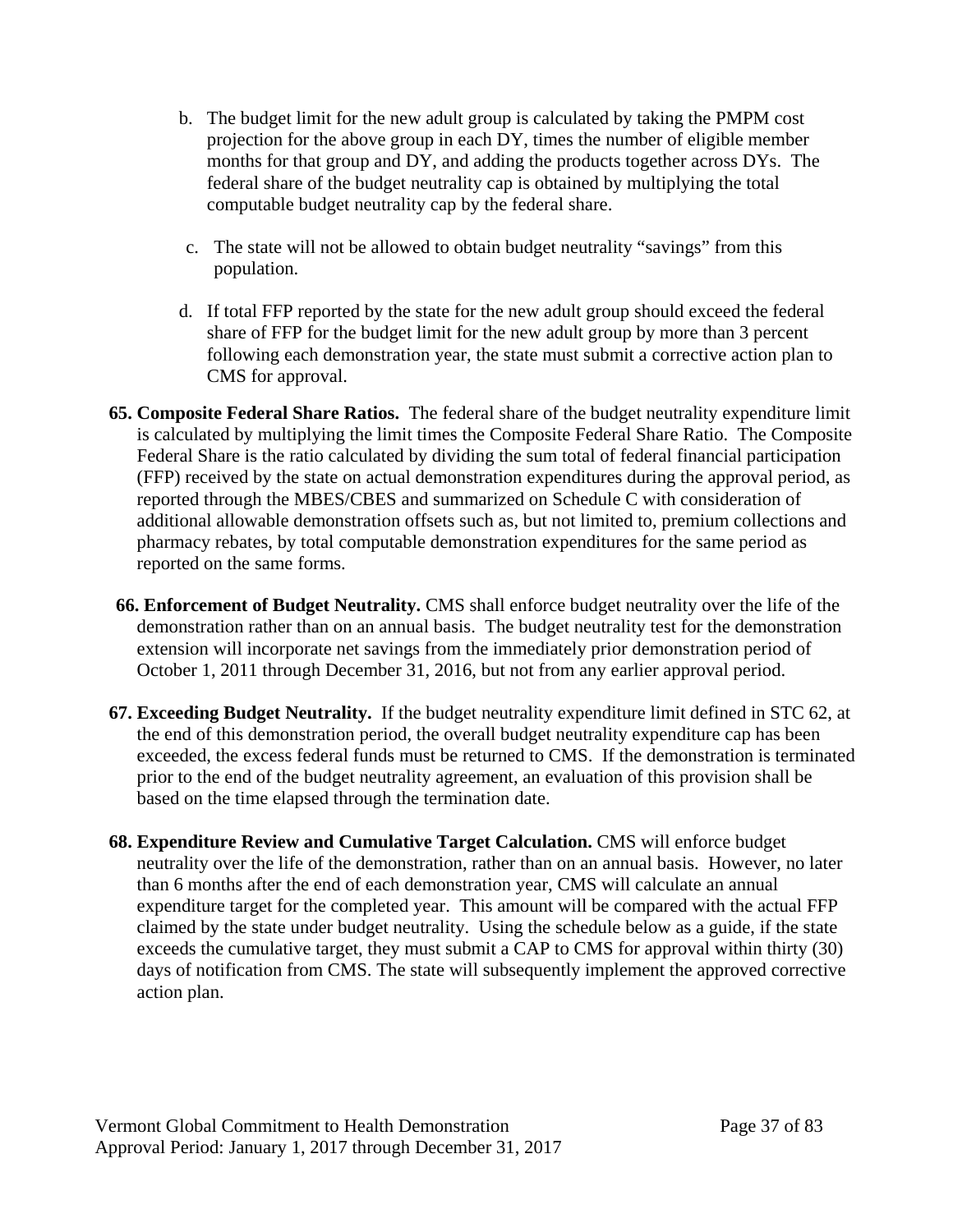b. The budget limit for the new adult group is calculated by taking the PMPM cost projection for the above group in each DY, times the number of eligible member months for that group and DY, and adding the products together across DYs. The federal share of the budget neutrality cap is obtained by multiplying the total computable budget neutrality cap by the federal share.

c. The state will not be allowed to obtain budget neutrality "savings" from this population.

d. If total FFP reported by the state for the new adult group should exceed the federal share of FFP for the budget limit for the new adult group by more than 3 percent following each demonstration year, the state must submit a corrective action plan to CMS for approval.

**65. Composite Federal Share Ratios.** The federal share of the budget neutrality expenditure limit is calculated by multiplying the limit times the Composite Federal Share Ratio. The Composite Federal Share is the ratio calculated by dividing the sum total of federal financial participation (FFP) received by the state on actual demonstration expenditures during the approval period, as reported through the MBES/CBES and summarized on Schedule C with consideration of additional allowable demonstration offsets such as, but not limited to, premium collections and pharmacy rebates, by total computable demonstration expenditures for the same period as reported on the same forms.

**66. Enforcement of Budget Neutrality.** CMS shall enforce budget neutrality over the life of the demonstration rather than on an annual basis. The budget neutrality test for the demonstration extension will incorporate net savings from the immediately prior demonstration period of October 1, 2011 through December 31, 2016, but not from any earlier approval period.

**67. Exceeding Budget Neutrality.** If the budget neutrality expenditure limit defined in STC 62, at the end of this demonstration period, the overall budget neutrality expenditure cap has been exceeded, the excess federal funds must be returned to CMS. If the demonstration is terminated prior to the end of the budget neutrality agreement, an evaluation of this provision shall be based on the time elapsed through the termination date.

**68. Expenditure Review and Cumulative Target Calculation.** CMS will enforce budget neutrality over the life of the demonstration, rather than on an annual basis. However, no later than 6 months after the end of each demonstration year, CMS will calculate an annual expenditure target for the completed year. This amount will be compared with the actual FFP claimed by the state under budget neutrality. Using the schedule below as a guide, if the state exceeds the cumulative target, they must submit a CAP to CMS for approval within thirty (30) days of notification from CMS. The state will subsequently implement the approved corrective action plan.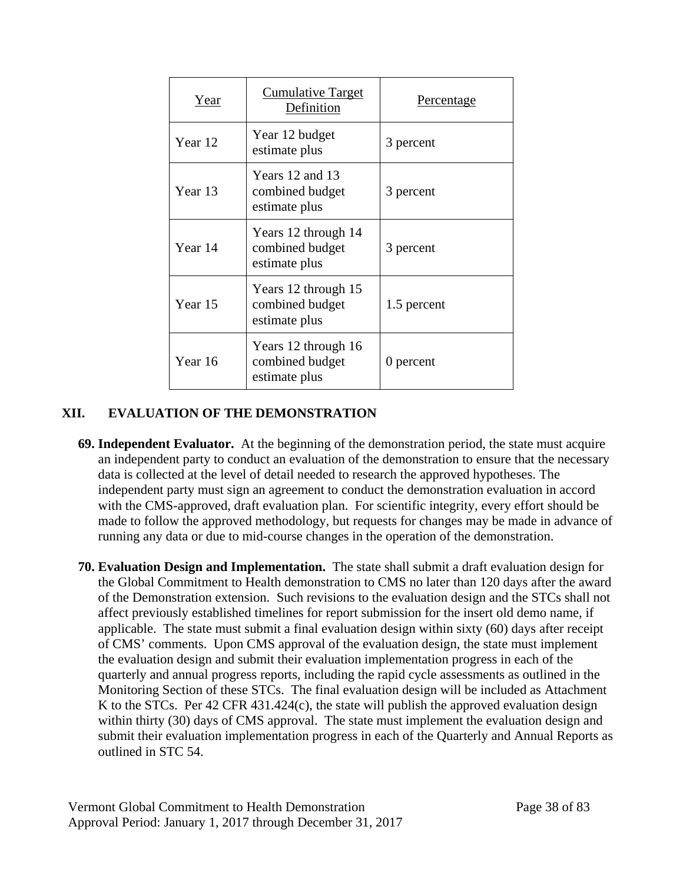| Year | Cumulative Target Definition | Percentage |
|---|---|---|
| Year 12 | Year 12 budget estimate plus | 3 percent |
| Year 13 | Years 12 and 13 combined budget estimate plus | 3 percent |
| Year 14 | Years 12 through 14 combined budget estimate plus | 3 percent |
| Year 15 | Years 12 through 15 combined budget estimate plus | 1.5 percent |
| Year 16 | Years 12 through 16 combined budget estimate plus | 0 percent |

## XII. EVALUATION OF THE DEMONSTRATION

**69. Independent Evaluator.** At the beginning of the demonstration period, the state must acquire an independent party to conduct an evaluation of the demonstration to ensure that the necessary data is collected at the level of detail needed to research the approved hypotheses. The independent party must sign an agreement to conduct the demonstration evaluation in accord with the CMS-approved, draft evaluation plan. For scientific integrity, every effort should be made to follow the approved methodology, but requests for changes may be made in advance of running any data or due to mid-course changes in the operation of the demonstration.

**70. Evaluation Design and Implementation.** The state shall submit a draft evaluation design for the Global Commitment to Health demonstration to CMS no later than 120 days after the award of the Demonstration extension. Such revisions to the evaluation design and the STCs shall not affect previously established timelines for report submission for the insert old demo name, if applicable. The state must submit a final evaluation design within sixty (60) days after receipt of CMS' comments. Upon CMS approval of the evaluation design, the state must implement the evaluation design and submit their evaluation implementation progress in each of the quarterly and annual progress reports, including the rapid cycle assessments as outlined in the Monitoring Section of these STCs. The final evaluation design will be included as Attachment K to the STCs. Per 42 CFR 431.424(c), the state will publish the approved evaluation design within thirty (30) days of CMS approval. The state must implement the evaluation design and submit their evaluation implementation progress in each of the Quarterly and Annual Reports as outlined in STC 54.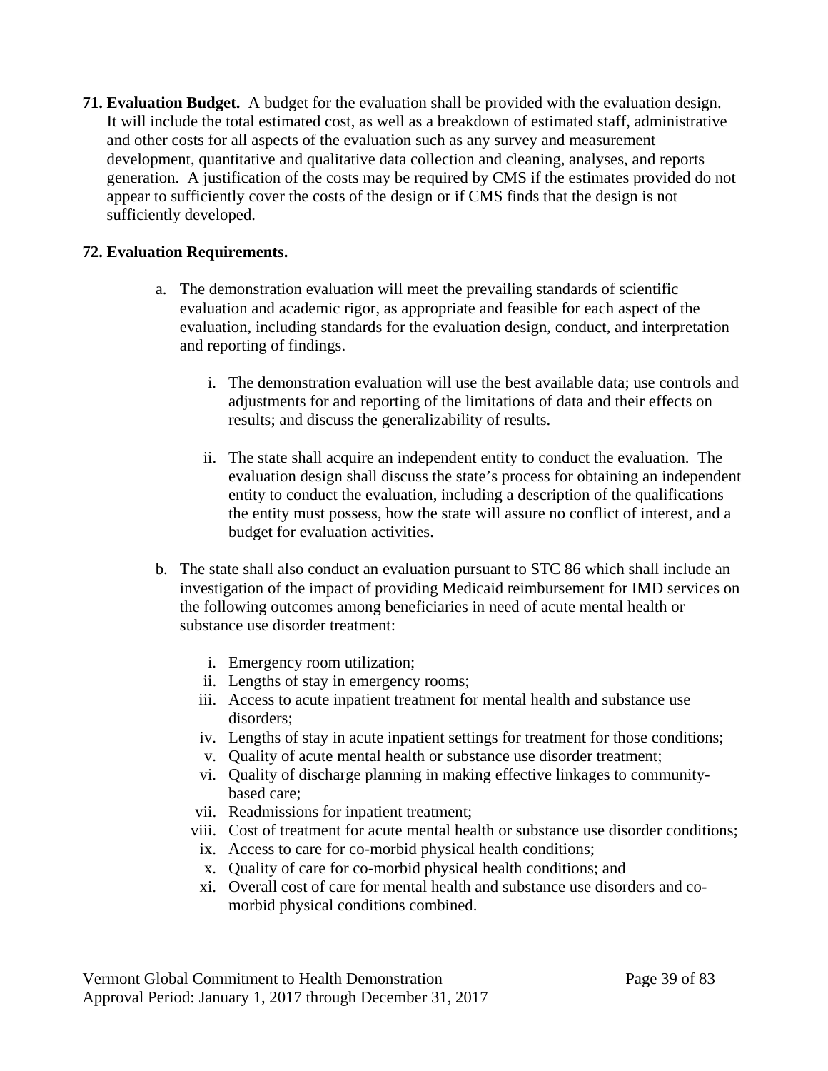**71. Evaluation Budget.** A budget for the evaluation shall be provided with the evaluation design. It will include the total estimated cost, as well as a breakdown of estimated staff, administrative and other costs for all aspects of the evaluation such as any survey and measurement development, quantitative and qualitative data collection and cleaning, analyses, and reports generation. A justification of the costs may be required by CMS if the estimates provided do not appear to sufficiently cover the costs of the design or if CMS finds that the design is not sufficiently developed.

**72. Evaluation Requirements.**

a. The demonstration evaluation will meet the prevailing standards of scientific evaluation and academic rigor, as appropriate and feasible for each aspect of the evaluation, including standards for the evaluation design, conduct, and interpretation and reporting of findings.

   i. The demonstration evaluation will use the best available data; use controls and adjustments for and reporting of the limitations of data and their effects on results; and discuss the generalizability of results.

   ii. The state shall acquire an independent entity to conduct the evaluation. The evaluation design shall discuss the state's process for obtaining an independent entity to conduct the evaluation, including a description of the qualifications the entity must possess, how the state will assure no conflict of interest, and a budget for evaluation activities.

b. The state shall also conduct an evaluation pursuant to STC 86 which shall include an investigation of the impact of providing Medicaid reimbursement for IMD services on the following outcomes among beneficiaries in need of acute mental health or substance use disorder treatment:

   i. Emergency room utilization;
   ii. Lengths of stay in emergency rooms;
   iii. Access to acute inpatient treatment for mental health and substance use disorders;
   iv. Lengths of stay in acute inpatient settings for treatment for those conditions;
   v. Quality of acute mental health or substance use disorder treatment;
   vi. Quality of discharge planning in making effective linkages to community-based care;
   vii. Readmissions for inpatient treatment;
   viii. Cost of treatment for acute mental health or substance use disorder conditions;
   ix. Access to care for co-morbid physical health conditions;
   x. Quality of care for co-morbid physical health conditions; and
   xi. Overall cost of care for mental health and substance use disorders and co-morbid physical conditions combined.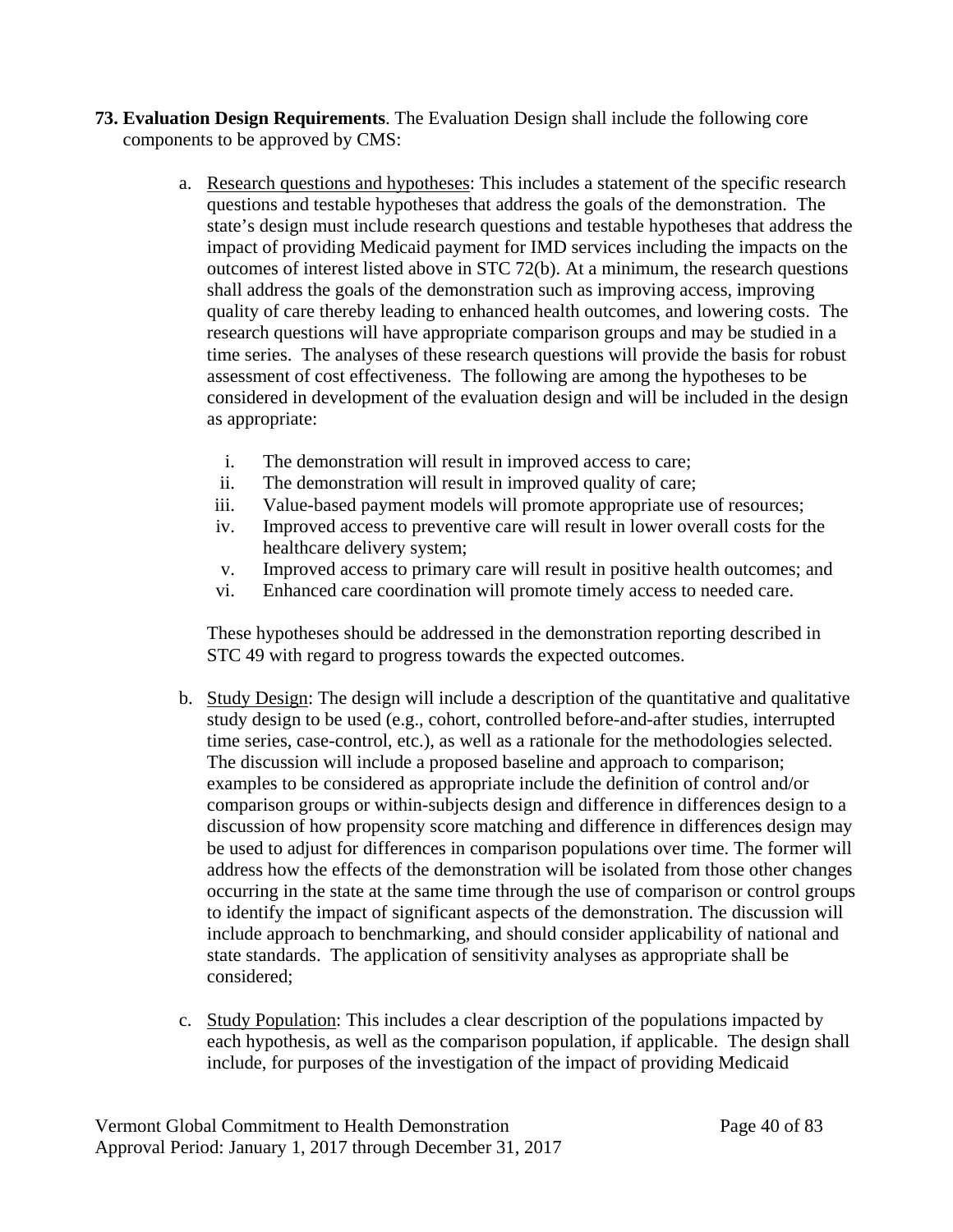**73. Evaluation Design Requirements**. The Evaluation Design shall include the following core components to be approved by CMS:

a. Research questions and hypotheses: This includes a statement of the specific research questions and testable hypotheses that address the goals of the demonstration. The state's design must include research questions and testable hypotheses that address the impact of providing Medicaid payment for IMD services including the impacts on the outcomes of interest listed above in STC 72(b). At a minimum, the research questions shall address the goals of the demonstration such as improving access, improving quality of care thereby leading to enhanced health outcomes, and lowering costs. The research questions will have appropriate comparison groups and may be studied in a time series. The analyses of these research questions will provide the basis for robust assessment of cost effectiveness. The following are among the hypotheses to be considered in development of the evaluation design and will be included in the design as appropriate:

   i. The demonstration will result in improved access to care;
   ii. The demonstration will result in improved quality of care;
   iii. Value-based payment models will promote appropriate use of resources;
   iv. Improved access to preventive care will result in lower overall costs for the healthcare delivery system;
   v. Improved access to primary care will result in positive health outcomes; and
   vi. Enhanced care coordination will promote timely access to needed care.

   These hypotheses should be addressed in the demonstration reporting described in STC 49 with regard to progress towards the expected outcomes.

b. Study Design: The design will include a description of the quantitative and qualitative study design to be used (e.g., cohort, controlled before-and-after studies, interrupted time series, case-control, etc.), as well as a rationale for the methodologies selected. The discussion will include a proposed baseline and approach to comparison; examples to be considered as appropriate include the definition of control and/or comparison groups or within-subjects design and difference in differences design to a discussion of how propensity score matching and difference in differences design may be used to adjust for differences in comparison populations over time. The former will address how the effects of the demonstration will be isolated from those other changes occurring in the state at the same time through the use of comparison or control groups to identify the impact of significant aspects of the demonstration. The discussion will include approach to benchmarking, and should consider applicability of national and state standards. The application of sensitivity analyses as appropriate shall be considered;

c. Study Population: This includes a clear description of the populations impacted by each hypothesis, as well as the comparison population, if applicable. The design shall include, for purposes of the investigation of the impact of providing Medicaid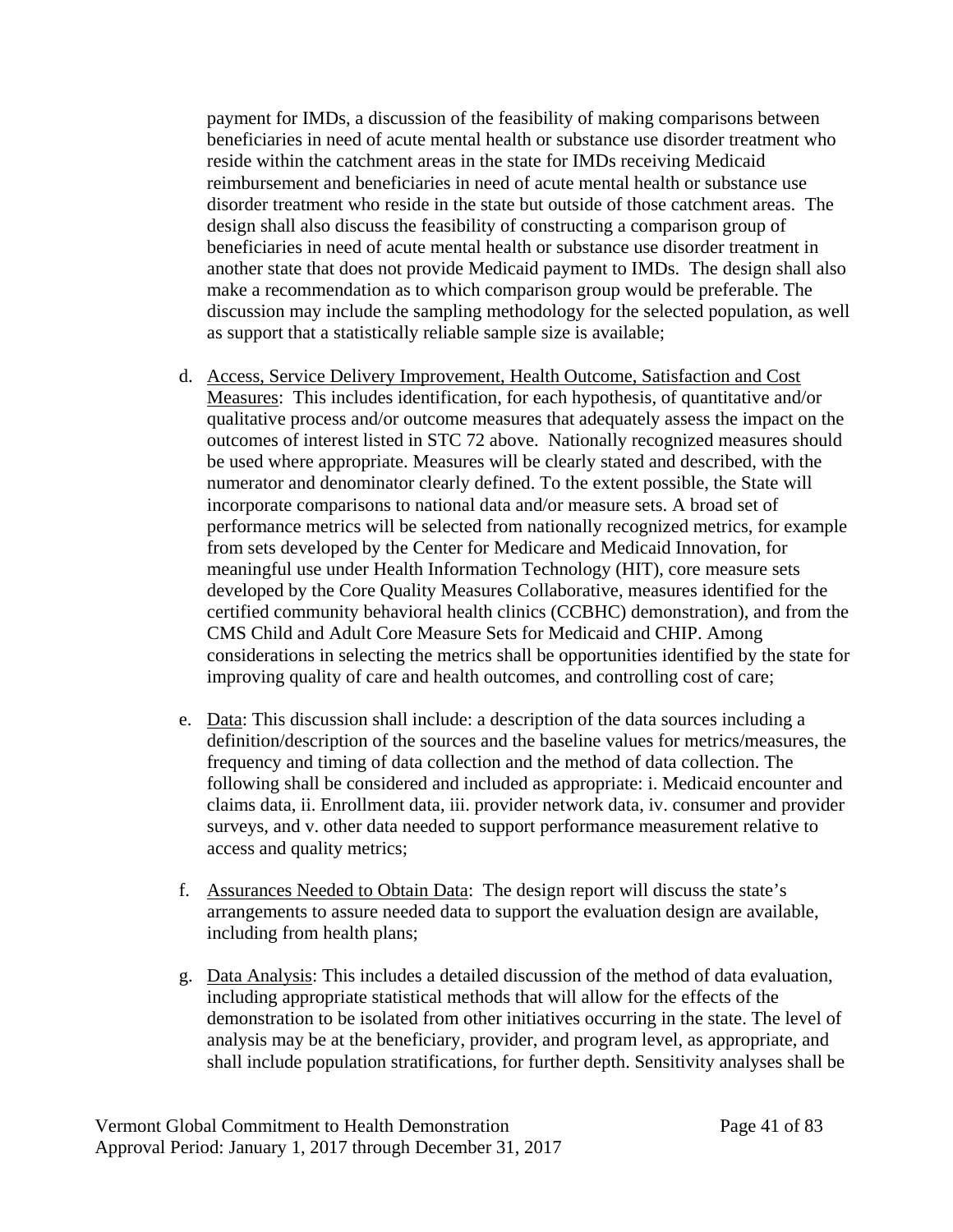payment for IMDs, a discussion of the feasibility of making comparisons between beneficiaries in need of acute mental health or substance use disorder treatment who reside within the catchment areas in the state for IMDs receiving Medicaid reimbursement and beneficiaries in need of acute mental health or substance use disorder treatment who reside in the state but outside of those catchment areas. The design shall also discuss the feasibility of constructing a comparison group of beneficiaries in need of acute mental health or substance use disorder treatment in another state that does not provide Medicaid payment to IMDs. The design shall also make a recommendation as to which comparison group would be preferable. The discussion may include the sampling methodology for the selected population, as well as support that a statistically reliable sample size is available;

d. Access, Service Delivery Improvement, Health Outcome, Satisfaction and Cost Measures: This includes identification, for each hypothesis, of quantitative and/or qualitative process and/or outcome measures that adequately assess the impact on the outcomes of interest listed in STC 72 above. Nationally recognized measures should be used where appropriate. Measures will be clearly stated and described, with the numerator and denominator clearly defined. To the extent possible, the State will incorporate comparisons to national data and/or measure sets. A broad set of performance metrics will be selected from nationally recognized metrics, for example from sets developed by the Center for Medicare and Medicaid Innovation, for meaningful use under Health Information Technology (HIT), core measure sets developed by the Core Quality Measures Collaborative, measures identified for the certified community behavioral health clinics (CCBHC) demonstration), and from the CMS Child and Adult Core Measure Sets for Medicaid and CHIP. Among considerations in selecting the metrics shall be opportunities identified by the state for improving quality of care and health outcomes, and controlling cost of care;

e. Data: This discussion shall include: a description of the data sources including a definition/description of the sources and the baseline values for metrics/measures, the frequency and timing of data collection and the method of data collection. The following shall be considered and included as appropriate: i. Medicaid encounter and claims data, ii. Enrollment data, iii. provider network data, iv. consumer and provider surveys, and v. other data needed to support performance measurement relative to access and quality metrics;

f. Assurances Needed to Obtain Data: The design report will discuss the state's arrangements to assure needed data to support the evaluation design are available, including from health plans;

g. Data Analysis: This includes a detailed discussion of the method of data evaluation, including appropriate statistical methods that will allow for the effects of the demonstration to be isolated from other initiatives occurring in the state. The level of analysis may be at the beneficiary, provider, and program level, as appropriate, and shall include population stratifications, for further depth. Sensitivity analyses shall be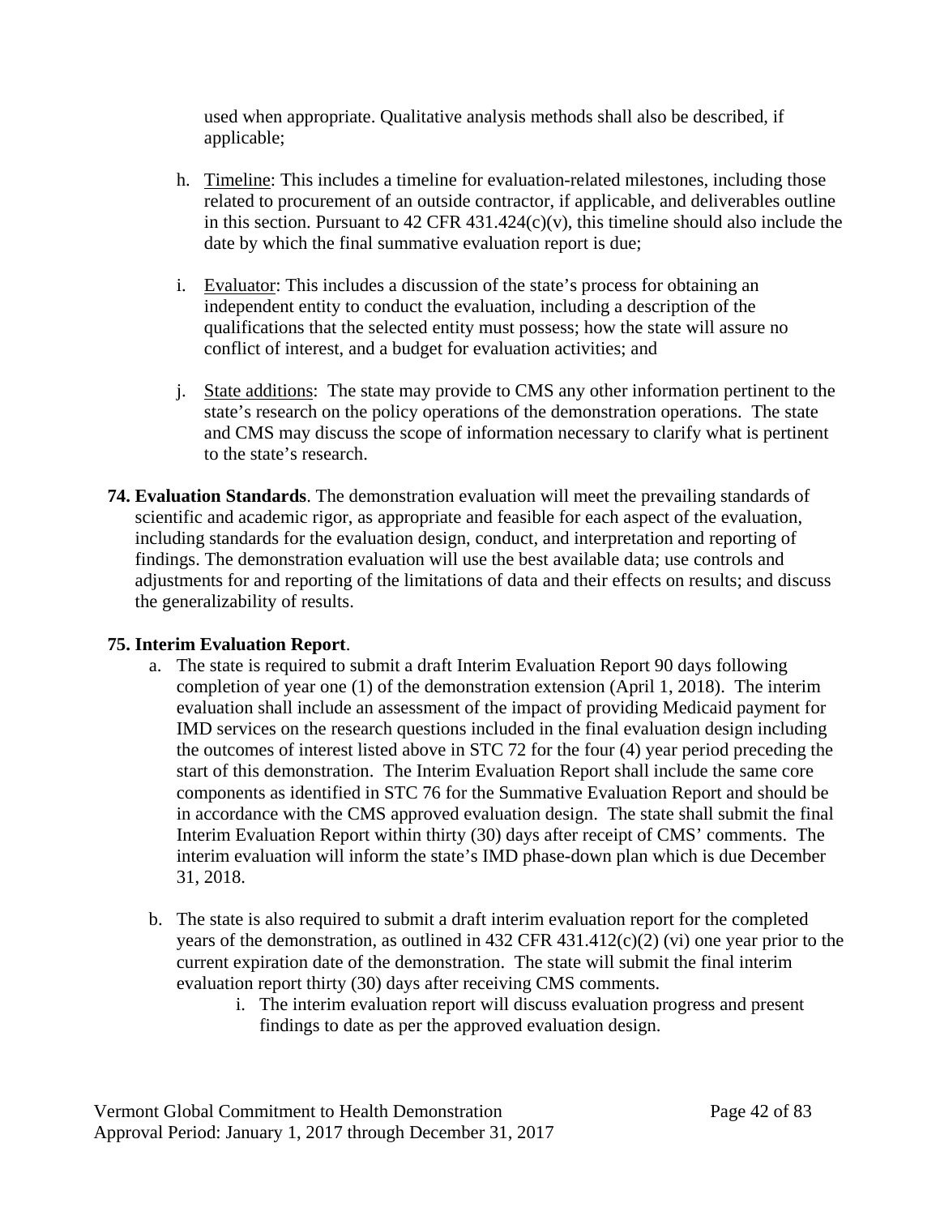used when appropriate. Qualitative analysis methods shall also be described, if applicable;

h. Timeline: This includes a timeline for evaluation-related milestones, including those related to procurement of an outside contractor, if applicable, and deliverables outline in this section. Pursuant to 42 CFR 431.424(c)(v), this timeline should also include the date by which the final summative evaluation report is due;

i. Evaluator: This includes a discussion of the state's process for obtaining an independent entity to conduct the evaluation, including a description of the qualifications that the selected entity must possess; how the state will assure no conflict of interest, and a budget for evaluation activities; and

j. State additions: The state may provide to CMS any other information pertinent to the state's research on the policy operations of the demonstration operations. The state and CMS may discuss the scope of information necessary to clarify what is pertinent to the state's research.

**74. Evaluation Standards**. The demonstration evaluation will meet the prevailing standards of scientific and academic rigor, as appropriate and feasible for each aspect of the evaluation, including standards for the evaluation design, conduct, and interpretation and reporting of findings. The demonstration evaluation will use the best available data; use controls and adjustments for and reporting of the limitations of data and their effects on results; and discuss the generalizability of results.

**75. Interim Evaluation Report**.

a. The state is required to submit a draft Interim Evaluation Report 90 days following completion of year one (1) of the demonstration extension (April 1, 2018). The interim evaluation shall include an assessment of the impact of providing Medicaid payment for IMD services on the research questions included in the final evaluation design including the outcomes of interest listed above in STC 72 for the four (4) year period preceding the start of this demonstration. The Interim Evaluation Report shall include the same core components as identified in STC 76 for the Summative Evaluation Report and should be in accordance with the CMS approved evaluation design. The state shall submit the final Interim Evaluation Report within thirty (30) days after receipt of CMS' comments. The interim evaluation will inform the state's IMD phase-down plan which is due December 31, 2018.

b. The state is also required to submit a draft interim evaluation report for the completed years of the demonstration, as outlined in 432 CFR 431.412(c)(2) (vi) one year prior to the current expiration date of the demonstration. The state will submit the final interim evaluation report thirty (30) days after receiving CMS comments.
   i. The interim evaluation report will discuss evaluation progress and present findings to date as per the approved evaluation design.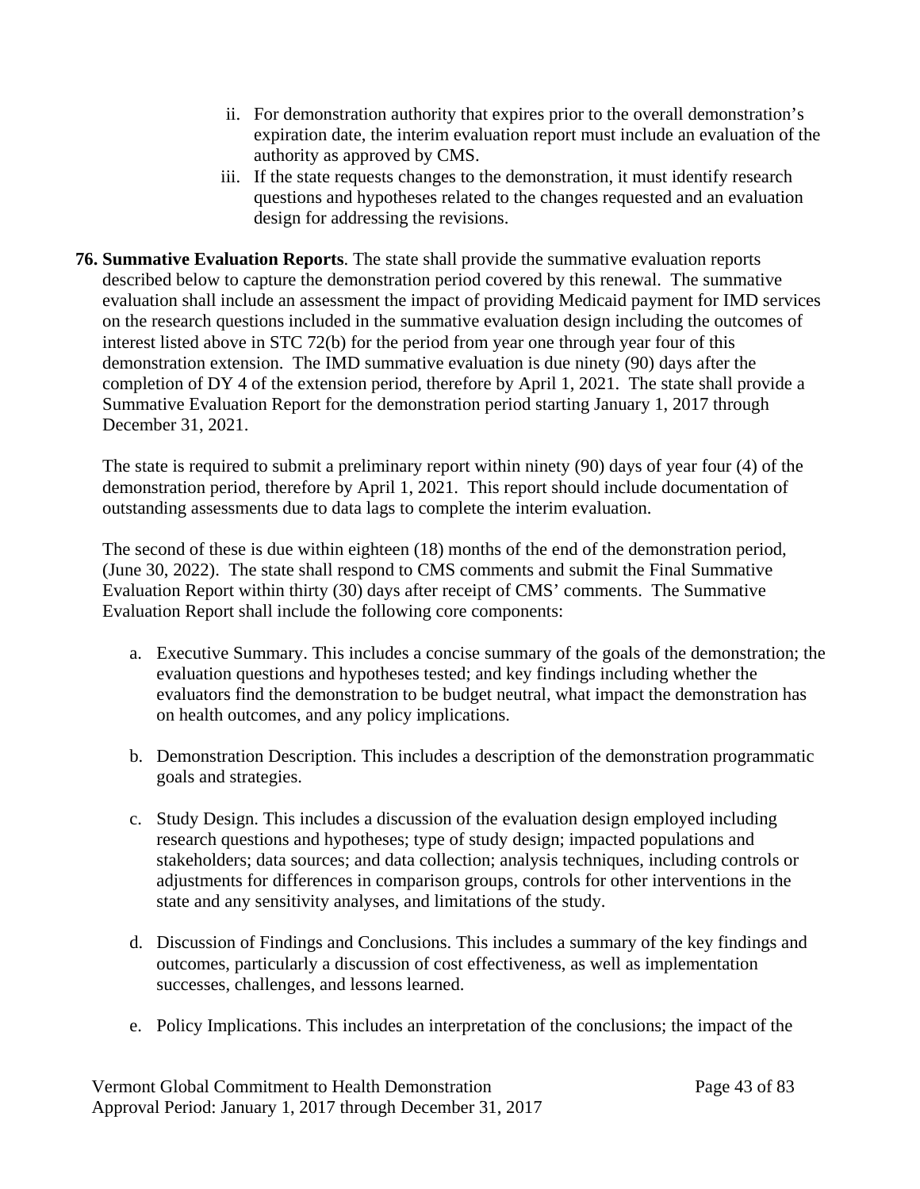ii. For demonstration authority that expires prior to the overall demonstration's expiration date, the interim evaluation report must include an evaluation of the authority as approved by CMS.

iii. If the state requests changes to the demonstration, it must identify research questions and hypotheses related to the changes requested and an evaluation design for addressing the revisions.

**76. Summative Evaluation Reports**. The state shall provide the summative evaluation reports described below to capture the demonstration period covered by this renewal. The summative evaluation shall include an assessment the impact of providing Medicaid payment for IMD services on the research questions included in the summative evaluation design including the outcomes of interest listed above in STC 72(b) for the period from year one through year four of this demonstration extension. The IMD summative evaluation is due ninety (90) days after the completion of DY 4 of the extension period, therefore by April 1, 2021. The state shall provide a Summative Evaluation Report for the demonstration period starting January 1, 2017 through December 31, 2021.

The state is required to submit a preliminary report within ninety (90) days of year four (4) of the demonstration period, therefore by April 1, 2021. This report should include documentation of outstanding assessments due to data lags to complete the interim evaluation.

The second of these is due within eighteen (18) months of the end of the demonstration period, (June 30, 2022). The state shall respond to CMS comments and submit the Final Summative Evaluation Report within thirty (30) days after receipt of CMS' comments. The Summative Evaluation Report shall include the following core components:

a. Executive Summary. This includes a concise summary of the goals of the demonstration; the evaluation questions and hypotheses tested; and key findings including whether the evaluators find the demonstration to be budget neutral, what impact the demonstration has on health outcomes, and any policy implications.

b. Demonstration Description. This includes a description of the demonstration programmatic goals and strategies.

c. Study Design. This includes a discussion of the evaluation design employed including research questions and hypotheses; type of study design; impacted populations and stakeholders; data sources; and data collection; analysis techniques, including controls or adjustments for differences in comparison groups, controls for other interventions in the state and any sensitivity analyses, and limitations of the study.

d. Discussion of Findings and Conclusions. This includes a summary of the key findings and outcomes, particularly a discussion of cost effectiveness, as well as implementation successes, challenges, and lessons learned.

e. Policy Implications. This includes an interpretation of the conclusions; the impact of the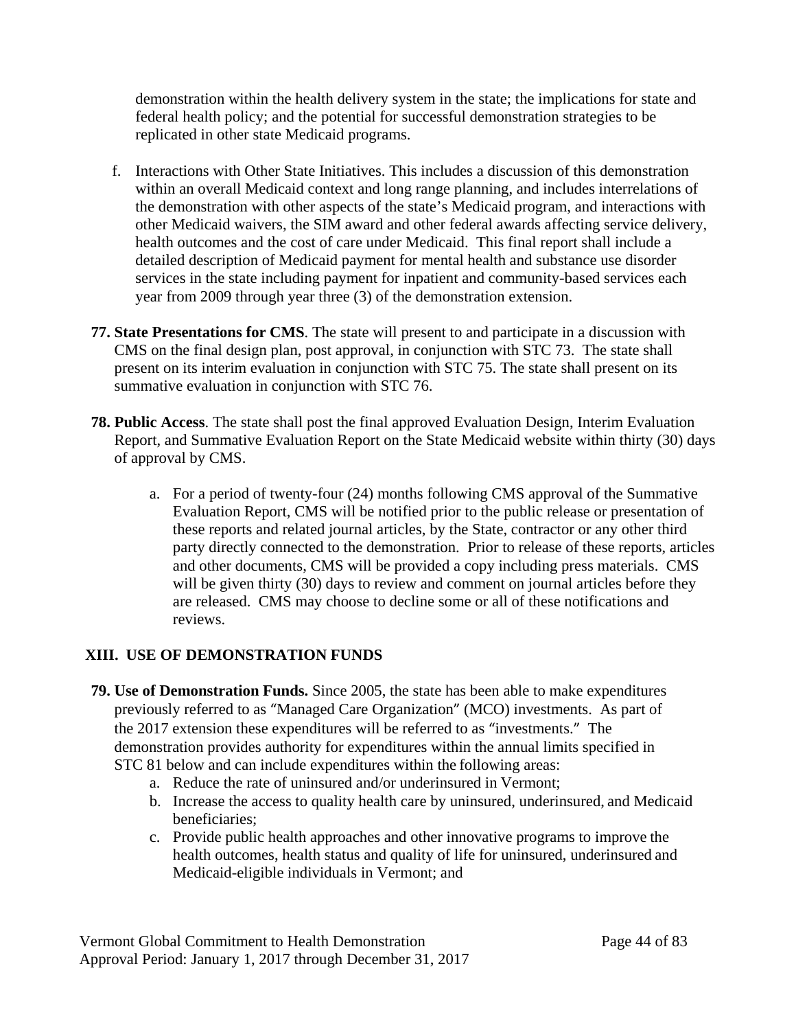demonstration within the health delivery system in the state; the implications for state and federal health policy; and the potential for successful demonstration strategies to be replicated in other state Medicaid programs.

f. Interactions with Other State Initiatives. This includes a discussion of this demonstration within an overall Medicaid context and long range planning, and includes interrelations of the demonstration with other aspects of the state's Medicaid program, and interactions with other Medicaid waivers, the SIM award and other federal awards affecting service delivery, health outcomes and the cost of care under Medicaid. This final report shall include a detailed description of Medicaid payment for mental health and substance use disorder services in the state including payment for inpatient and community-based services each year from 2009 through year three (3) of the demonstration extension.

**77. State Presentations for CMS**. The state will present to and participate in a discussion with CMS on the final design plan, post approval, in conjunction with STC 73. The state shall present on its interim evaluation in conjunction with STC 75. The state shall present on its summative evaluation in conjunction with STC 76.

**78. Public Access**. The state shall post the final approved Evaluation Design, Interim Evaluation Report, and Summative Evaluation Report on the State Medicaid website within thirty (30) days of approval by CMS.

a. For a period of twenty-four (24) months following CMS approval of the Summative Evaluation Report, CMS will be notified prior to the public release or presentation of these reports and related journal articles, by the State, contractor or any other third party directly connected to the demonstration. Prior to release of these reports, articles and other documents, CMS will be provided a copy including press materials. CMS will be given thirty (30) days to review and comment on journal articles before they are released. CMS may choose to decline some or all of these notifications and reviews.

## XIII. USE OF DEMONSTRATION FUNDS

**79. Use of Demonstration Funds.** Since 2005, the state has been able to make expenditures previously referred to as "Managed Care Organization" (MCO) investments. As part of the 2017 extension these expenditures will be referred to as "investments." The demonstration provides authority for expenditures within the annual limits specified in STC 81 below and can include expenditures within the following areas:

a. Reduce the rate of uninsured and/or underinsured in Vermont;
b. Increase the access to quality health care by uninsured, underinsured, and Medicaid beneficiaries;
c. Provide public health approaches and other innovative programs to improve the health outcomes, health status and quality of life for uninsured, underinsured and Medicaid-eligible individuals in Vermont; and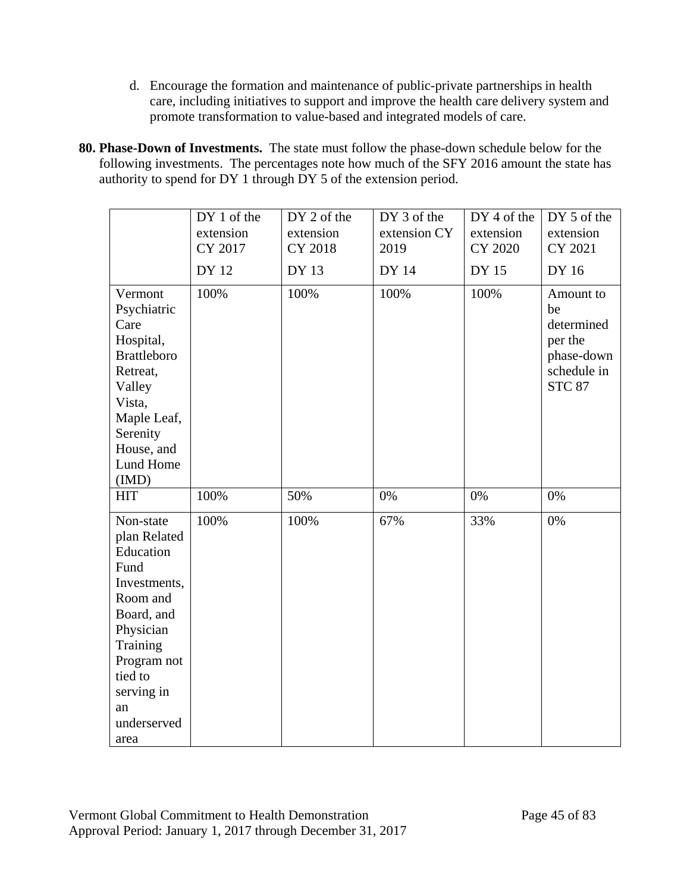d. Encourage the formation and maintenance of public-private partnerships in health care, including initiatives to support and improve the health care delivery system and promote transformation to value-based and integrated models of care.

**80. Phase-Down of Investments.** The state must follow the phase-down schedule below for the following investments. The percentages note how much of the SFY 2016 amount the state has authority to spend for DY 1 through DY 5 of the extension period.

| | DY 1 of the extension CY 2017<br>DY 12 | DY 2 of the extension CY 2018<br>DY 13 | DY 3 of the extension CY 2019<br>DY 14 | DY 4 of the extension CY 2020<br>DY 15 | DY 5 of the extension CY 2021<br>DY 16 |
|---|---|---|---|---|---|
| Vermont Psychiatric Care Hospital, Brattleboro Retreat, Valley Vista, Maple Leaf, Serenity House, and Lund Home (IMD) | 100% | 100% | 100% | 100% | Amount to be determined per the phase-down schedule in STC 87 |
| HIT | 100% | 50% | 0% | 0% | 0% |
| Non-state plan Related Education Fund Investments, Room and Board, and Physician Training Program not tied to serving in an underserved area | 100% | 100% | 67% | 33% | 0% |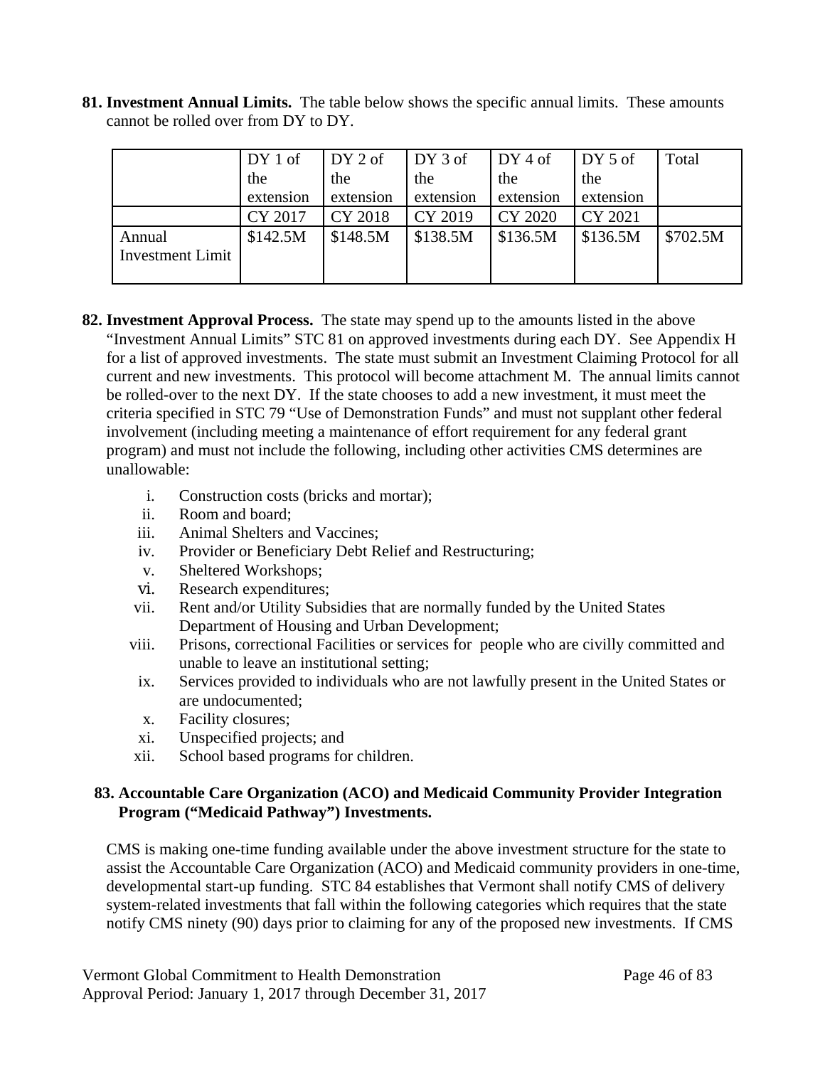**81. Investment Annual Limits.** The table below shows the specific annual limits. These amounts cannot be rolled over from DY to DY.

| | DY 1 of the extension | DY 2 of the extension | DY 3 of the extension | DY 4 of the extension | DY 5 of the extension | Total |
|---|---|---|---|---|---|---|
| | CY 2017 | CY 2018 | CY 2019 | CY 2020 | CY 2021 | |
| Annual Investment Limit | $142.5M | $148.5M | $138.5M | $136.5M | $136.5M | $702.5M |

**82. Investment Approval Process.** The state may spend up to the amounts listed in the above "Investment Annual Limits" STC 81 on approved investments during each DY. See Appendix H for a list of approved investments. The state must submit an Investment Claiming Protocol for all current and new investments. This protocol will become attachment M. The annual limits cannot be rolled-over to the next DY. If the state chooses to add a new investment, it must meet the criteria specified in STC 79 "Use of Demonstration Funds" and must not supplant other federal involvement (including meeting a maintenance of effort requirement for any federal grant program) and must not include the following, including other activities CMS determines are unallowable:

i. Construction costs (bricks and mortar);
ii. Room and board;
iii. Animal Shelters and Vaccines;
iv. Provider or Beneficiary Debt Relief and Restructuring;
v. Sheltered Workshops;
vi. Research expenditures;
vii. Rent and/or Utility Subsidies that are normally funded by the United States Department of Housing and Urban Development;
viii. Prisons, correctional Facilities or services for people who are civilly committed and unable to leave an institutional setting;
ix. Services provided to individuals who are not lawfully present in the United States or are undocumented;
x. Facility closures;
xi. Unspecified projects; and
xii. School based programs for children.

**83. Accountable Care Organization (ACO) and Medicaid Community Provider Integration Program ("Medicaid Pathway") Investments.**

CMS is making one-time funding available under the above investment structure for the state to assist the Accountable Care Organization (ACO) and Medicaid community providers in one-time, developmental start-up funding. STC 84 establishes that Vermont shall notify CMS of delivery system-related investments that fall within the following categories which requires that the state notify CMS ninety (90) days prior to claiming for any of the proposed new investments. If CMS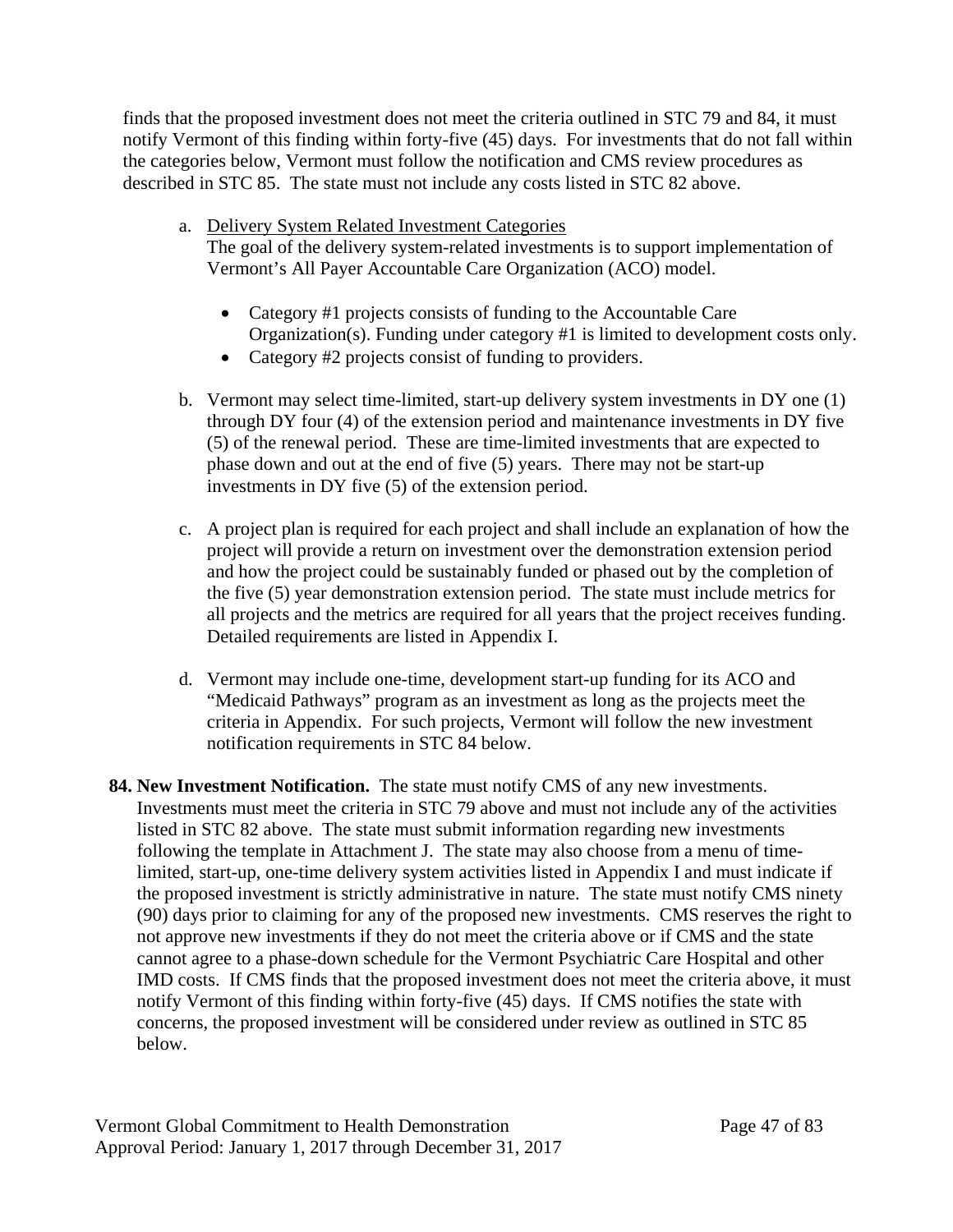finds that the proposed investment does not meet the criteria outlined in STC 79 and 84, it must notify Vermont of this finding within forty-five (45) days. For investments that do not fall within the categories below, Vermont must follow the notification and CMS review procedures as described in STC 85. The state must not include any costs listed in STC 82 above.

a. Delivery System Related Investment Categories
   The goal of the delivery system-related investments is to support implementation of Vermont's All Payer Accountable Care Organization (ACO) model.

   - Category #1 projects consists of funding to the Accountable Care Organization(s). Funding under category #1 is limited to development costs only.
   - Category #2 projects consist of funding to providers.

b. Vermont may select time-limited, start-up delivery system investments in DY one (1) through DY four (4) of the extension period and maintenance investments in DY five (5) of the renewal period. These are time-limited investments that are expected to phase down and out at the end of five (5) years. There may not be start-up investments in DY five (5) of the extension period.

c. A project plan is required for each project and shall include an explanation of how the project will provide a return on investment over the demonstration extension period and how the project could be sustainably funded or phased out by the completion of the five (5) year demonstration extension period. The state must include metrics for all projects and the metrics are required for all years that the project receives funding. Detailed requirements are listed in Appendix I.

d. Vermont may include one-time, development start-up funding for its ACO and "Medicaid Pathways" program as an investment as long as the projects meet the criteria in Appendix. For such projects, Vermont will follow the new investment notification requirements in STC 84 below.

**84. New Investment Notification.** The state must notify CMS of any new investments. Investments must meet the criteria in STC 79 above and must not include any of the activities listed in STC 82 above. The state must submit information regarding new investments following the template in Attachment J. The state may also choose from a menu of time-limited, start-up, one-time delivery system activities listed in Appendix I and must indicate if the proposed investment is strictly administrative in nature. The state must notify CMS ninety (90) days prior to claiming for any of the proposed new investments. CMS reserves the right to not approve new investments if they do not meet the criteria above or if CMS and the state cannot agree to a phase-down schedule for the Vermont Psychiatric Care Hospital and other IMD costs. If CMS finds that the proposed investment does not meet the criteria above, it must notify Vermont of this finding within forty-five (45) days. If CMS notifies the state with concerns, the proposed investment will be considered under review as outlined in STC 85 below.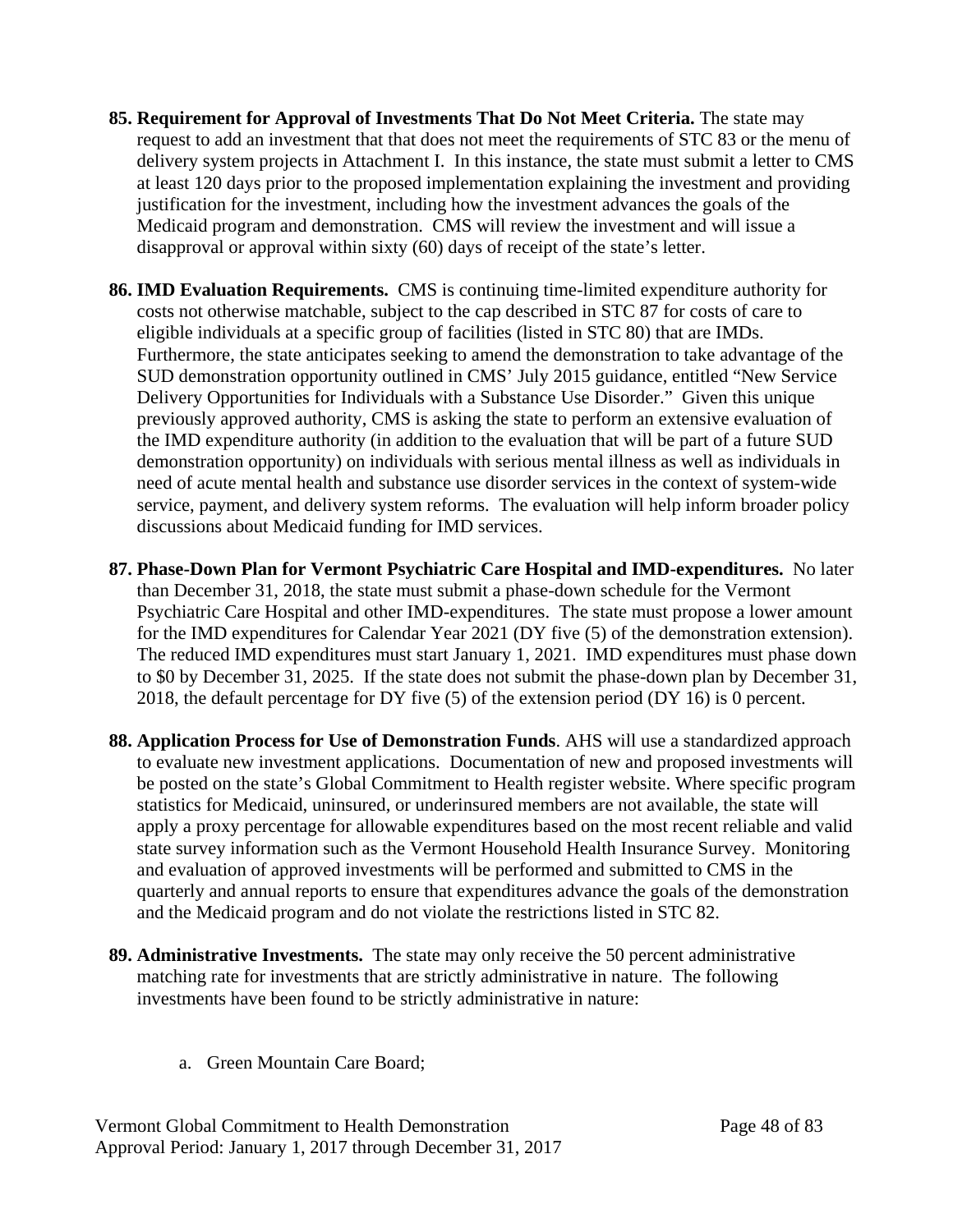85. **Requirement for Approval of Investments That Do Not Meet Criteria.** The state may request to add an investment that that does not meet the requirements of STC 83 or the menu of delivery system projects in Attachment I. In this instance, the state must submit a letter to CMS at least 120 days prior to the proposed implementation explaining the investment and providing justification for the investment, including how the investment advances the goals of the Medicaid program and demonstration. CMS will review the investment and will issue a disapproval or approval within sixty (60) days of receipt of the state's letter.

86. **IMD Evaluation Requirements.** CMS is continuing time-limited expenditure authority for costs not otherwise matchable, subject to the cap described in STC 87 for costs of care to eligible individuals at a specific group of facilities (listed in STC 80) that are IMDs. Furthermore, the state anticipates seeking to amend the demonstration to take advantage of the SUD demonstration opportunity outlined in CMS' July 2015 guidance, entitled "New Service Delivery Opportunities for Individuals with a Substance Use Disorder." Given this unique previously approved authority, CMS is asking the state to perform an extensive evaluation of the IMD expenditure authority (in addition to the evaluation that will be part of a future SUD demonstration opportunity) on individuals with serious mental illness as well as individuals in need of acute mental health and substance use disorder services in the context of system-wide service, payment, and delivery system reforms. The evaluation will help inform broader policy discussions about Medicaid funding for IMD services.

87. **Phase-Down Plan for Vermont Psychiatric Care Hospital and IMD-expenditures.** No later than December 31, 2018, the state must submit a phase-down schedule for the Vermont Psychiatric Care Hospital and other IMD-expenditures. The state must propose a lower amount for the IMD expenditures for Calendar Year 2021 (DY five (5) of the demonstration extension). The reduced IMD expenditures must start January 1, 2021. IMD expenditures must phase down to $0 by December 31, 2025. If the state does not submit the phase-down plan by December 31, 2018, the default percentage for DY five (5) of the extension period (DY 16) is 0 percent.

88. **Application Process for Use of Demonstration Funds**. AHS will use a standardized approach to evaluate new investment applications. Documentation of new and proposed investments will be posted on the state's Global Commitment to Health register website. Where specific program statistics for Medicaid, uninsured, or underinsured members are not available, the state will apply a proxy percentage for allowable expenditures based on the most recent reliable and valid state survey information such as the Vermont Household Health Insurance Survey. Monitoring and evaluation of approved investments will be performed and submitted to CMS in the quarterly and annual reports to ensure that expenditures advance the goals of the demonstration and the Medicaid program and do not violate the restrictions listed in STC 82.

89. **Administrative Investments.** The state may only receive the 50 percent administrative matching rate for investments that are strictly administrative in nature. The following investments have been found to be strictly administrative in nature:

    a. Green Mountain Care Board;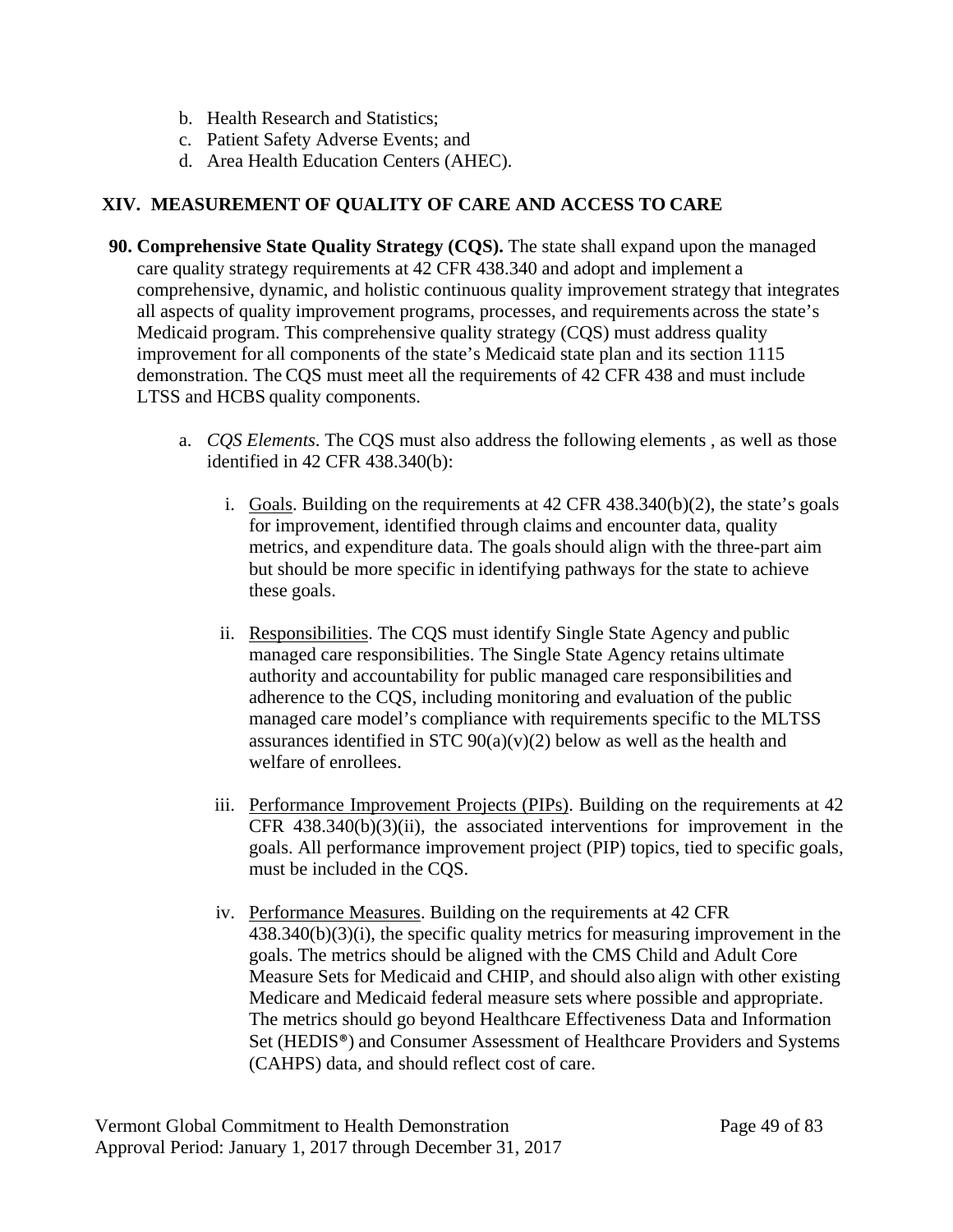b. Health Research and Statistics;
c. Patient Safety Adverse Events; and
d. Area Health Education Centers (AHEC).

## XIV. MEASUREMENT OF QUALITY OF CARE AND ACCESS TO CARE

**90. Comprehensive State Quality Strategy (CQS).** The state shall expand upon the managed care quality strategy requirements at 42 CFR 438.340 and adopt and implement a comprehensive, dynamic, and holistic continuous quality improvement strategy that integrates all aspects of quality improvement programs, processes, and requirements across the state's Medicaid program. This comprehensive quality strategy (CQS) must address quality improvement for all components of the state's Medicaid state plan and its section 1115 demonstration. The CQS must meet all the requirements of 42 CFR 438 and must include LTSS and HCBS quality components.

a. *CQS Elements*. The CQS must also address the following elements , as well as those identified in 42 CFR 438.340(b):

   i. Goals. Building on the requirements at 42 CFR 438.340(b)(2), the state's goals for improvement, identified through claims and encounter data, quality metrics, and expenditure data. The goals should align with the three-part aim but should be more specific in identifying pathways for the state to achieve these goals.

   ii. Responsibilities. The CQS must identify Single State Agency and public managed care responsibilities. The Single State Agency retains ultimate authority and accountability for public managed care responsibilities and adherence to the CQS, including monitoring and evaluation of the public managed care model's compliance with requirements specific to the MLTSS assurances identified in STC 90(a)(v)(2) below as well as the health and welfare of enrollees.

   iii. Performance Improvement Projects (PIPs). Building on the requirements at 42 CFR 438.340(b)(3)(ii), the associated interventions for improvement in the goals. All performance improvement project (PIP) topics, tied to specific goals, must be included in the CQS.

   iv. Performance Measures. Building on the requirements at 42 CFR 438.340(b)(3)(i), the specific quality metrics for measuring improvement in the goals. The metrics should be aligned with the CMS Child and Adult Core Measure Sets for Medicaid and CHIP, and should also align with other existing Medicare and Medicaid federal measure sets where possible and appropriate. The metrics should go beyond Healthcare Effectiveness Data and Information Set (HEDIS®) and Consumer Assessment of Healthcare Providers and Systems (CAHPS) data, and should reflect cost of care.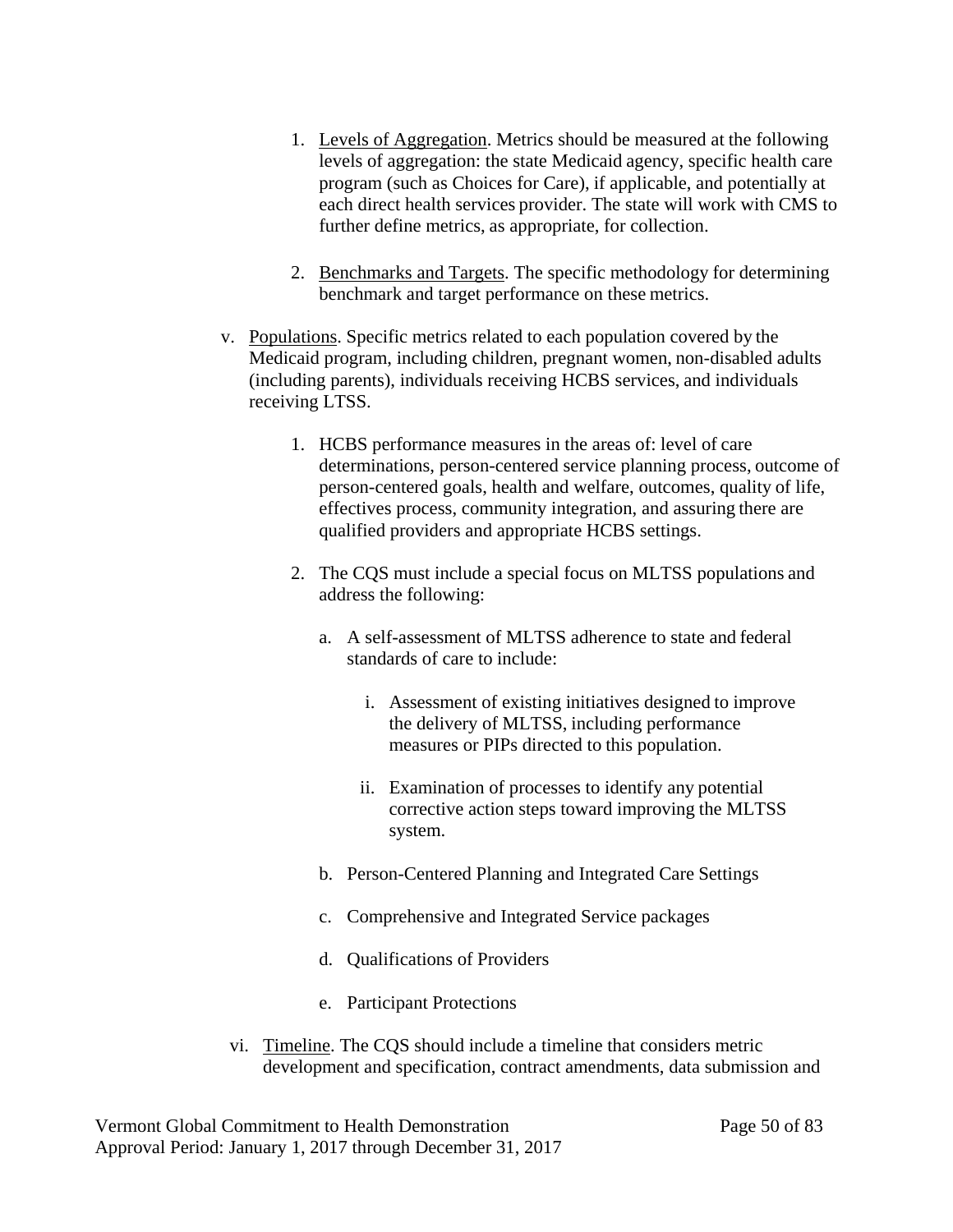1. Levels of Aggregation. Metrics should be measured at the following levels of aggregation: the state Medicaid agency, specific health care program (such as Choices for Care), if applicable, and potentially at each direct health services provider. The state will work with CMS to further define metrics, as appropriate, for collection.

2. Benchmarks and Targets. The specific methodology for determining benchmark and target performance on these metrics.

v. Populations. Specific metrics related to each population covered by the Medicaid program, including children, pregnant women, non-disabled adults (including parents), individuals receiving HCBS services, and individuals receiving LTSS.

1. HCBS performance measures in the areas of: level of care determinations, person-centered service planning process, outcome of person-centered goals, health and welfare, outcomes, quality of life, effectives process, community integration, and assuring there are qualified providers and appropriate HCBS settings.

2. The CQS must include a special focus on MLTSS populations and address the following:

   a. A self-assessment of MLTSS adherence to state and federal standards of care to include:

      i. Assessment of existing initiatives designed to improve the delivery of MLTSS, including performance measures or PIPs directed to this population.

      ii. Examination of processes to identify any potential corrective action steps toward improving the MLTSS system.

   b. Person-Centered Planning and Integrated Care Settings

   c. Comprehensive and Integrated Service packages

   d. Qualifications of Providers

   e. Participant Protections

vi. Timeline. The CQS should include a timeline that considers metric development and specification, contract amendments, data submission and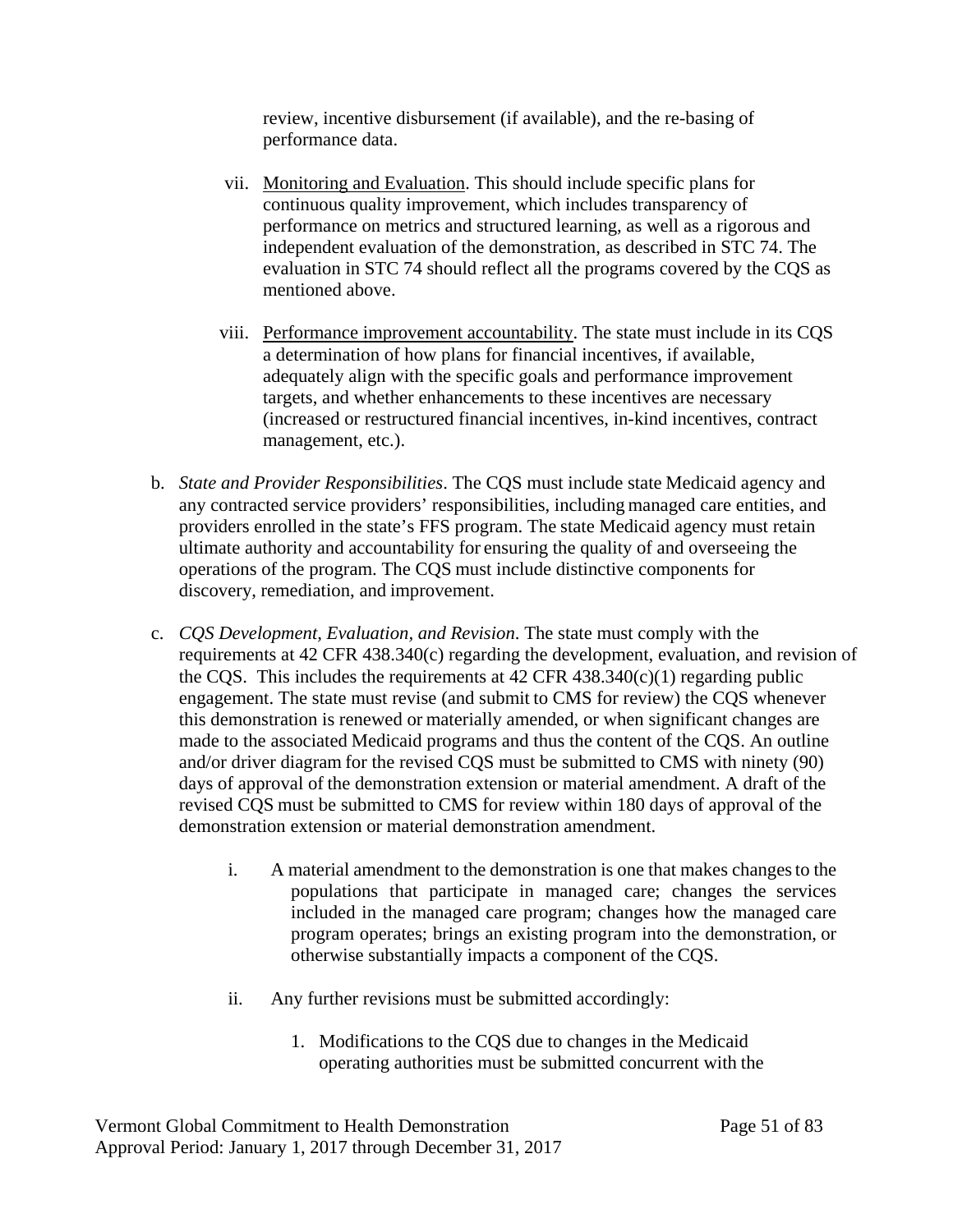review, incentive disbursement (if available), and the re-basing of performance data.

vii. Monitoring and Evaluation. This should include specific plans for continuous quality improvement, which includes transparency of performance on metrics and structured learning, as well as a rigorous and independent evaluation of the demonstration, as described in STC 74. The evaluation in STC 74 should reflect all the programs covered by the CQS as mentioned above.

viii. Performance improvement accountability. The state must include in its CQS a determination of how plans for financial incentives, if available, adequately align with the specific goals and performance improvement targets, and whether enhancements to these incentives are necessary (increased or restructured financial incentives, in-kind incentives, contract management, etc.).

b. *State and Provider Responsibilities*. The CQS must include state Medicaid agency and any contracted service providers' responsibilities, including managed care entities, and providers enrolled in the state's FFS program. The state Medicaid agency must retain ultimate authority and accountability for ensuring the quality of and overseeing the operations of the program. The CQS must include distinctive components for discovery, remediation, and improvement.

c. *CQS Development, Evaluation, and Revision*. The state must comply with the requirements at 42 CFR 438.340(c) regarding the development, evaluation, and revision of the CQS. This includes the requirements at 42 CFR 438.340(c)(1) regarding public engagement. The state must revise (and submit to CMS for review) the CQS whenever this demonstration is renewed or materially amended, or when significant changes are made to the associated Medicaid programs and thus the content of the CQS. An outline and/or driver diagram for the revised CQS must be submitted to CMS with ninety (90) days of approval of the demonstration extension or material amendment. A draft of the revised CQS must be submitted to CMS for review within 180 days of approval of the demonstration extension or material demonstration amendment.

i. A material amendment to the demonstration is one that makes changes to the populations that participate in managed care; changes the services included in the managed care program; changes how the managed care program operates; brings an existing program into the demonstration, or otherwise substantially impacts a component of the CQS.

ii. Any further revisions must be submitted accordingly:

1. Modifications to the CQS due to changes in the Medicaid operating authorities must be submitted concurrent with the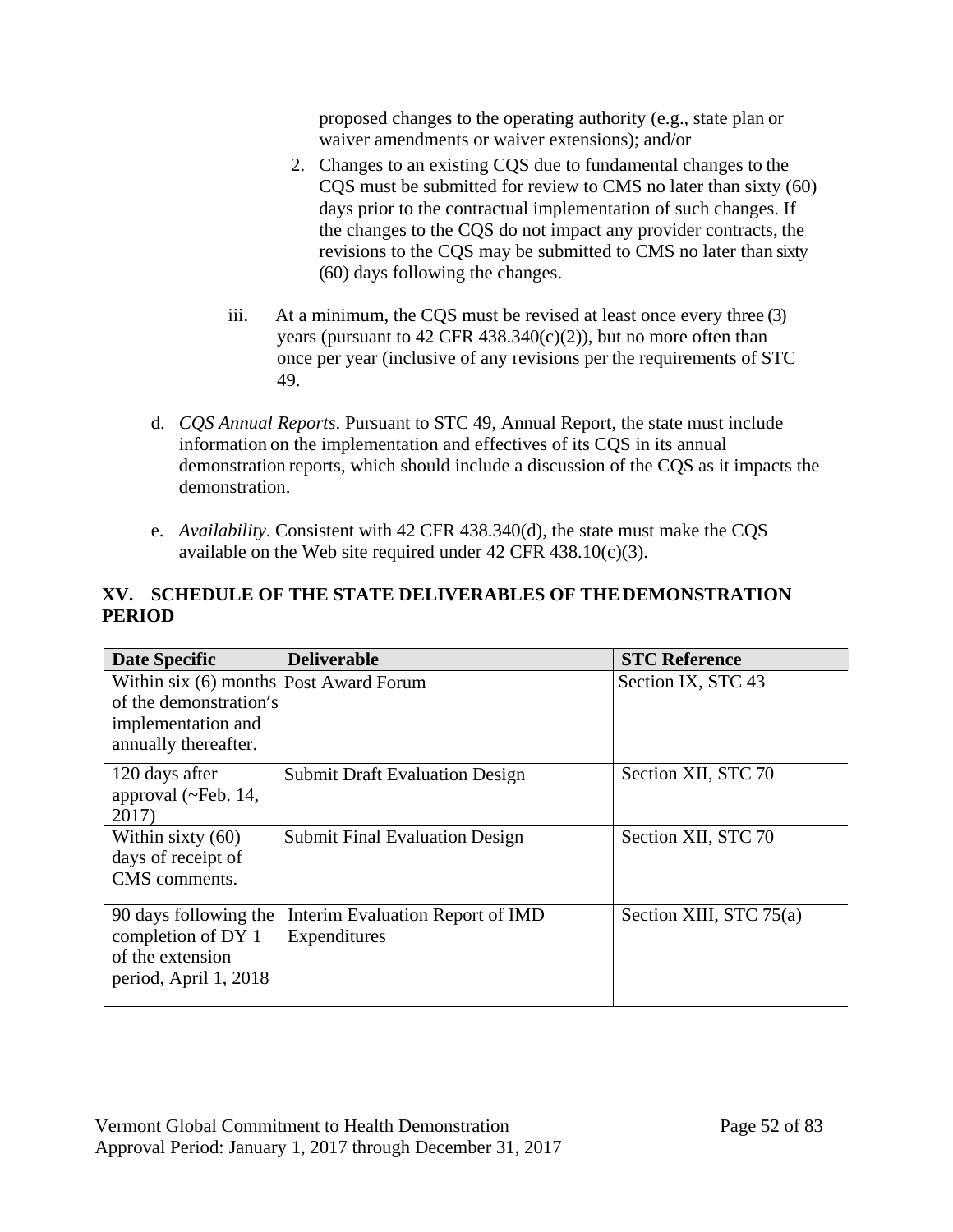proposed changes to the operating authority (e.g., state plan or waiver amendments or waiver extensions); and/or

2. Changes to an existing CQS due to fundamental changes to the CQS must be submitted for review to CMS no later than sixty (60) days prior to the contractual implementation of such changes. If the changes to the CQS do not impact any provider contracts, the revisions to the CQS may be submitted to CMS no later than sixty (60) days following the changes.

iii. At a minimum, the CQS must be revised at least once every three (3) years (pursuant to 42 CFR 438.340(c)(2)), but no more often than once per year (inclusive of any revisions per the requirements of STC 49.

d. *CQS Annual Reports*. Pursuant to STC 49, Annual Report, the state must include information on the implementation and effectives of its CQS in its annual demonstration reports, which should include a discussion of the CQS as it impacts the demonstration.

e. *Availability*. Consistent with 42 CFR 438.340(d), the state must make the CQS available on the Web site required under 42 CFR 438.10(c)(3).

## XV. SCHEDULE OF THE STATE DELIVERABLES OF THE DEMONSTRATION PERIOD

| Date Specific | Deliverable | STC Reference |
|---|---|---|
| Within six (6) months of the demonstration's implementation and annually thereafter. | Post Award Forum | Section IX, STC 43 |
| 120 days after approval (~Feb. 14, 2017) | Submit Draft Evaluation Design | Section XII, STC 70 |
| Within sixty (60) days of receipt of CMS comments. | Submit Final Evaluation Design | Section XII, STC 70 |
| 90 days following the completion of DY 1 of the extension period, April 1, 2018 | Interim Evaluation Report of IMD Expenditures | Section XIII, STC 75(a) |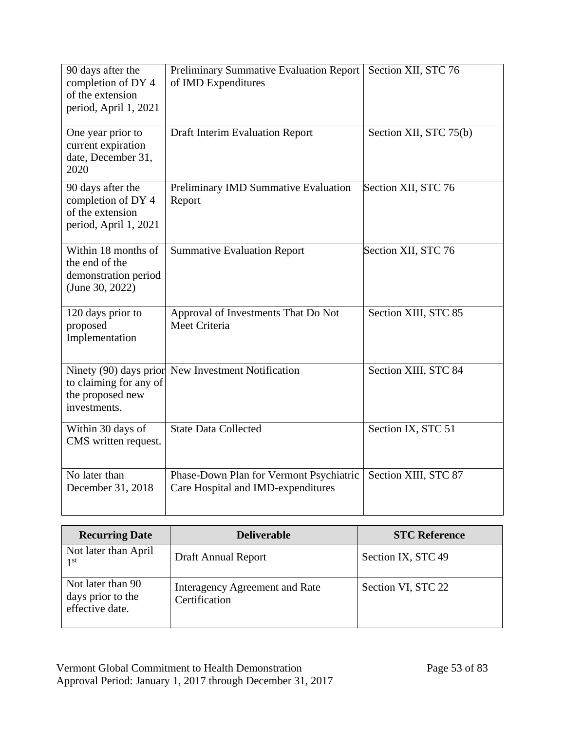| | | |
|---|---|---|
| 90 days after the completion of DY 4 of the extension period, April 1, 2021 | Preliminary Summative Evaluation Report of IMD Expenditures | Section XII, STC 76 |
| One year prior to current expiration date, December 31, 2020 | Draft Interim Evaluation Report | Section XII, STC 75(b) |
| 90 days after the completion of DY 4 of the extension period, April 1, 2021 | Preliminary IMD Summative Evaluation Report | Section XII, STC 76 |
| Within 18 months of the end of the demonstration period (June 30, 2022) | Summative Evaluation Report | Section XII, STC 76 |
| 120 days prior to proposed Implementation | Approval of Investments That Do Not Meet Criteria | Section XIII, STC 85 |
| Ninety (90) days prior to claiming for any of the proposed new investments. | New Investment Notification | Section XIII, STC 84 |
| Within 30 days of CMS written request. | State Data Collected | Section IX, STC 51 |
| No later than December 31, 2018 | Phase-Down Plan for Vermont Psychiatric Care Hospital and IMD-expenditures | Section XIII, STC 87 |

| Recurring Date | Deliverable | STC Reference |
|---|---|---|
| Not later than April 1st | Draft Annual Report | Section IX, STC 49 |
| Not later than 90 days prior to the effective date. | Interagency Agreement and Rate Certification | Section VI, STC 22 |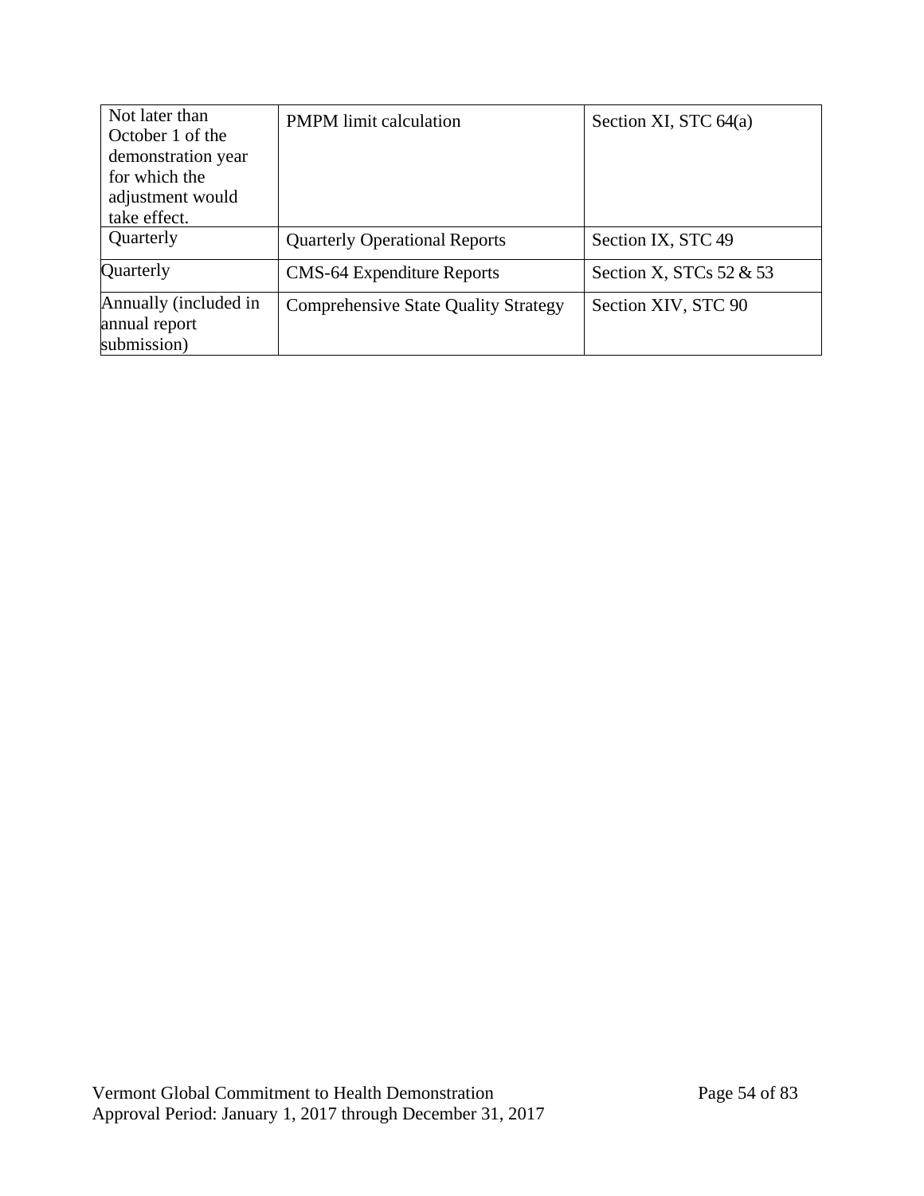| | | |
|---|---|---|
| Not later than October 1 of the demonstration year for which the adjustment would take effect. | PMPM limit calculation | Section XI, STC 64(a) |
| Quarterly | Quarterly Operational Reports | Section IX, STC 49 |
| Quarterly | CMS-64 Expenditure Reports | Section X, STCs 52 & 53 |
| Annually (included in annual report submission) | Comprehensive State Quality Strategy | Section XIV, STC 90 |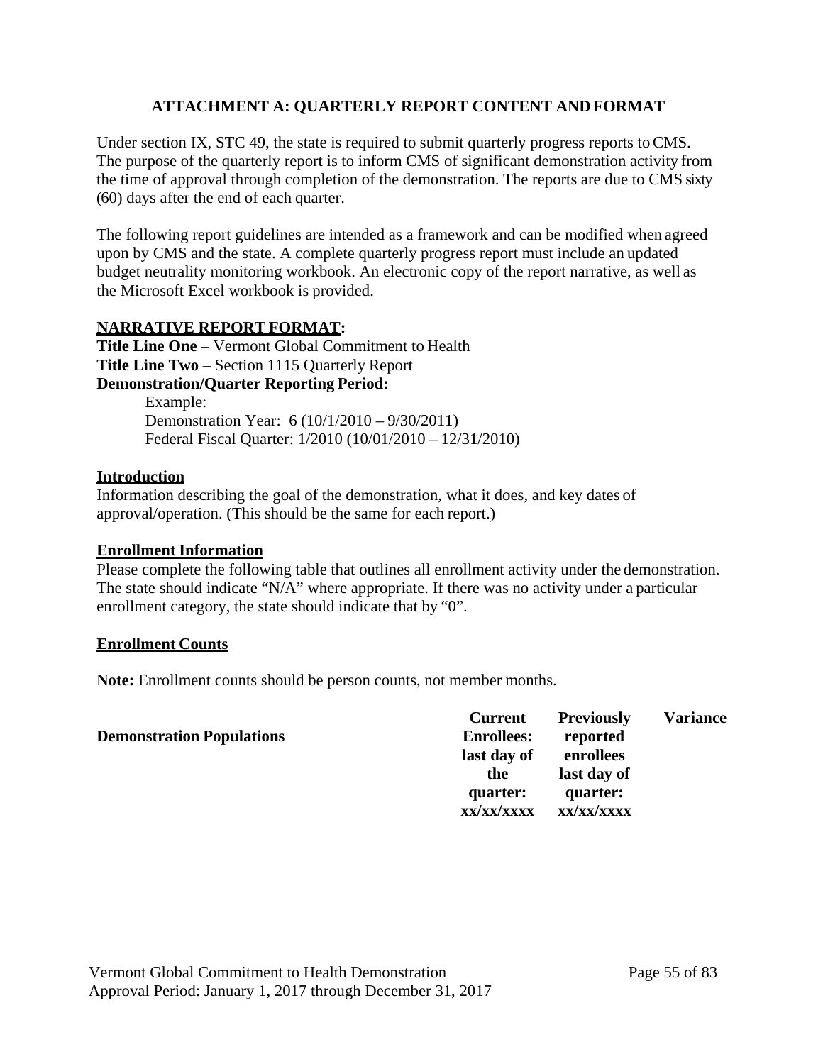## ATTACHMENT A: QUARTERLY REPORT CONTENT AND FORMAT

Under section IX, STC 49, the state is required to submit quarterly progress reports to CMS. The purpose of the quarterly report is to inform CMS of significant demonstration activity from the time of approval through completion of the demonstration. The reports are due to CMS sixty (60) days after the end of each quarter.

The following report guidelines are intended as a framework and can be modified when agreed upon by CMS and the state. A complete quarterly progress report must include an updated budget neutrality monitoring workbook. An electronic copy of the report narrative, as well as the Microsoft Excel workbook is provided.

**NARRATIVE REPORT FORMAT:**

**Title Line One** – Vermont Global Commitment to Health
**Title Line Two** – Section 1115 Quarterly Report
**Demonstration/Quarter Reporting Period:**

Example:
Demonstration Year: 6 (10/1/2010 – 9/30/2011)
Federal Fiscal Quarter: 1/2010 (10/01/2010 – 12/31/2010)

**Introduction**

Information describing the goal of the demonstration, what it does, and key dates of approval/operation. (This should be the same for each report.)

**Enrollment Information**

Please complete the following table that outlines all enrollment activity under the demonstration. The state should indicate "N/A" where appropriate. If there was no activity under a particular enrollment category, the state should indicate that by "0".

**Enrollment Counts**

**Note:** Enrollment counts should be person counts, not member months.

| Demonstration Populations | Current Enrollees: last day of the quarter: xx/xx/xxxx | Previously reported enrollees last day of quarter: xx/xx/xxxx | Variance |
|---|---|---|---|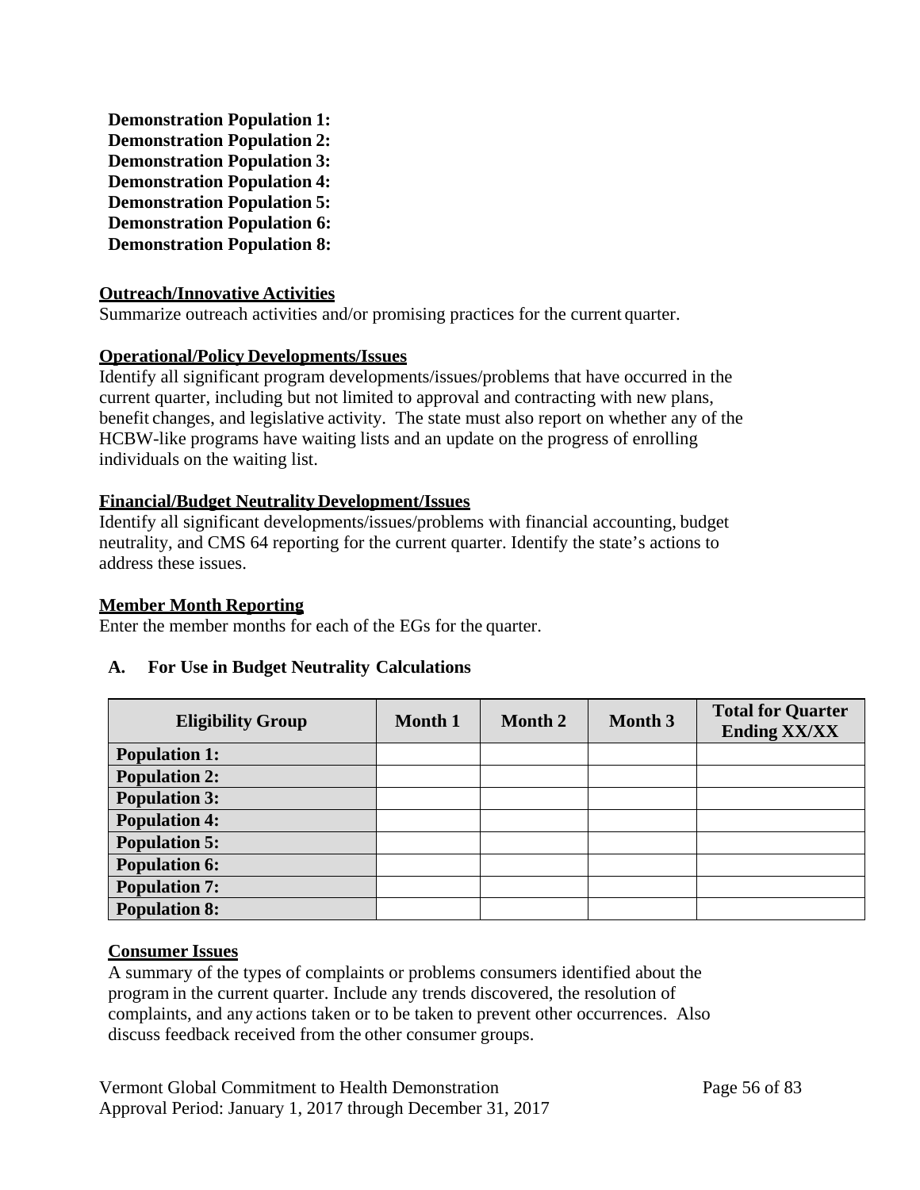**Demonstration Population 1:**
**Demonstration Population 2:**
**Demonstration Population 3:**
**Demonstration Population 4:**
**Demonstration Population 5:**
**Demonstration Population 6:**
**Demonstration Population 8:**

**Outreach/Innovative Activities**

Summarize outreach activities and/or promising practices for the current quarter.

**Operational/Policy Developments/Issues**

Identify all significant program developments/issues/problems that have occurred in the current quarter, including but not limited to approval and contracting with new plans, benefit changes, and legislative activity. The state must also report on whether any of the HCBW-like programs have waiting lists and an update on the progress of enrolling individuals on the waiting list.

**Financial/Budget Neutrality Development/Issues**

Identify all significant developments/issues/problems with financial accounting, budget neutrality, and CMS 64 reporting for the current quarter. Identify the state's actions to address these issues.

**Member Month Reporting**

Enter the member months for each of the EGs for the quarter.

**A. For Use in Budget Neutrality Calculations**

| Eligibility Group | Month 1 | Month 2 | Month 3 | Total for Quarter Ending XX/XX |
|---|---|---|---|---|
| **Population 1:** | | | | |
| **Population 2:** | | | | |
| **Population 3:** | | | | |
| **Population 4:** | | | | |
| **Population 5:** | | | | |
| **Population 6:** | | | | |
| **Population 7:** | | | | |
| **Population 8:** | | | | |

**Consumer Issues**

A summary of the types of complaints or problems consumers identified about the program in the current quarter. Include any trends discovered, the resolution of complaints, and any actions taken or to be taken to prevent other occurrences. Also discuss feedback received from the other consumer groups.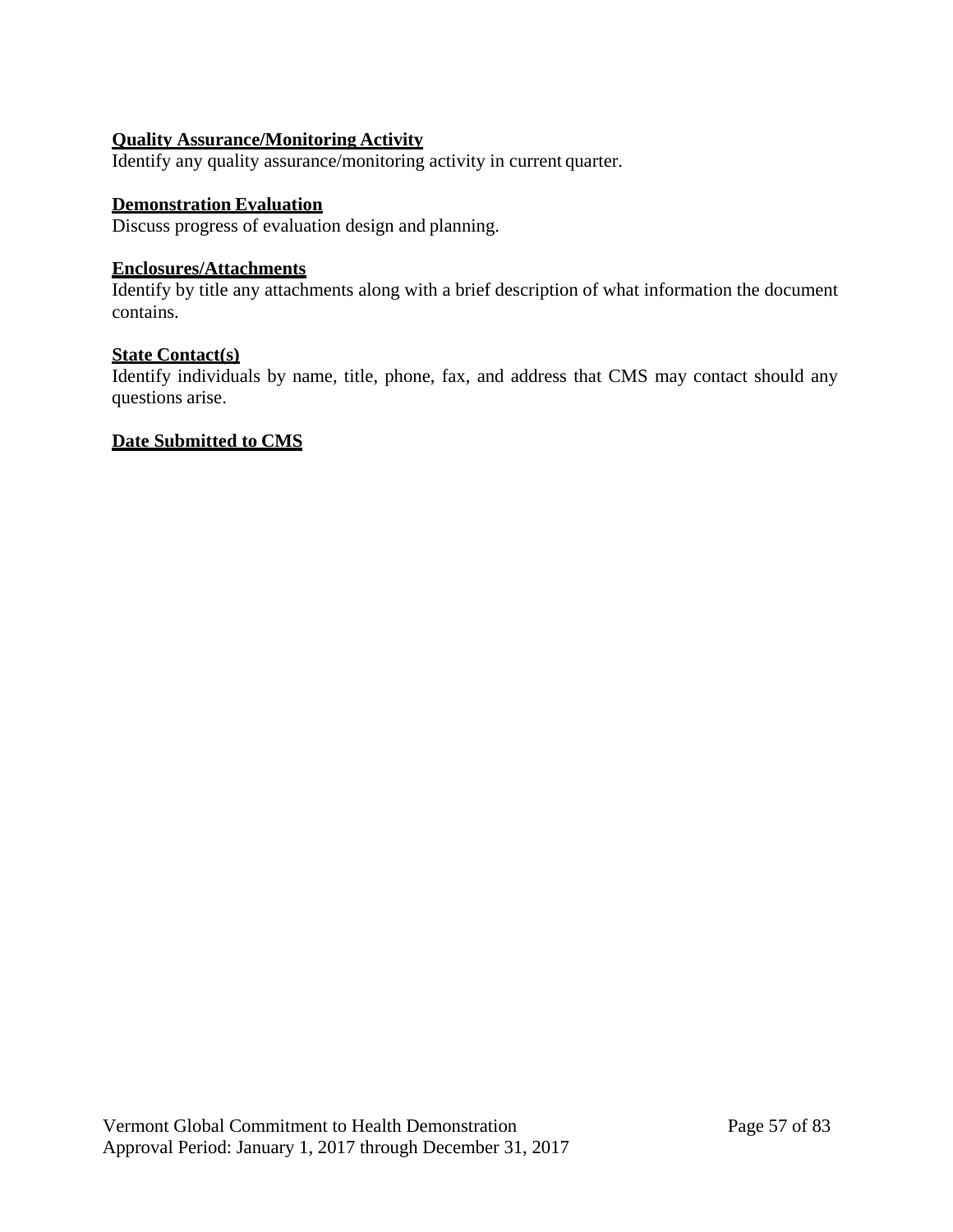**Quality Assurance/Monitoring Activity**
Identify any quality assurance/monitoring activity in current quarter.

**Demonstration Evaluation**
Discuss progress of evaluation design and planning.

**Enclosures/Attachments**
Identify by title any attachments along with a brief description of what information the document contains.

**State Contact(s)**
Identify individuals by name, title, phone, fax, and address that CMS may contact should any questions arise.

**Date Submitted to CMS**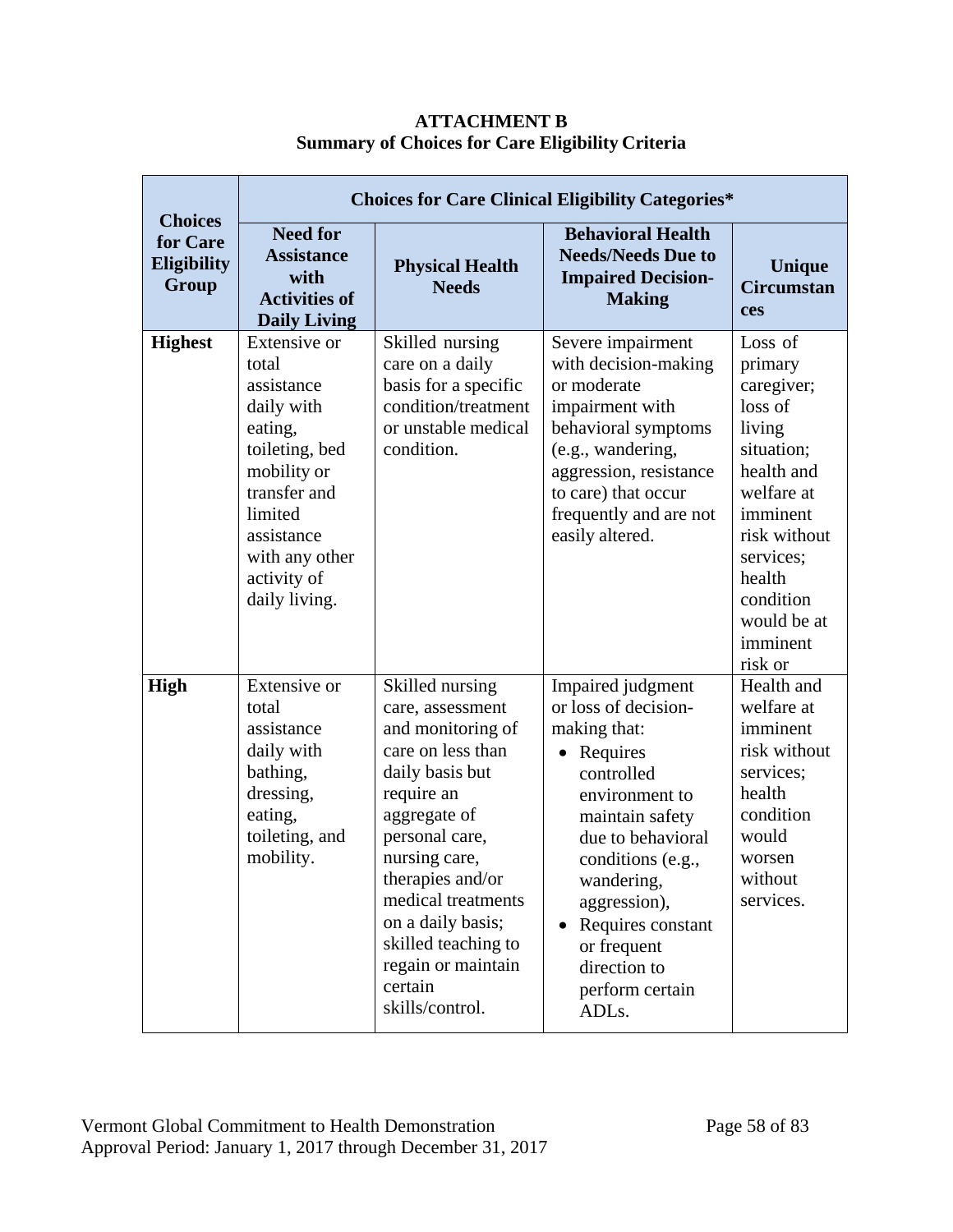**ATTACHMENT B**
**Summary of Choices for Care Eligibility Criteria**

| Choices for Care Eligibility Group | Choices for Care Clinical Eligibility Categories* | | | |
|---|---|---|---|---|
| | **Need for Assistance with Activities of Daily Living** | **Physical Health Needs** | **Behavioral Health Needs/Needs Due to Impaired Decision-Making** | **Unique Circumstances** |
| **Highest** | Extensive or total assistance daily with eating, toileting, bed mobility or transfer and limited assistance with any other activity of daily living. | Skilled nursing care on a daily basis for a specific condition/treatment or unstable medical condition. | Severe impairment with decision-making or moderate impairment with behavioral symptoms (e.g., wandering, aggression, resistance to care) that occur frequently and are not easily altered. | Loss of primary caregiver; loss of living situation; health and welfare at imminent risk without services; health condition would be at imminent risk or |
| **High** | Extensive or total assistance daily with bathing, dressing, eating, toileting, and mobility. | Skilled nursing care, assessment and monitoring of care on less than daily basis but require an aggregate of personal care, nursing care, therapies and/or medical treatments on a daily basis; skilled teaching to regain or maintain certain skills/control. | Impaired judgment or loss of decision-making that: <br>• Requires controlled environment to maintain safety due to behavioral conditions (e.g., wandering, aggression), <br>• Requires constant or frequent direction to perform certain ADLs. | Health and welfare at imminent risk without services; health condition would worsen without services. |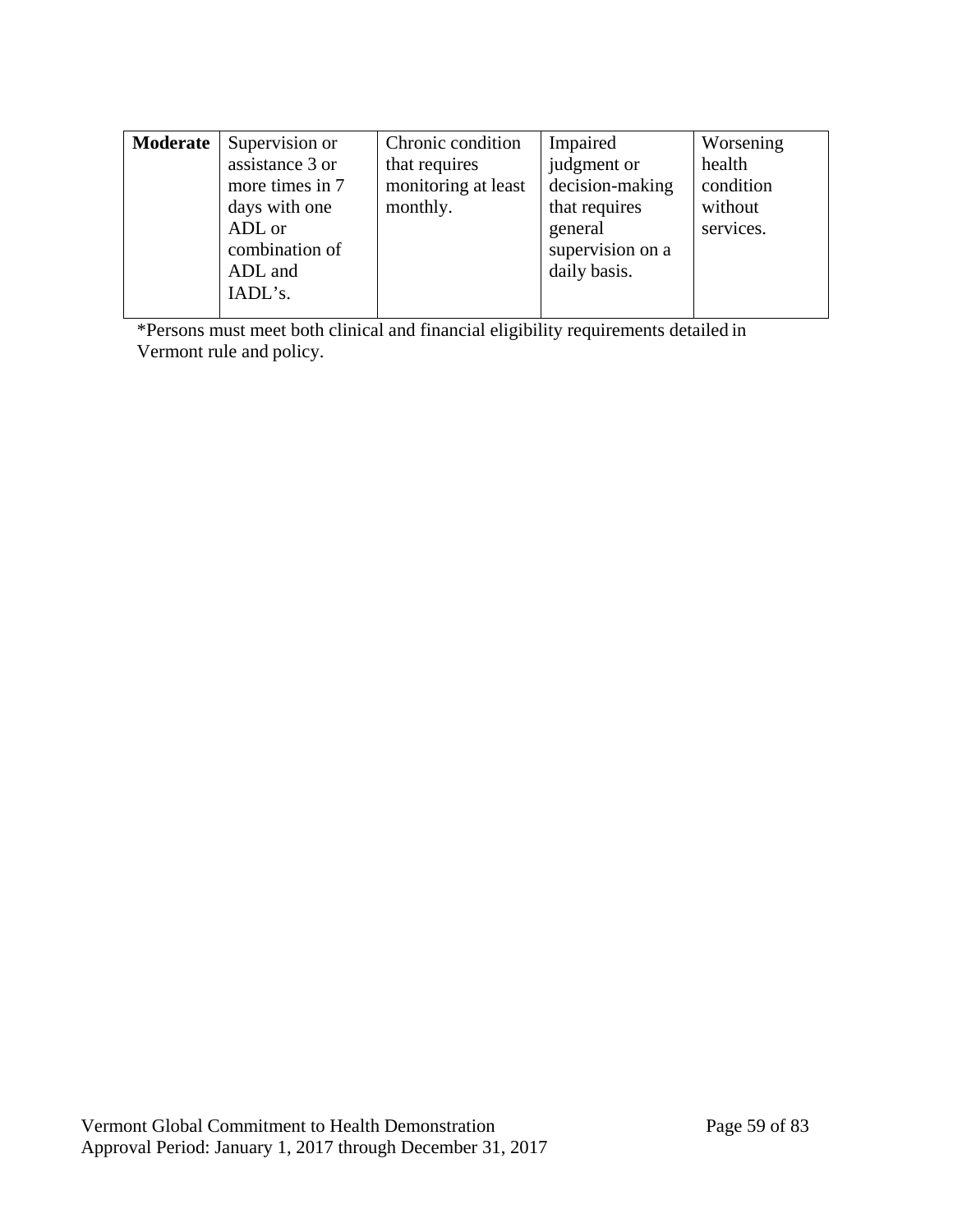| **Moderate** | Supervision or assistance 3 or more times in 7 days with one ADL or combination of ADL and IADL's. | Chronic condition that requires monitoring at least monthly. | Impaired judgment or decision-making that requires general supervision on a daily basis. | Worsening health condition without services. |
|---|---|---|---|---|

*Persons must meet both clinical and financial eligibility requirements detailed in Vermont rule and policy.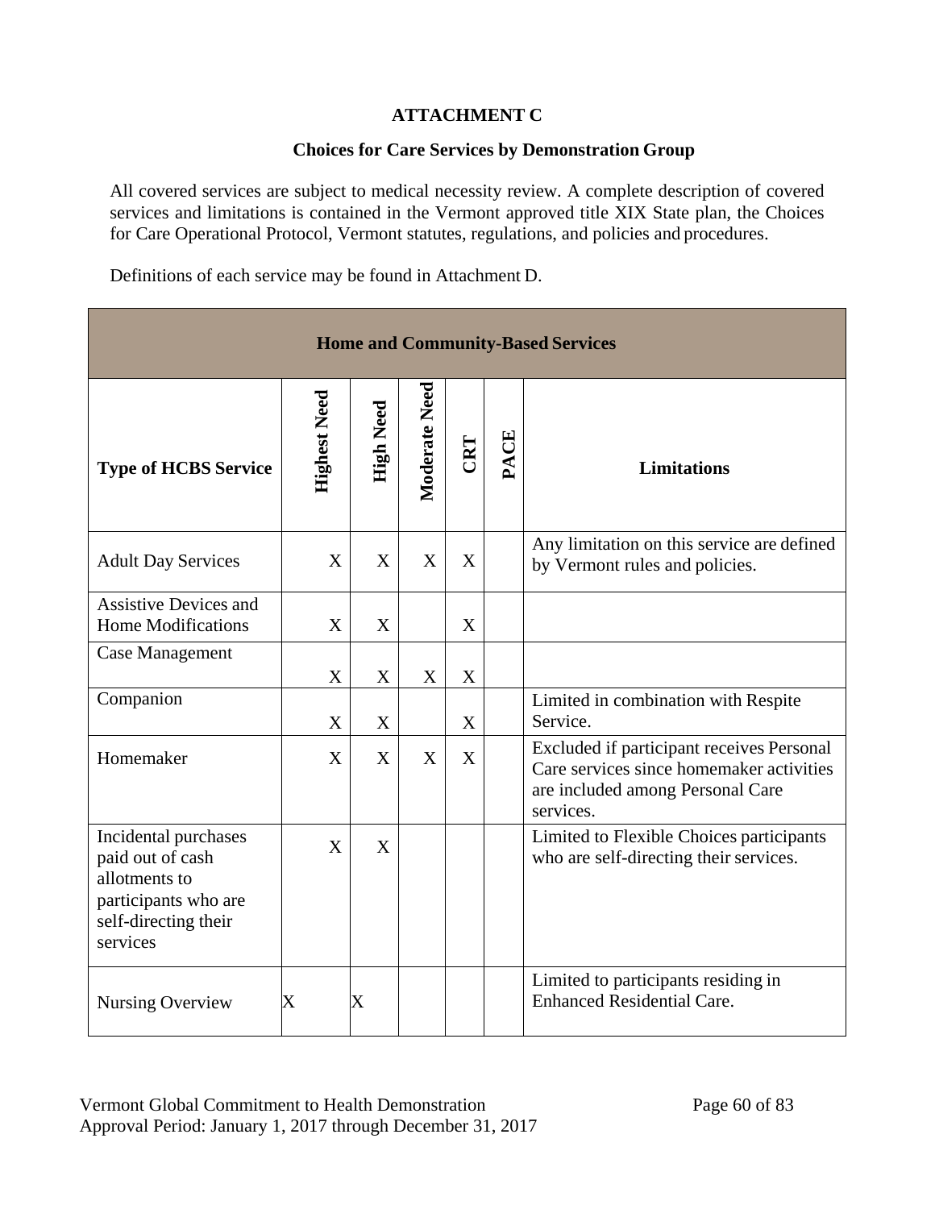**ATTACHMENT C**

**Choices for Care Services by Demonstration Group**

All covered services are subject to medical necessity review. A complete description of covered services and limitations is contained in the Vermont approved title XIX State plan, the Choices for Care Operational Protocol, Vermont statutes, regulations, and policies and procedures.

Definitions of each service may be found in Attachment D.

| **Home and Community-Based Services** | | | | | | |
|---|---|---|---|---|---|---|
| **Type of HCBS Service** | **Highest Need** | **High Need** | **Moderate Need** | **CRT** | **PACE** | **Limitations** |
| Adult Day Services | X | X | X | X | | Any limitation on this service are defined by Vermont rules and policies. |
| Assistive Devices and Home Modifications | X | X | | X | | |
| Case Management | X | X | X | X | | |
| Companion | X | X | | X | | Limited in combination with Respite Service. |
| Homemaker | X | X | X | X | | Excluded if participant receives Personal Care services since homemaker activities are included among Personal Care services. |
| Incidental purchases paid out of cash allotments to participants who are self-directing their services | X | X | | | | Limited to Flexible Choices participants who are self-directing their services. |
| Nursing Overview | X | X | | | | Limited to participants residing in Enhanced Residential Care. |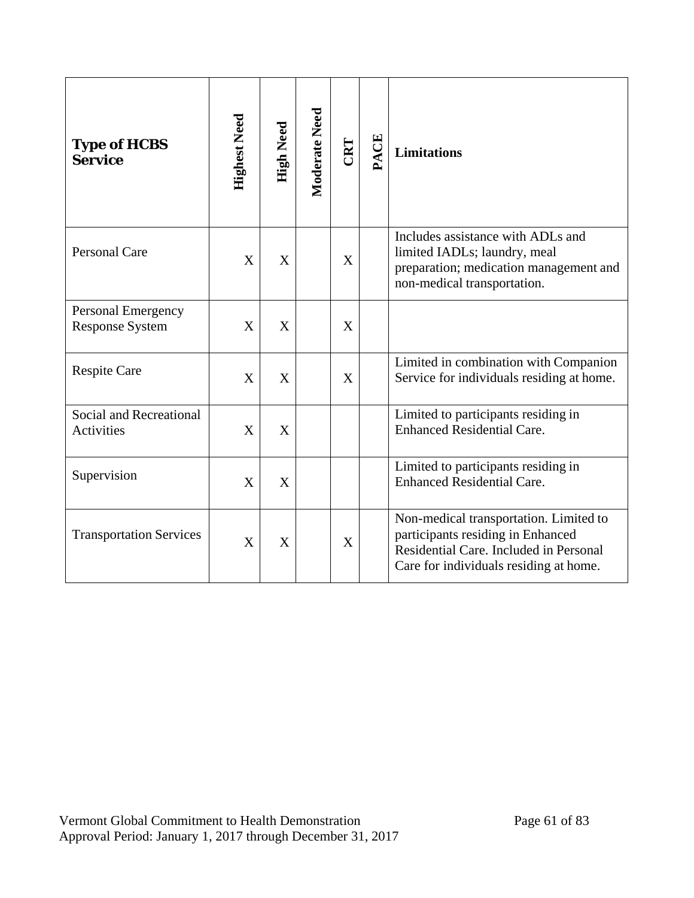| Type of HCBS Service | Highest Need | High Need | Moderate Need | CRT | PACE | Limitations |
|---|---|---|---|---|---|---|
| Personal Care | X | X | | X | | Includes assistance with ADLs and limited IADLs; laundry, meal preparation; medication management and non-medical transportation. |
| Personal Emergency Response System | X | X | | X | | |
| Respite Care | X | X | | X | | Limited in combination with Companion Service for individuals residing at home. |
| Social and Recreational Activities | X | X | | | | Limited to participants residing in Enhanced Residential Care. |
| Supervision | X | X | | | | Limited to participants residing in Enhanced Residential Care. |
| Transportation Services | X | X | | X | | Non-medical transportation. Limited to participants residing in Enhanced Residential Care. Included in Personal Care for individuals residing at home. |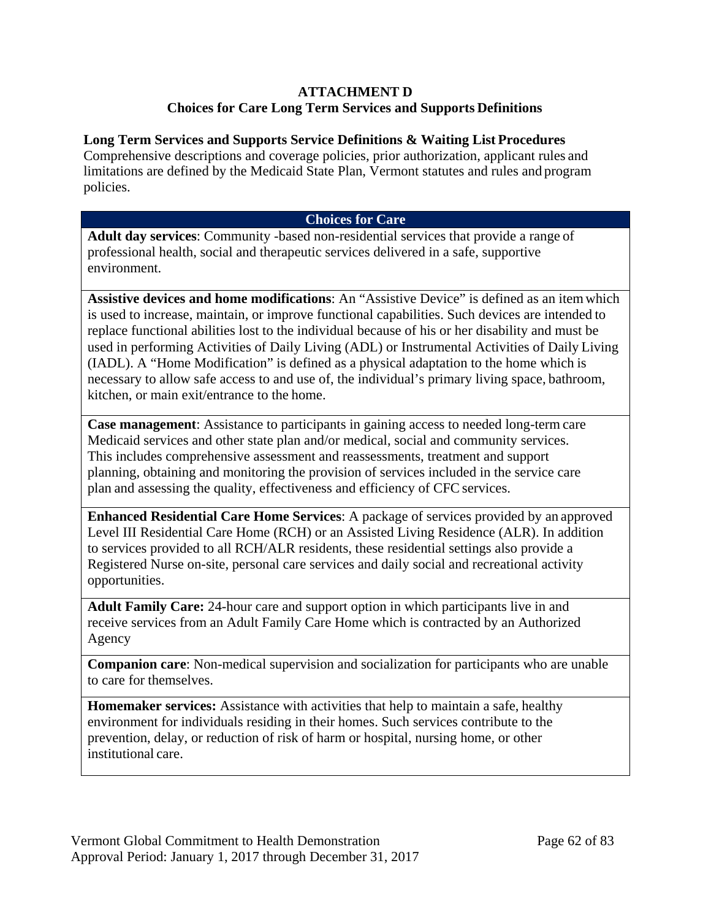**ATTACHMENT D**
**Choices for Care Long Term Services and Supports Definitions**

**Long Term Services and Supports Service Definitions & Waiting List Procedures**
Comprehensive descriptions and coverage policies, prior authorization, applicant rules and limitations are defined by the Medicaid State Plan, Vermont statutes and rules and program policies.

| Choices for Care |
|---|
| **Adult day services**: Community -based non-residential services that provide a range of professional health, social and therapeutic services delivered in a safe, supportive environment. |
| **Assistive devices and home modifications**: An "Assistive Device" is defined as an item which is used to increase, maintain, or improve functional capabilities. Such devices are intended to replace functional abilities lost to the individual because of his or her disability and must be used in performing Activities of Daily Living (ADL) or Instrumental Activities of Daily Living (IADL). A "Home Modification" is defined as a physical adaptation to the home which is necessary to allow safe access to and use of, the individual's primary living space, bathroom, kitchen, or main exit/entrance to the home. |
| **Case management**: Assistance to participants in gaining access to needed long-term care Medicaid services and other state plan and/or medical, social and community services. This includes comprehensive assessment and reassessments, treatment and support planning, obtaining and monitoring the provision of services included in the service care plan and assessing the quality, effectiveness and efficiency of CFC services. |
| **Enhanced Residential Care Home Services**: A package of services provided by an approved Level III Residential Care Home (RCH) or an Assisted Living Residence (ALR). In addition to services provided to all RCH/ALR residents, these residential settings also provide a Registered Nurse on-site, personal care services and daily social and recreational activity opportunities. |
| **Adult Family Care:** 24-hour care and support option in which participants live in and receive services from an Adult Family Care Home which is contracted by an Authorized Agency |
| **Companion care**: Non-medical supervision and socialization for participants who are unable to care for themselves. |
| **Homemaker services:** Assistance with activities that help to maintain a safe, healthy environment for individuals residing in their homes. Such services contribute to the prevention, delay, or reduction of risk of harm or hospital, nursing home, or other institutional care. |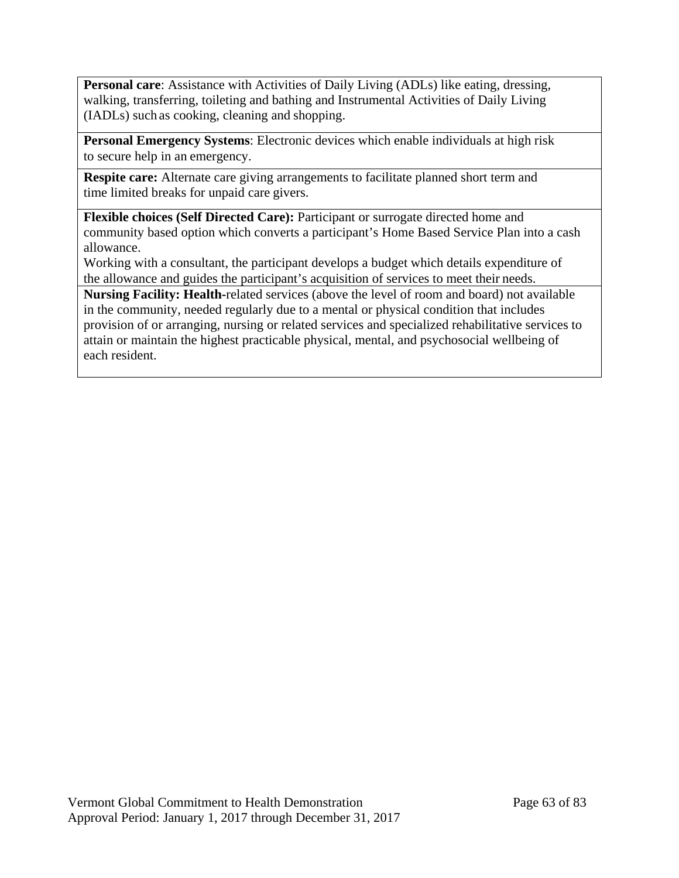| |
|---|
| **Personal care**: Assistance with Activities of Daily Living (ADLs) like eating, dressing, walking, transferring, toileting and bathing and Instrumental Activities of Daily Living (IADLs) such as cooking, cleaning and shopping. |
| **Personal Emergency Systems**: Electronic devices which enable individuals at high risk to secure help in an emergency. |
| **Respite care:** Alternate care giving arrangements to facilitate planned short term and time limited breaks for unpaid care givers. |
| **Flexible choices (Self Directed Care):** Participant or surrogate directed home and community based option which converts a participant's Home Based Service Plan into a cash allowance.<br>Working with a consultant, the participant develops a budget which details expenditure of the allowance and guides the participant's acquisition of services to meet their needs. |
| **Nursing Facility: Health-**related services (above the level of room and board) not available in the community, needed regularly due to a mental or physical condition that includes provision of or arranging, nursing or related services and specialized rehabilitative services to attain or maintain the highest practicable physical, mental, and psychosocial wellbeing of each resident. |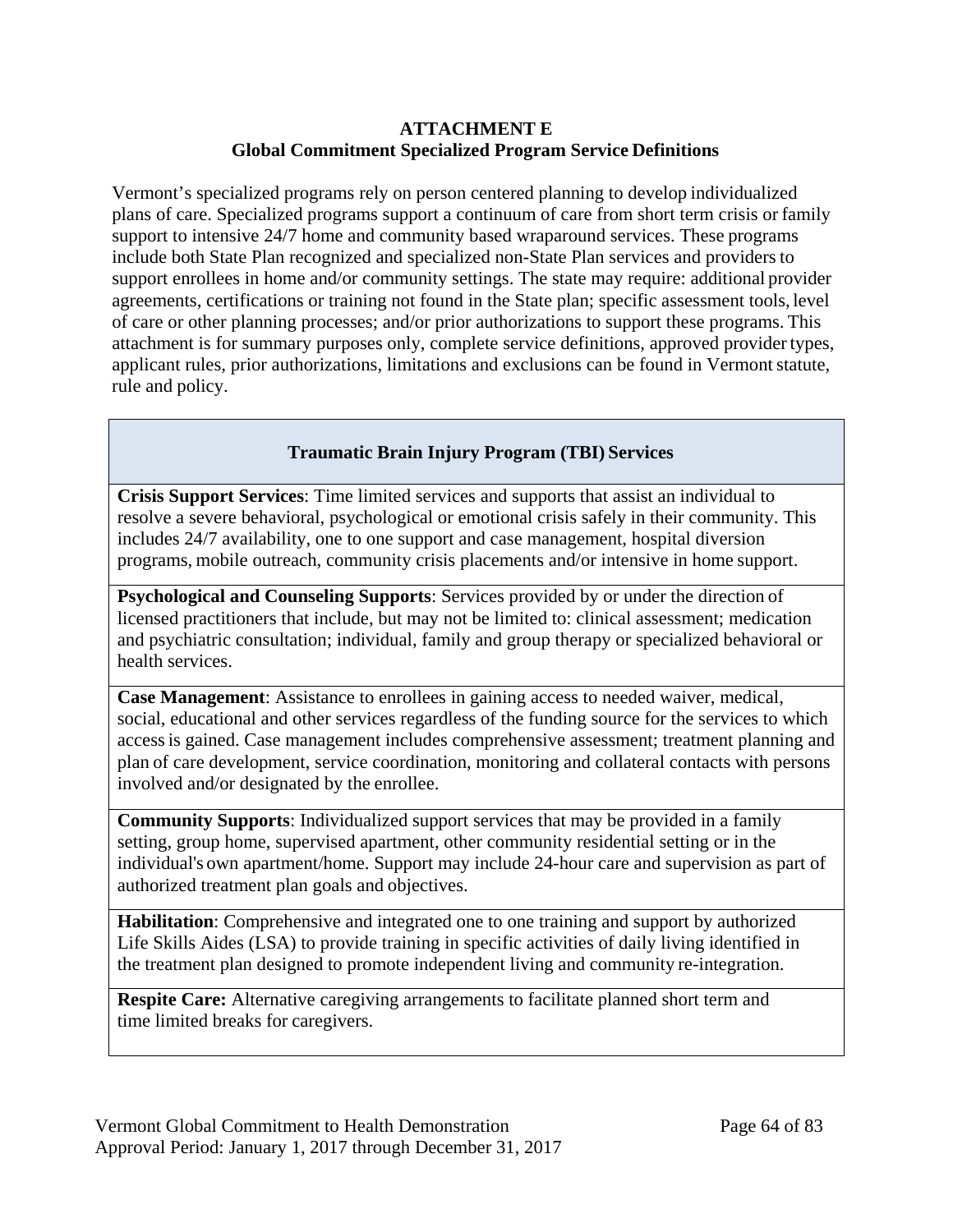# ATTACHMENT E
## Global Commitment Specialized Program Service Definitions

Vermont's specialized programs rely on person centered planning to develop individualized plans of care. Specialized programs support a continuum of care from short term crisis or family support to intensive 24/7 home and community based wraparound services. These programs include both State Plan recognized and specialized non-State Plan services and providers to support enrollees in home and/or community settings. The state may require: additional provider agreements, certifications or training not found in the State plan; specific assessment tools, level of care or other planning processes; and/or prior authorizations to support these programs. This attachment is for summary purposes only, complete service definitions, approved provider types, applicant rules, prior authorizations, limitations and exclusions can be found in Vermont statute, rule and policy.

| Traumatic Brain Injury Program (TBI) Services |
|---|
| **Crisis Support Services**: Time limited services and supports that assist an individual to resolve a severe behavioral, psychological or emotional crisis safely in their community. This includes 24/7 availability, one to one support and case management, hospital diversion programs, mobile outreach, community crisis placements and/or intensive in home support. |
| **Psychological and Counseling Supports**: Services provided by or under the direction of licensed practitioners that include, but may not be limited to: clinical assessment; medication and psychiatric consultation; individual, family and group therapy or specialized behavioral or health services. |
| **Case Management**: Assistance to enrollees in gaining access to needed waiver, medical, social, educational and other services regardless of the funding source for the services to which access is gained. Case management includes comprehensive assessment; treatment planning and plan of care development, service coordination, monitoring and collateral contacts with persons involved and/or designated by the enrollee. |
| **Community Supports**: Individualized support services that may be provided in a family setting, group home, supervised apartment, other community residential setting or in the individual's own apartment/home. Support may include 24-hour care and supervision as part of authorized treatment plan goals and objectives. |
| **Habilitation**: Comprehensive and integrated one to one training and support by authorized Life Skills Aides (LSA) to provide training in specific activities of daily living identified in the treatment plan designed to promote independent living and community re-integration. |
| **Respite Care:** Alternative caregiving arrangements to facilitate planned short term and time limited breaks for caregivers. |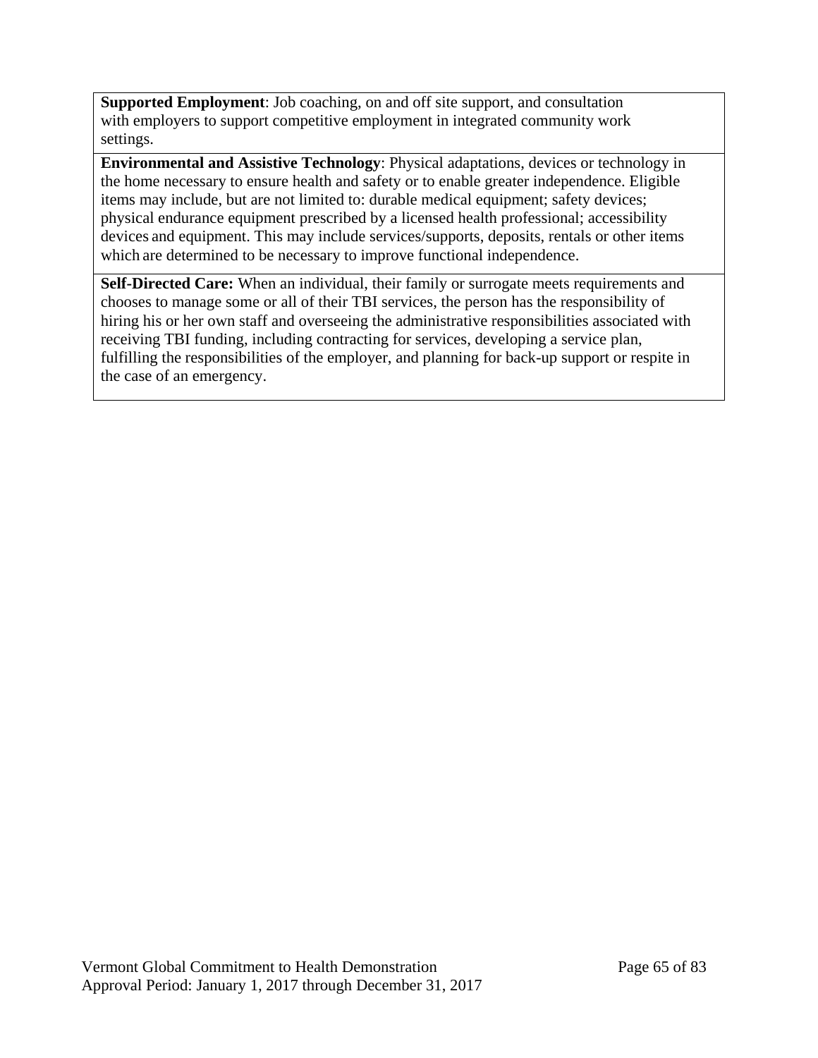| |
|---|
| **Supported Employment**: Job coaching, on and off site support, and consultation with employers to support competitive employment in integrated community work settings. |
| **Environmental and Assistive Technology**: Physical adaptations, devices or technology in the home necessary to ensure health and safety or to enable greater independence. Eligible items may include, but are not limited to: durable medical equipment; safety devices; physical endurance equipment prescribed by a licensed health professional; accessibility devices and equipment. This may include services/supports, deposits, rentals or other items which are determined to be necessary to improve functional independence. |
| **Self-Directed Care:** When an individual, their family or surrogate meets requirements and chooses to manage some or all of their TBI services, the person has the responsibility of hiring his or her own staff and overseeing the administrative responsibilities associated with receiving TBI funding, including contracting for services, developing a service plan, fulfilling the responsibilities of the employer, and planning for back-up support or respite in the case of an emergency. |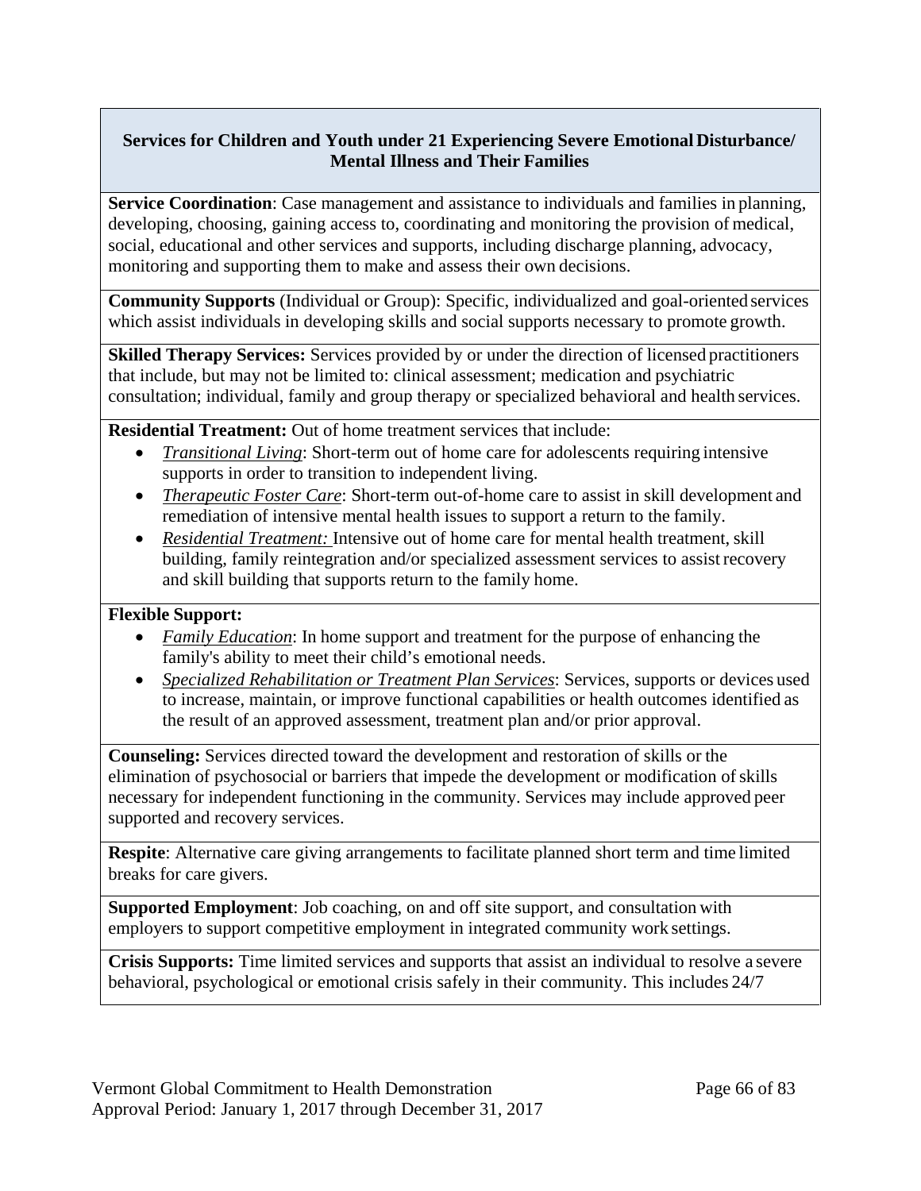| Services for Children and Youth under 21 Experiencing Severe Emotional Disturbance/ Mental Illness and Their Families |
|---|
| **Service Coordination**: Case management and assistance to individuals and families in planning, developing, choosing, gaining access to, coordinating and monitoring the provision of medical, social, educational and other services and supports, including discharge planning, advocacy, monitoring and supporting them to make and assess their own decisions. |
| **Community Supports** (Individual or Group): Specific, individualized and goal-oriented services which assist individuals in developing skills and social supports necessary to promote growth. |
| **Skilled Therapy Services:** Services provided by or under the direction of licensed practitioners that include, but may not be limited to: clinical assessment; medication and psychiatric consultation; individual, family and group therapy or specialized behavioral and health services. |
| **Residential Treatment:** Out of home treatment services that include:<br>• *Transitional Living*: Short-term out of home care for adolescents requiring intensive supports in order to transition to independent living.<br>• *Therapeutic Foster Care*: Short-term out-of-home care to assist in skill development and remediation of intensive mental health issues to support a return to the family.<br>• *Residential Treatment:* Intensive out of home care for mental health treatment, skill building, family reintegration and/or specialized assessment services to assist recovery and skill building that supports return to the family home. |
| **Flexible Support:**<br>• *Family Education*: In home support and treatment for the purpose of enhancing the family's ability to meet their child's emotional needs.<br>• *Specialized Rehabilitation or Treatment Plan Services*: Services, supports or devices used to increase, maintain, or improve functional capabilities or health outcomes identified as the result of an approved assessment, treatment plan and/or prior approval. |
| **Counseling:** Services directed toward the development and restoration of skills or the elimination of psychosocial or barriers that impede the development or modification of skills necessary for independent functioning in the community. Services may include approved peer supported and recovery services. |
| **Respite**: Alternative care giving arrangements to facilitate planned short term and time limited breaks for care givers. |
| **Supported Employment**: Job coaching, on and off site support, and consultation with employers to support competitive employment in integrated community work settings. |
| **Crisis Supports:** Time limited services and supports that assist an individual to resolve a severe behavioral, psychological or emotional crisis safely in their community. This includes 24/7 |

Vermont Global Commitment to Health Demonstration
Approval Period: January 1, 2017 through December 31, 2017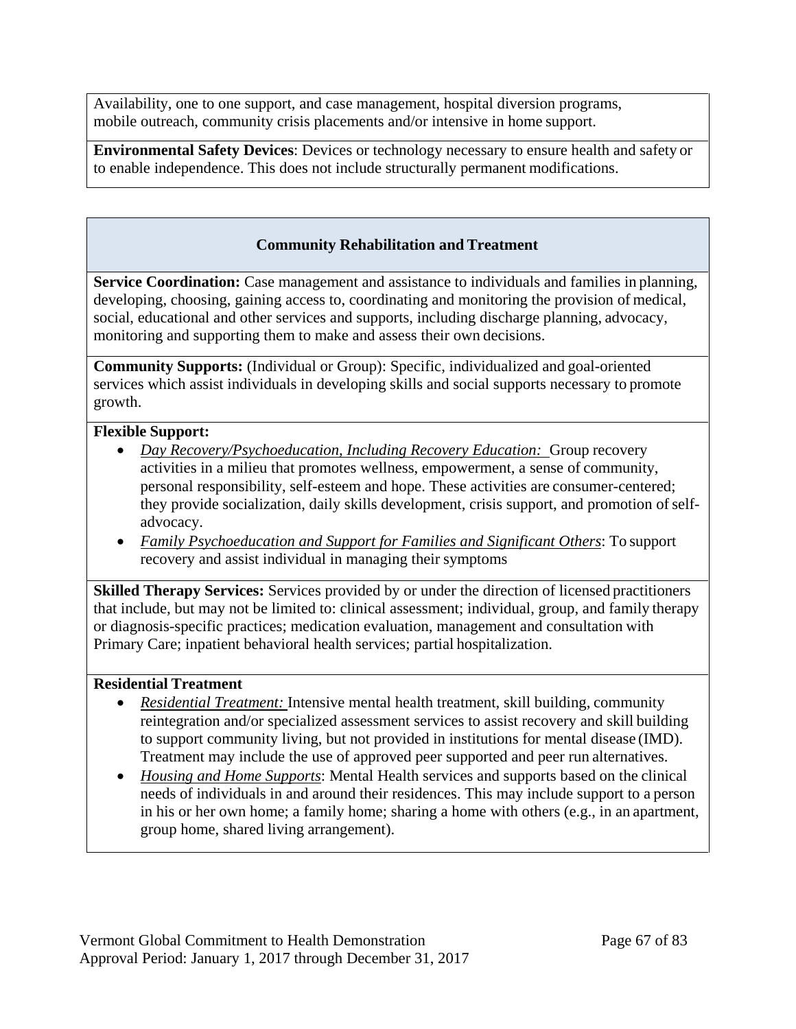Availability, one to one support, and case management, hospital diversion programs, mobile outreach, community crisis placements and/or intensive in home support.

**Environmental Safety Devices**: Devices or technology necessary to ensure health and safety or to enable independence. This does not include structurally permanent modifications.

### Community Rehabilitation and Treatment

**Service Coordination:** Case management and assistance to individuals and families in planning, developing, choosing, gaining access to, coordinating and monitoring the provision of medical, social, educational and other services and supports, including discharge planning, advocacy, monitoring and supporting them to make and assess their own decisions.

**Community Supports:** (Individual or Group): Specific, individualized and goal-oriented services which assist individuals in developing skills and social supports necessary to promote growth.

**Flexible Support:**

- *Day Recovery/Psychoeducation, Including Recovery Education:* Group recovery activities in a milieu that promotes wellness, empowerment, a sense of community, personal responsibility, self-esteem and hope. These activities are consumer-centered; they provide socialization, daily skills development, crisis support, and promotion of self-advocacy.
- *Family Psychoeducation and Support for Families and Significant Others*: To support recovery and assist individual in managing their symptoms

**Skilled Therapy Services:** Services provided by or under the direction of licensed practitioners that include, but may not be limited to: clinical assessment; individual, group, and family therapy or diagnosis-specific practices; medication evaluation, management and consultation with Primary Care; inpatient behavioral health services; partial hospitalization.

**Residential Treatment**

- *Residential Treatment:* Intensive mental health treatment, skill building, community reintegration and/or specialized assessment services to assist recovery and skill building to support community living, but not provided in institutions for mental disease (IMD). Treatment may include the use of approved peer supported and peer run alternatives.
- *Housing and Home Supports*: Mental Health services and supports based on the clinical needs of individuals in and around their residences. This may include support to a person in his or her own home; a family home; sharing a home with others (e.g., in an apartment, group home, shared living arrangement).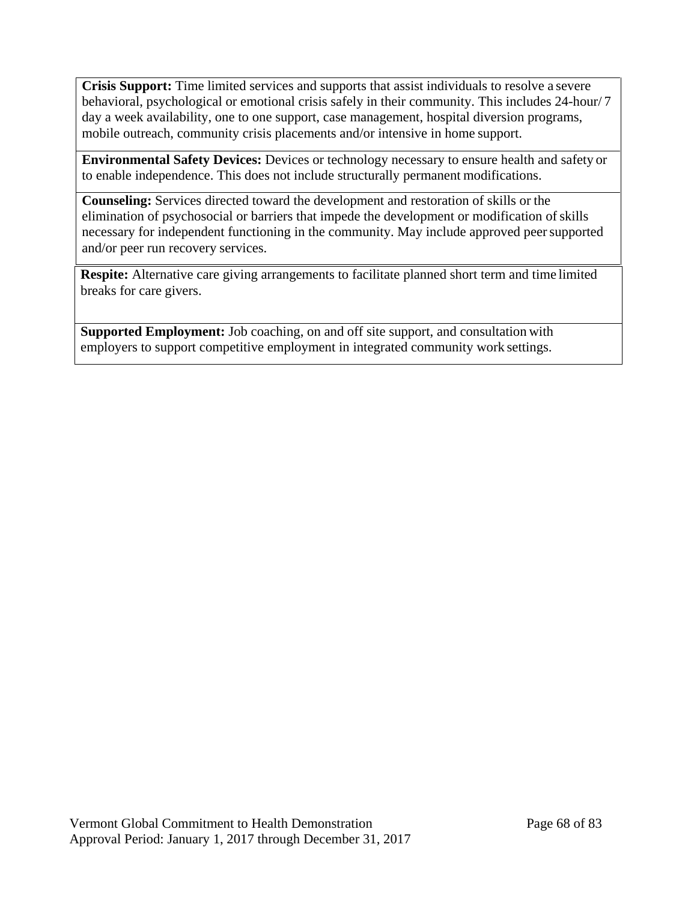| |
|---|
| **Crisis Support:** Time limited services and supports that assist individuals to resolve a severe behavioral, psychological or emotional crisis safely in their community. This includes 24-hour/ 7 day a week availability, one to one support, case management, hospital diversion programs, mobile outreach, community crisis placements and/or intensive in home support. |
| **Environmental Safety Devices:** Devices or technology necessary to ensure health and safety or to enable independence. This does not include structurally permanent modifications. |
| **Counseling:** Services directed toward the development and restoration of skills or the elimination of psychosocial or barriers that impede the development or modification of skills necessary for independent functioning in the community. May include approved peer supported and/or peer run recovery services. |
| **Respite:** Alternative care giving arrangements to facilitate planned short term and time limited breaks for care givers. |
| **Supported Employment:** Job coaching, on and off site support, and consultation with employers to support competitive employment in integrated community work settings. |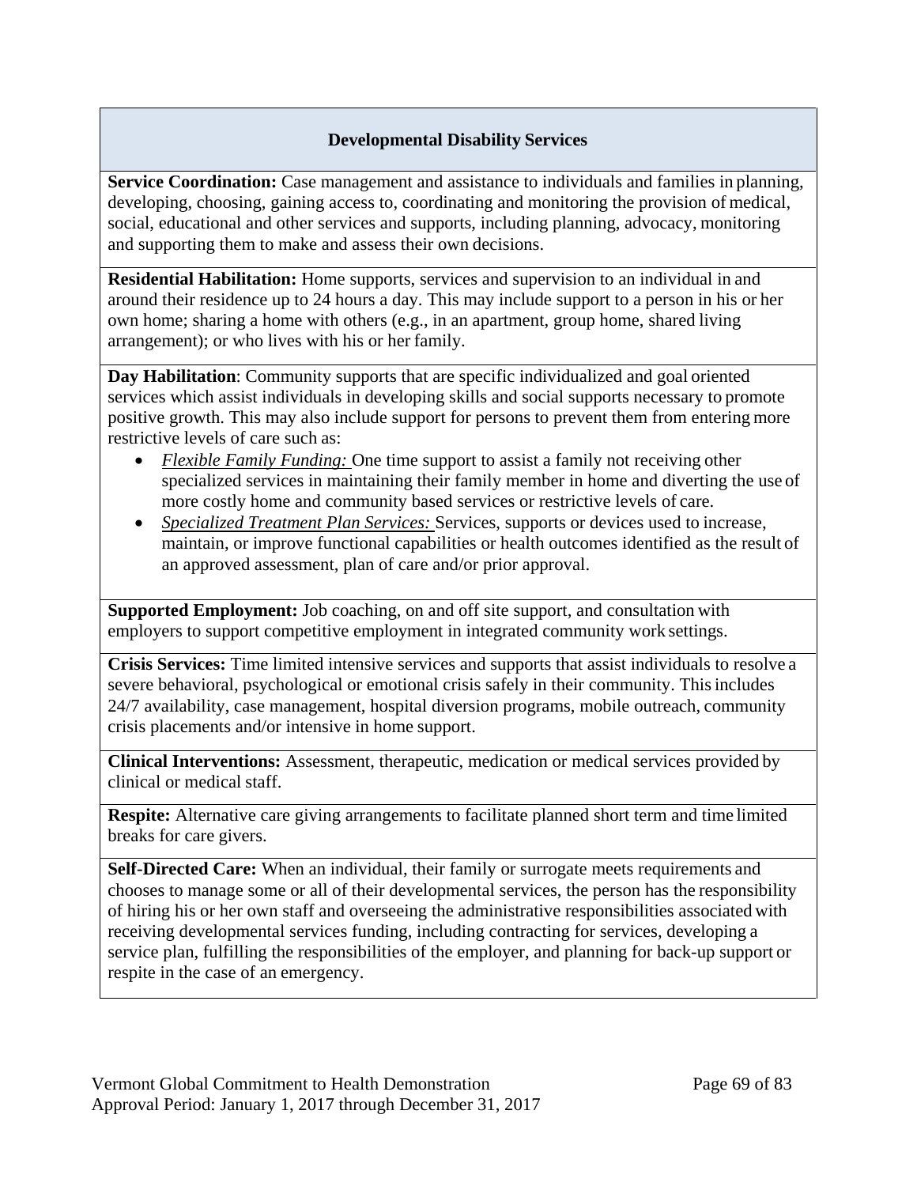## Developmental Disability Services

**Service Coordination:** Case management and assistance to individuals and families in planning, developing, choosing, gaining access to, coordinating and monitoring the provision of medical, social, educational and other services and supports, including planning, advocacy, monitoring and supporting them to make and assess their own decisions.

**Residential Habilitation:** Home supports, services and supervision to an individual in and around their residence up to 24 hours a day. This may include support to a person in his or her own home; sharing a home with others (e.g., in an apartment, group home, shared living arrangement); or who lives with his or her family.

**Day Habilitation**: Community supports that are specific individualized and goal oriented services which assist individuals in developing skills and social supports necessary to promote positive growth. This may also include support for persons to prevent them from entering more restrictive levels of care such as:

- *Flexible Family Funding:* One time support to assist a family not receiving other specialized services in maintaining their family member in home and diverting the use of more costly home and community based services or restrictive levels of care.
- *Specialized Treatment Plan Services:* Services, supports or devices used to increase, maintain, or improve functional capabilities or health outcomes identified as the result of an approved assessment, plan of care and/or prior approval.

**Supported Employment:** Job coaching, on and off site support, and consultation with employers to support competitive employment in integrated community work settings.

**Crisis Services:** Time limited intensive services and supports that assist individuals to resolve a severe behavioral, psychological or emotional crisis safely in their community. This includes 24/7 availability, case management, hospital diversion programs, mobile outreach, community crisis placements and/or intensive in home support.

**Clinical Interventions:** Assessment, therapeutic, medication or medical services provided by clinical or medical staff.

**Respite:** Alternative care giving arrangements to facilitate planned short term and time limited breaks for care givers.

**Self-Directed Care:** When an individual, their family or surrogate meets requirements and chooses to manage some or all of their developmental services, the person has the responsibility of hiring his or her own staff and overseeing the administrative responsibilities associated with receiving developmental services funding, including contracting for services, developing a service plan, fulfilling the responsibilities of the employer, and planning for back-up support or respite in the case of an emergency.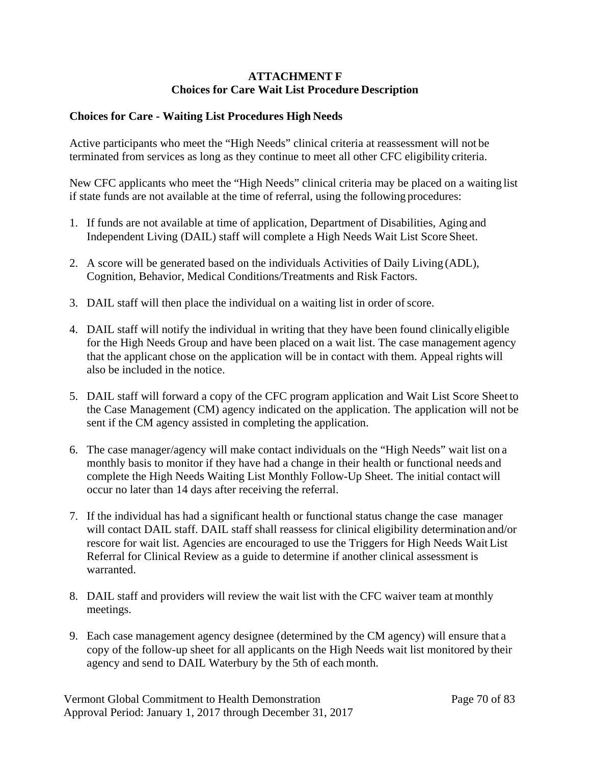# ATTACHMENT F
## Choices for Care Wait List Procedure Description

### Choices for Care - Waiting List Procedures High Needs

Active participants who meet the "High Needs" clinical criteria at reassessment will not be terminated from services as long as they continue to meet all other CFC eligibility criteria.

New CFC applicants who meet the "High Needs" clinical criteria may be placed on a waiting list if state funds are not available at the time of referral, using the following procedures:

1. If funds are not available at time of application, Department of Disabilities, Aging and Independent Living (DAIL) staff will complete a High Needs Wait List Score Sheet.
2. A score will be generated based on the individuals Activities of Daily Living (ADL), Cognition, Behavior, Medical Conditions/Treatments and Risk Factors.
3. DAIL staff will then place the individual on a waiting list in order of score.
4. DAIL staff will notify the individual in writing that they have been found clinically eligible for the High Needs Group and have been placed on a wait list. The case management agency that the applicant chose on the application will be in contact with them. Appeal rights will also be included in the notice.
5. DAIL staff will forward a copy of the CFC program application and Wait List Score Sheet to the Case Management (CM) agency indicated on the application. The application will not be sent if the CM agency assisted in completing the application.
6. The case manager/agency will make contact individuals on the "High Needs" wait list on a monthly basis to monitor if they have had a change in their health or functional needs and complete the High Needs Waiting List Monthly Follow-Up Sheet. The initial contact will occur no later than 14 days after receiving the referral.
7. If the individual has had a significant health or functional status change the case manager will contact DAIL staff. DAIL staff shall reassess for clinical eligibility determination and/or rescore for wait list. Agencies are encouraged to use the Triggers for High Needs Wait List Referral for Clinical Review as a guide to determine if another clinical assessment is warranted.
8. DAIL staff and providers will review the wait list with the CFC waiver team at monthly meetings.
9. Each case management agency designee (determined by the CM agency) will ensure that a copy of the follow-up sheet for all applicants on the High Needs wait list monitored by their agency and send to DAIL Waterbury by the 5th of each month.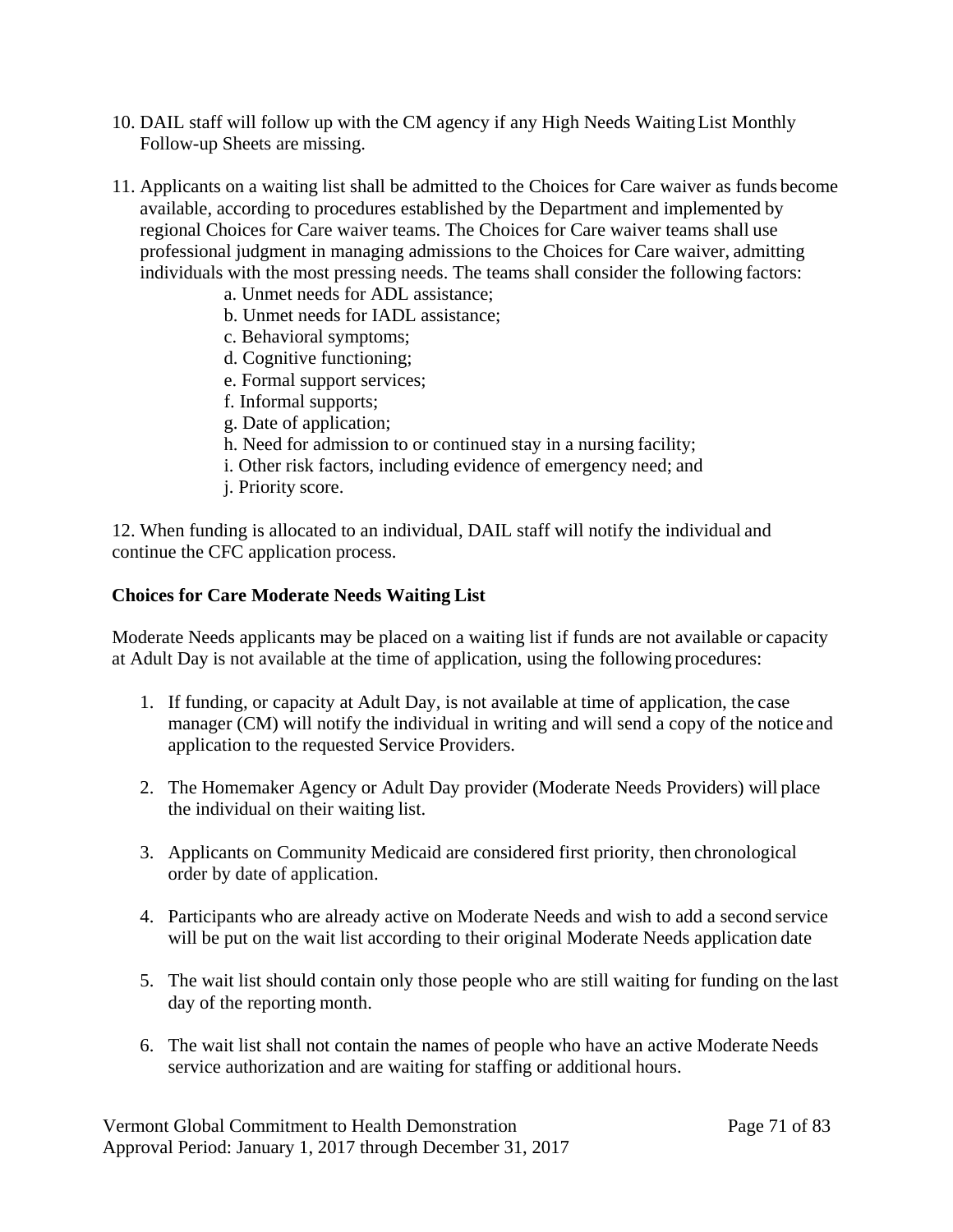10. DAIL staff will follow up with the CM agency if any High Needs Waiting List Monthly Follow-up Sheets are missing.

11. Applicants on a waiting list shall be admitted to the Choices for Care waiver as funds become available, according to procedures established by the Department and implemented by regional Choices for Care waiver teams. The Choices for Care waiver teams shall use professional judgment in managing admissions to the Choices for Care waiver, admitting individuals with the most pressing needs. The teams shall consider the following factors:
    a. Unmet needs for ADL assistance;
    b. Unmet needs for IADL assistance;
    c. Behavioral symptoms;
    d. Cognitive functioning;
    e. Formal support services;
    f. Informal supports;
    g. Date of application;
    h. Need for admission to or continued stay in a nursing facility;
    i. Other risk factors, including evidence of emergency need; and
    j. Priority score.

12. When funding is allocated to an individual, DAIL staff will notify the individual and continue the CFC application process.

**Choices for Care Moderate Needs Waiting List**

Moderate Needs applicants may be placed on a waiting list if funds are not available or capacity at Adult Day is not available at the time of application, using the following procedures:

1. If funding, or capacity at Adult Day, is not available at time of application, the case manager (CM) will notify the individual in writing and will send a copy of the notice and application to the requested Service Providers.

2. The Homemaker Agency or Adult Day provider (Moderate Needs Providers) will place the individual on their waiting list.

3. Applicants on Community Medicaid are considered first priority, then chronological order by date of application.

4. Participants who are already active on Moderate Needs and wish to add a second service will be put on the wait list according to their original Moderate Needs application date

5. The wait list should contain only those people who are still waiting for funding on the last day of the reporting month.

6. The wait list shall not contain the names of people who have an active Moderate Needs service authorization and are waiting for staffing or additional hours.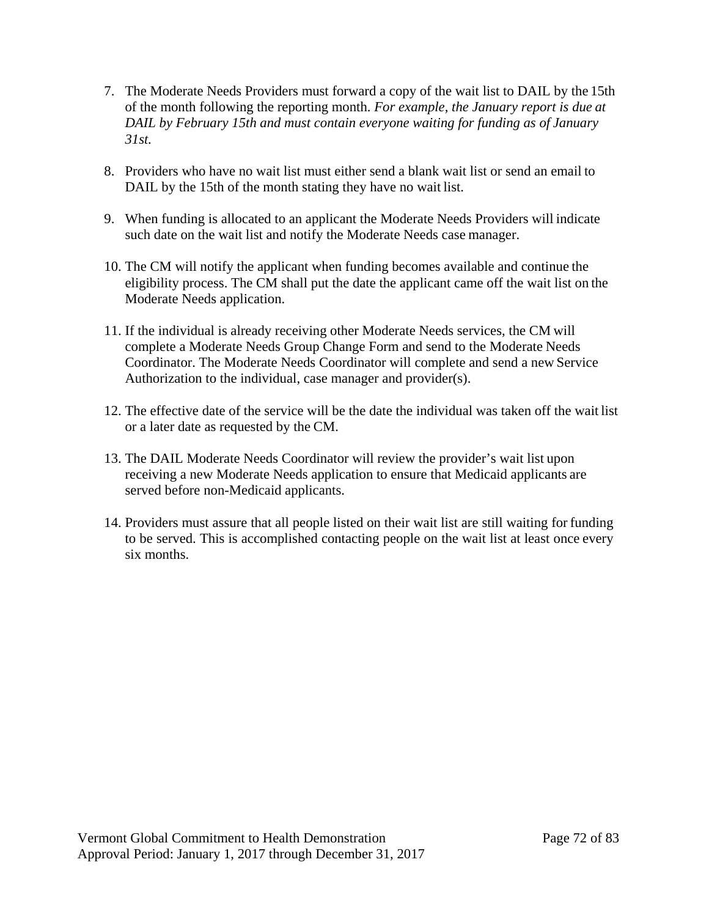7. The Moderate Needs Providers must forward a copy of the wait list to DAIL by the 15th of the month following the reporting month. *For example, the January report is due at DAIL by February 15th and must contain everyone waiting for funding as of January 31st.*

8. Providers who have no wait list must either send a blank wait list or send an email to DAIL by the 15th of the month stating they have no wait list.

9. When funding is allocated to an applicant the Moderate Needs Providers will indicate such date on the wait list and notify the Moderate Needs case manager.

10. The CM will notify the applicant when funding becomes available and continue the eligibility process. The CM shall put the date the applicant came off the wait list on the Moderate Needs application.

11. If the individual is already receiving other Moderate Needs services, the CM will complete a Moderate Needs Group Change Form and send to the Moderate Needs Coordinator. The Moderate Needs Coordinator will complete and send a new Service Authorization to the individual, case manager and provider(s).

12. The effective date of the service will be the date the individual was taken off the wait list or a later date as requested by the CM.

13. The DAIL Moderate Needs Coordinator will review the provider's wait list upon receiving a new Moderate Needs application to ensure that Medicaid applicants are served before non-Medicaid applicants.

14. Providers must assure that all people listed on their wait list are still waiting for funding to be served. This is accomplished contacting people on the wait list at least once every six months.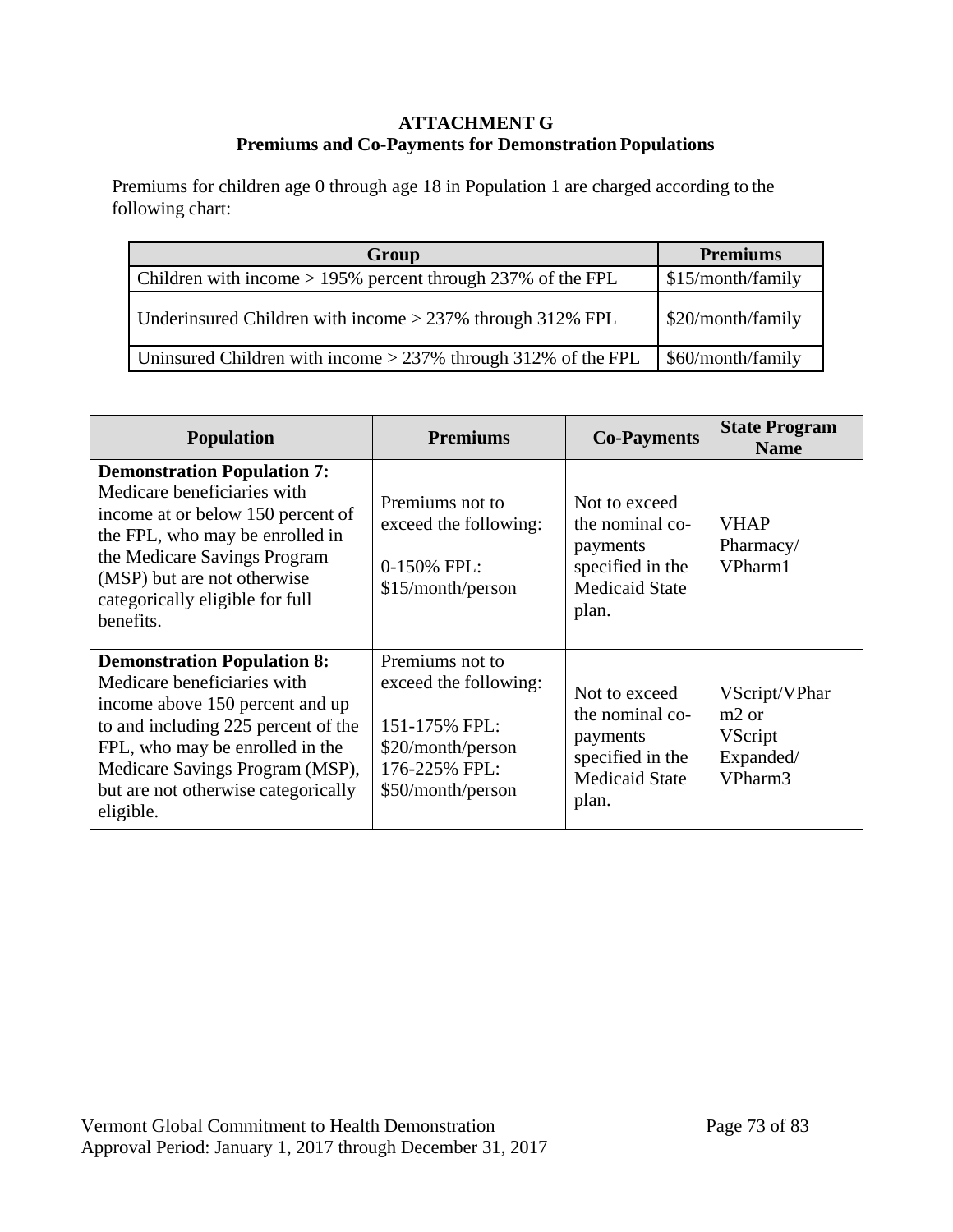# ATTACHMENT G
## Premiums and Co-Payments for Demonstration Populations

Premiums for children age 0 through age 18 in Population 1 are charged according to the following chart:

| Group | Premiums |
|---|---|
| Children with income > 195% percent through 237% of the FPL | $15/month/family |
| Underinsured Children with income > 237% through 312% FPL | $20/month/family |
| Uninsured Children with income > 237% through 312% of the FPL | $60/month/family |

| Population | Premiums | Co-Payments | State Program Name |
|---|---|---|---|
| **Demonstration Population 7:** Medicare beneficiaries with income at or below 150 percent of the FPL, who may be enrolled in the Medicare Savings Program (MSP) but are not otherwise categorically eligible for full benefits. | Premiums not to exceed the following:<br><br>0-150% FPL: $15/month/person | Not to exceed the nominal co-payments specified in the Medicaid State plan. | VHAP Pharmacy/ VPharm1 |
| **Demonstration Population 8:** Medicare beneficiaries with income above 150 percent and up to and including 225 percent of the FPL, who may be enrolled in the Medicare Savings Program (MSP), but are not otherwise categorically eligible. | Premiums not to exceed the following:<br><br>151-175% FPL: $20/month/person<br>176-225% FPL: $50/month/person | Not to exceed the nominal co-payments specified in the Medicaid State plan. | VScript/VPharm2 or VScript Expanded/ VPharm3 |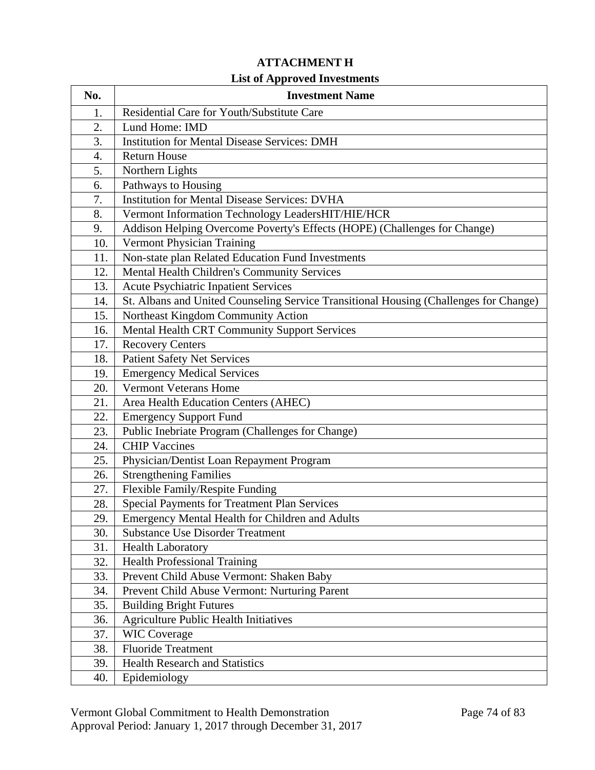## ATTACHMENT H

### List of Approved Investments

| No. | Investment Name |
|---|---|
| 1. | Residential Care for Youth/Substitute Care |
| 2. | Lund Home: IMD |
| 3. | Institution for Mental Disease Services: DMH |
| 4. | Return House |
| 5. | Northern Lights |
| 6. | Pathways to Housing |
| 7. | Institution for Mental Disease Services: DVHA |
| 8. | Vermont Information Technology LeadersHIT/HIE/HCR |
| 9. | Addison Helping Overcome Poverty's Effects (HOPE) (Challenges for Change) |
| 10. | Vermont Physician Training |
| 11. | Non-state plan Related Education Fund Investments |
| 12. | Mental Health Children's Community Services |
| 13. | Acute Psychiatric Inpatient Services |
| 14. | St. Albans and United Counseling Service Transitional Housing (Challenges for Change) |
| 15. | Northeast Kingdom Community Action |
| 16. | Mental Health CRT Community Support Services |
| 17. | Recovery Centers |
| 18. | Patient Safety Net Services |
| 19. | Emergency Medical Services |
| 20. | Vermont Veterans Home |
| 21. | Area Health Education Centers (AHEC) |
| 22. | Emergency Support Fund |
| 23. | Public Inebriate Program (Challenges for Change) |
| 24. | CHIP Vaccines |
| 25. | Physician/Dentist Loan Repayment Program |
| 26. | Strengthening Families |
| 27. | Flexible Family/Respite Funding |
| 28. | Special Payments for Treatment Plan Services |
| 29. | Emergency Mental Health for Children and Adults |
| 30. | Substance Use Disorder Treatment |
| 31. | Health Laboratory |
| 32. | Health Professional Training |
| 33. | Prevent Child Abuse Vermont: Shaken Baby |
| 34. | Prevent Child Abuse Vermont: Nurturing Parent |
| 35. | Building Bright Futures |
| 36. | Agriculture Public Health Initiatives |
| 37. | WIC Coverage |
| 38. | Fluoride Treatment |
| 39. | Health Research and Statistics |
| 40. | Epidemiology |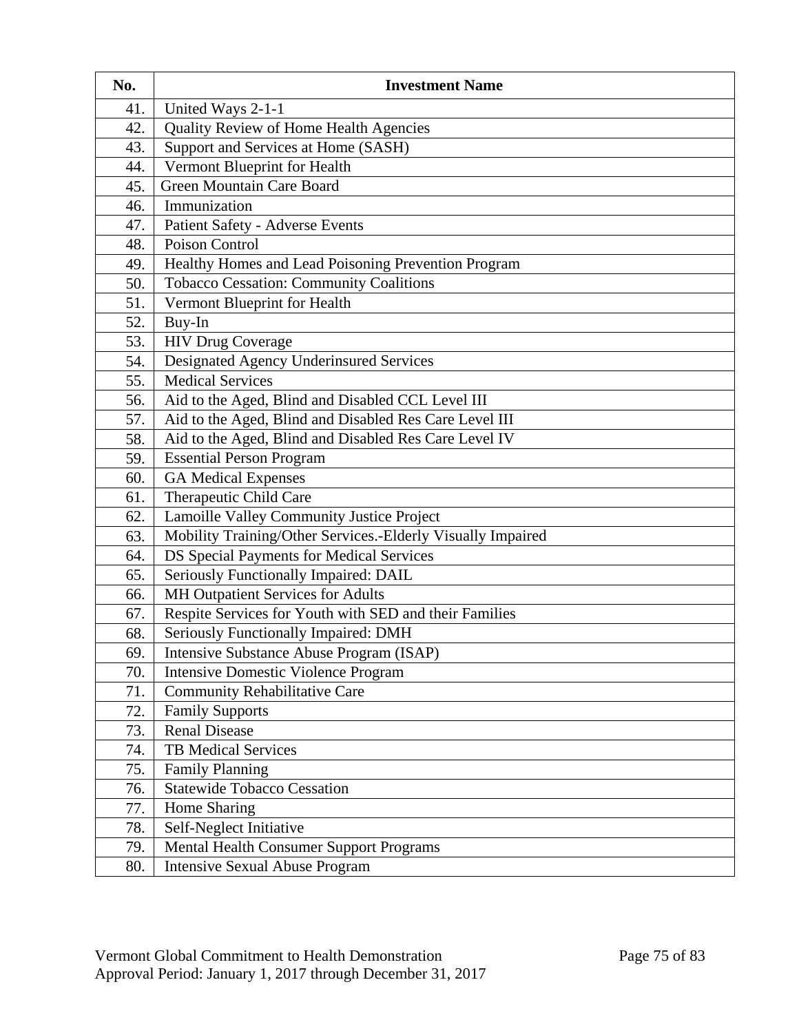| No. | Investment Name |
|---|---|
| 41. | United Ways 2-1-1 |
| 42. | Quality Review of Home Health Agencies |
| 43. | Support and Services at Home (SASH) |
| 44. | Vermont Blueprint for Health |
| 45. | Green Mountain Care Board |
| 46. | Immunization |
| 47. | Patient Safety - Adverse Events |
| 48. | Poison Control |
| 49. | Healthy Homes and Lead Poisoning Prevention Program |
| 50. | Tobacco Cessation: Community Coalitions |
| 51. | Vermont Blueprint for Health |
| 52. | Buy-In |
| 53. | HIV Drug Coverage |
| 54. | Designated Agency Underinsured Services |
| 55. | Medical Services |
| 56. | Aid to the Aged, Blind and Disabled CCL Level III |
| 57. | Aid to the Aged, Blind and Disabled Res Care Level III |
| 58. | Aid to the Aged, Blind and Disabled Res Care Level IV |
| 59. | Essential Person Program |
| 60. | GA Medical Expenses |
| 61. | Therapeutic Child Care |
| 62. | Lamoille Valley Community Justice Project |
| 63. | Mobility Training/Other Services.-Elderly Visually Impaired |
| 64. | DS Special Payments for Medical Services |
| 65. | Seriously Functionally Impaired: DAIL |
| 66. | MH Outpatient Services for Adults |
| 67. | Respite Services for Youth with SED and their Families |
| 68. | Seriously Functionally Impaired: DMH |
| 69. | Intensive Substance Abuse Program (ISAP) |
| 70. | Intensive Domestic Violence Program |
| 71. | Community Rehabilitative Care |
| 72. | Family Supports |
| 73. | Renal Disease |
| 74. | TB Medical Services |
| 75. | Family Planning |
| 76. | Statewide Tobacco Cessation |
| 77. | Home Sharing |
| 78. | Self-Neglect Initiative |
| 79. | Mental Health Consumer Support Programs |
| 80. | Intensive Sexual Abuse Program |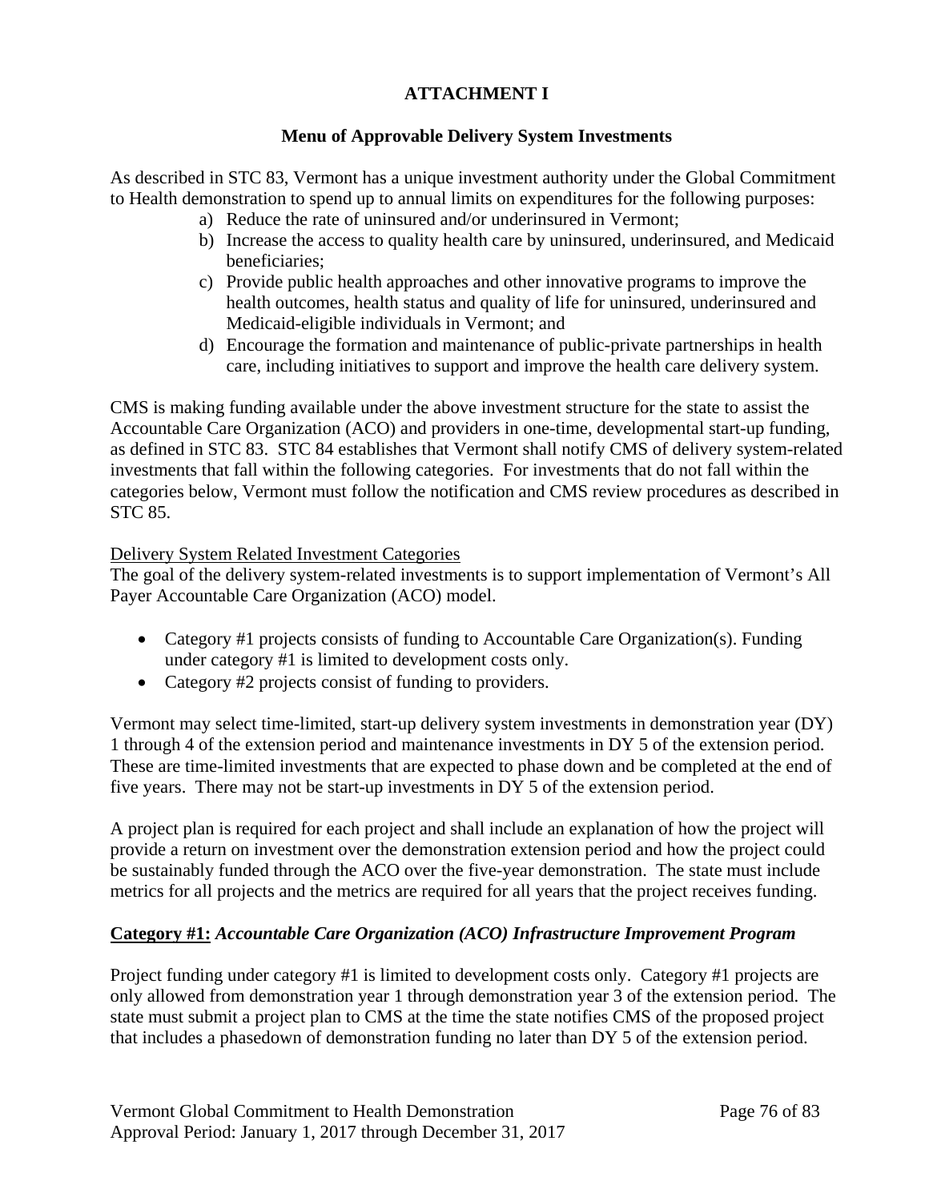# ATTACHMENT I

## Menu of Approvable Delivery System Investments

As described in STC 83, Vermont has a unique investment authority under the Global Commitment to Health demonstration to spend up to annual limits on expenditures for the following purposes:

a) Reduce the rate of uninsured and/or underinsured in Vermont;
b) Increase the access to quality health care by uninsured, underinsured, and Medicaid beneficiaries;
c) Provide public health approaches and other innovative programs to improve the health outcomes, health status and quality of life for uninsured, underinsured and Medicaid-eligible individuals in Vermont; and
d) Encourage the formation and maintenance of public-private partnerships in health care, including initiatives to support and improve the health care delivery system.

CMS is making funding available under the above investment structure for the state to assist the Accountable Care Organization (ACO) and providers in one-time, developmental start-up funding, as defined in STC 83. STC 84 establishes that Vermont shall notify CMS of delivery system-related investments that fall within the following categories. For investments that do not fall within the categories below, Vermont must follow the notification and CMS review procedures as described in STC 85.

Delivery System Related Investment Categories

The goal of the delivery system-related investments is to support implementation of Vermont's All Payer Accountable Care Organization (ACO) model.

- Category #1 projects consists of funding to Accountable Care Organization(s). Funding under category #1 is limited to development costs only.
- Category #2 projects consist of funding to providers.

Vermont may select time-limited, start-up delivery system investments in demonstration year (DY) 1 through 4 of the extension period and maintenance investments in DY 5 of the extension period. These are time-limited investments that are expected to phase down and be completed at the end of five years. There may not be start-up investments in DY 5 of the extension period.

A project plan is required for each project and shall include an explanation of how the project will provide a return on investment over the demonstration extension period and how the project could be sustainably funded through the ACO over the five-year demonstration. The state must include metrics for all projects and the metrics are required for all years that the project receives funding.

### Category #1: *Accountable Care Organization (ACO) Infrastructure Improvement Program*

Project funding under category #1 is limited to development costs only. Category #1 projects are only allowed from demonstration year 1 through demonstration year 3 of the extension period. The state must submit a project plan to CMS at the time the state notifies CMS of the proposed project that includes a phasedown of demonstration funding no later than DY 5 of the extension period.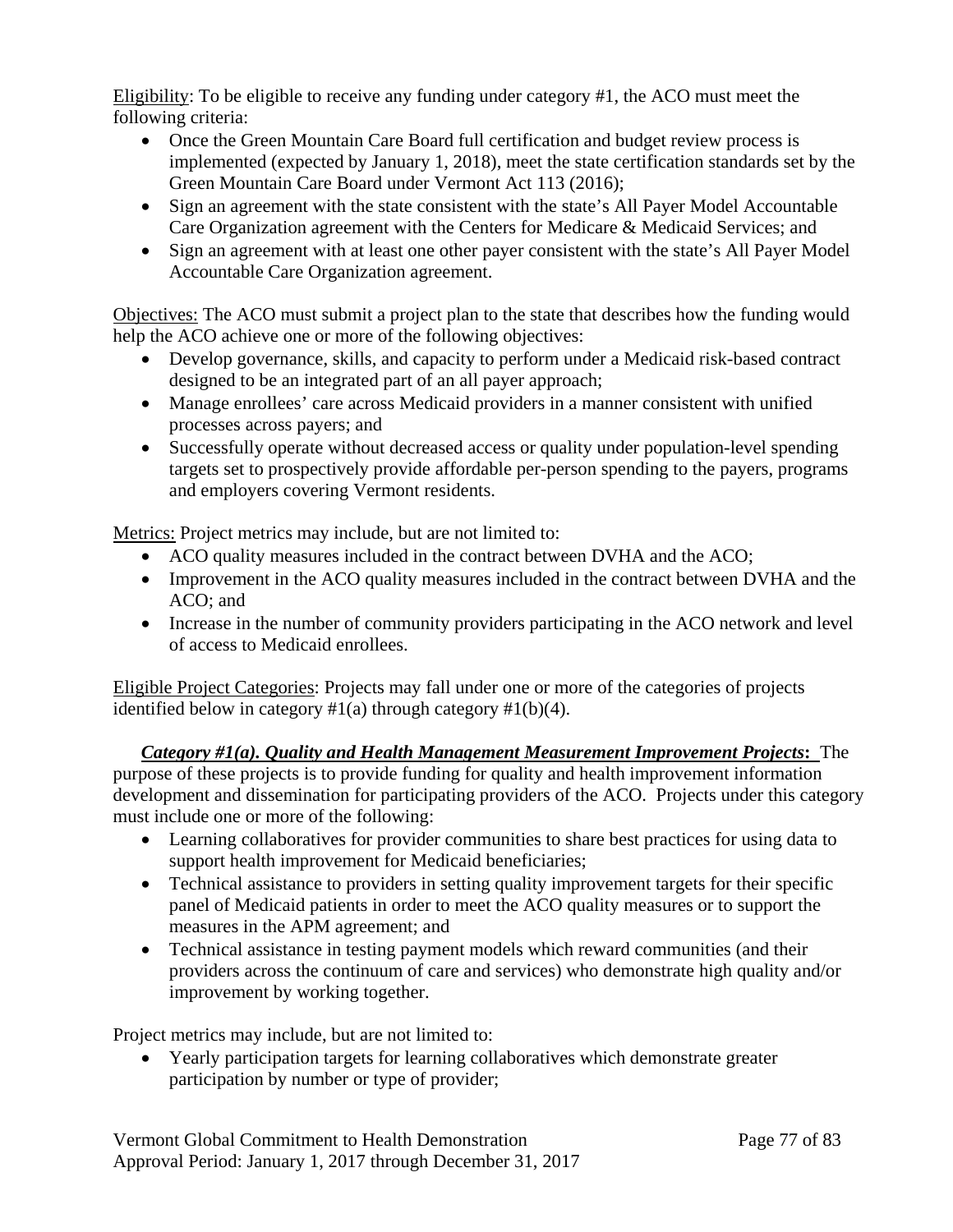Eligibility: To be eligible to receive any funding under category #1, the ACO must meet the following criteria:

- Once the Green Mountain Care Board full certification and budget review process is implemented (expected by January 1, 2018), meet the state certification standards set by the Green Mountain Care Board under Vermont Act 113 (2016);
- Sign an agreement with the state consistent with the state's All Payer Model Accountable Care Organization agreement with the Centers for Medicare & Medicaid Services; and
- Sign an agreement with at least one other payer consistent with the state's All Payer Model Accountable Care Organization agreement.

Objectives: The ACO must submit a project plan to the state that describes how the funding would help the ACO achieve one or more of the following objectives:

- Develop governance, skills, and capacity to perform under a Medicaid risk-based contract designed to be an integrated part of an all payer approach;
- Manage enrollees' care across Medicaid providers in a manner consistent with unified processes across payers; and
- Successfully operate without decreased access or quality under population-level spending targets set to prospectively provide affordable per-person spending to the payers, programs and employers covering Vermont residents.

Metrics: Project metrics may include, but are not limited to:

- ACO quality measures included in the contract between DVHA and the ACO;
- Improvement in the ACO quality measures included in the contract between DVHA and the ACO; and
- Increase in the number of community providers participating in the ACO network and level of access to Medicaid enrollees.

Eligible Project Categories: Projects may fall under one or more of the categories of projects identified below in category #1(a) through category #1(b)(4).

***Category #1(a). Quality and Health Management Measurement Improvement Projects*:** The purpose of these projects is to provide funding for quality and health improvement information development and dissemination for participating providers of the ACO. Projects under this category must include one or more of the following:

- Learning collaboratives for provider communities to share best practices for using data to support health improvement for Medicaid beneficiaries;
- Technical assistance to providers in setting quality improvement targets for their specific panel of Medicaid patients in order to meet the ACO quality measures or to support the measures in the APM agreement; and
- Technical assistance in testing payment models which reward communities (and their providers across the continuum of care and services) who demonstrate high quality and/or improvement by working together.

Project metrics may include, but are not limited to:

- Yearly participation targets for learning collaboratives which demonstrate greater participation by number or type of provider;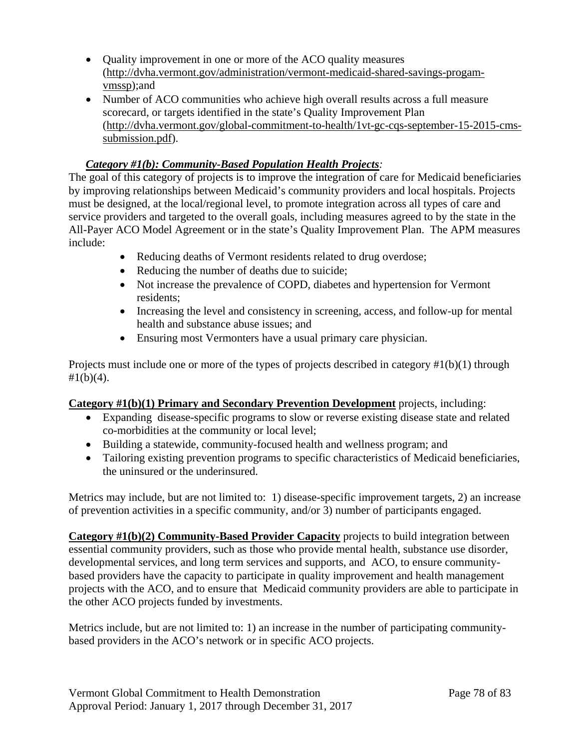- Quality improvement in one or more of the ACO quality measures (http://dvha.vermont.gov/administration/vermont-medicaid-shared-savings-progam-vmssp);and
- Number of ACO communities who achieve high overall results across a full measure scorecard, or targets identified in the state's Quality Improvement Plan (http://dvha.vermont.gov/global-commitment-to-health/1vt-gc-cqs-september-15-2015-cms-submission.pdf).

***Category #1(b): Community-Based Population Health Projects**:*

The goal of this category of projects is to improve the integration of care for Medicaid beneficiaries by improving relationships between Medicaid's community providers and local hospitals. Projects must be designed, at the local/regional level, to promote integration across all types of care and service providers and targeted to the overall goals, including measures agreed to by the state in the All-Payer ACO Model Agreement or in the state's Quality Improvement Plan. The APM measures include:

- Reducing deaths of Vermont residents related to drug overdose;
- Reducing the number of deaths due to suicide;
- Not increase the prevalence of COPD, diabetes and hypertension for Vermont residents;
- Increasing the level and consistency in screening, access, and follow-up for mental health and substance abuse issues; and
- Ensuring most Vermonters have a usual primary care physician.

Projects must include one or more of the types of projects described in category #1(b)(1) through #1(b)(4).

**Category #1(b)(1) Primary and Secondary Prevention Development** projects, including:

- Expanding disease-specific programs to slow or reverse existing disease state and related co-morbidities at the community or local level;
- Building a statewide, community-focused health and wellness program; and
- Tailoring existing prevention programs to specific characteristics of Medicaid beneficiaries, the uninsured or the underinsured.

Metrics may include, but are not limited to: 1) disease-specific improvement targets, 2) an increase of prevention activities in a specific community, and/or 3) number of participants engaged.

**Category #1(b)(2) Community-Based Provider Capacity** projects to build integration between essential community providers, such as those who provide mental health, substance use disorder, developmental services, and long term services and supports, and ACO, to ensure community-based providers have the capacity to participate in quality improvement and health management projects with the ACO, and to ensure that Medicaid community providers are able to participate in the other ACO projects funded by investments.

Metrics include, but are not limited to: 1) an increase in the number of participating community-based providers in the ACO's network or in specific ACO projects.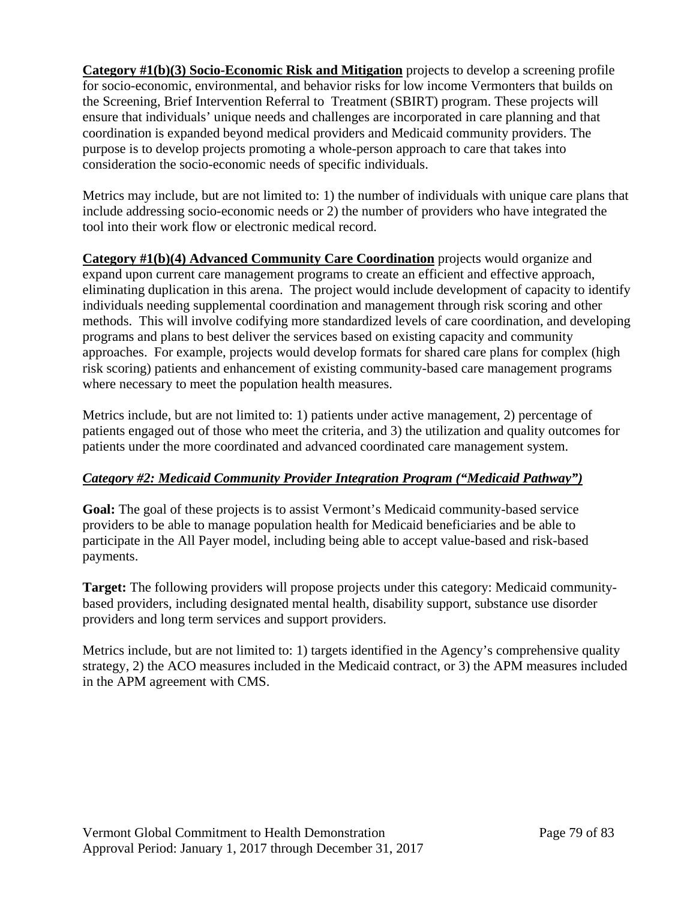**Category #1(b)(3) Socio-Economic Risk and Mitigation** projects to develop a screening profile for socio-economic, environmental, and behavior risks for low income Vermonters that builds on the Screening, Brief Intervention Referral to Treatment (SBIRT) program. These projects will ensure that individuals' unique needs and challenges are incorporated in care planning and that coordination is expanded beyond medical providers and Medicaid community providers. The purpose is to develop projects promoting a whole-person approach to care that takes into consideration the socio-economic needs of specific individuals.

Metrics may include, but are not limited to: 1) the number of individuals with unique care plans that include addressing socio-economic needs or 2) the number of providers who have integrated the tool into their work flow or electronic medical record.

**Category #1(b)(4) Advanced Community Care Coordination** projects would organize and expand upon current care management programs to create an efficient and effective approach, eliminating duplication in this arena. The project would include development of capacity to identify individuals needing supplemental coordination and management through risk scoring and other methods. This will involve codifying more standardized levels of care coordination, and developing programs and plans to best deliver the services based on existing capacity and community approaches. For example, projects would develop formats for shared care plans for complex (high risk scoring) patients and enhancement of existing community-based care management programs where necessary to meet the population health measures.

Metrics include, but are not limited to: 1) patients under active management, 2) percentage of patients engaged out of those who meet the criteria, and 3) the utilization and quality outcomes for patients under the more coordinated and advanced coordinated care management system.

***Category #2: Medicaid Community Provider Integration Program ("Medicaid Pathway")***

**Goal:** The goal of these projects is to assist Vermont's Medicaid community-based service providers to be able to manage population health for Medicaid beneficiaries and be able to participate in the All Payer model, including being able to accept value-based and risk-based payments.

**Target:** The following providers will propose projects under this category: Medicaid community-based providers, including designated mental health, disability support, substance use disorder providers and long term services and support providers.

Metrics include, but are not limited to: 1) targets identified in the Agency's comprehensive quality strategy, 2) the ACO measures included in the Medicaid contract, or 3) the APM measures included in the APM agreement with CMS.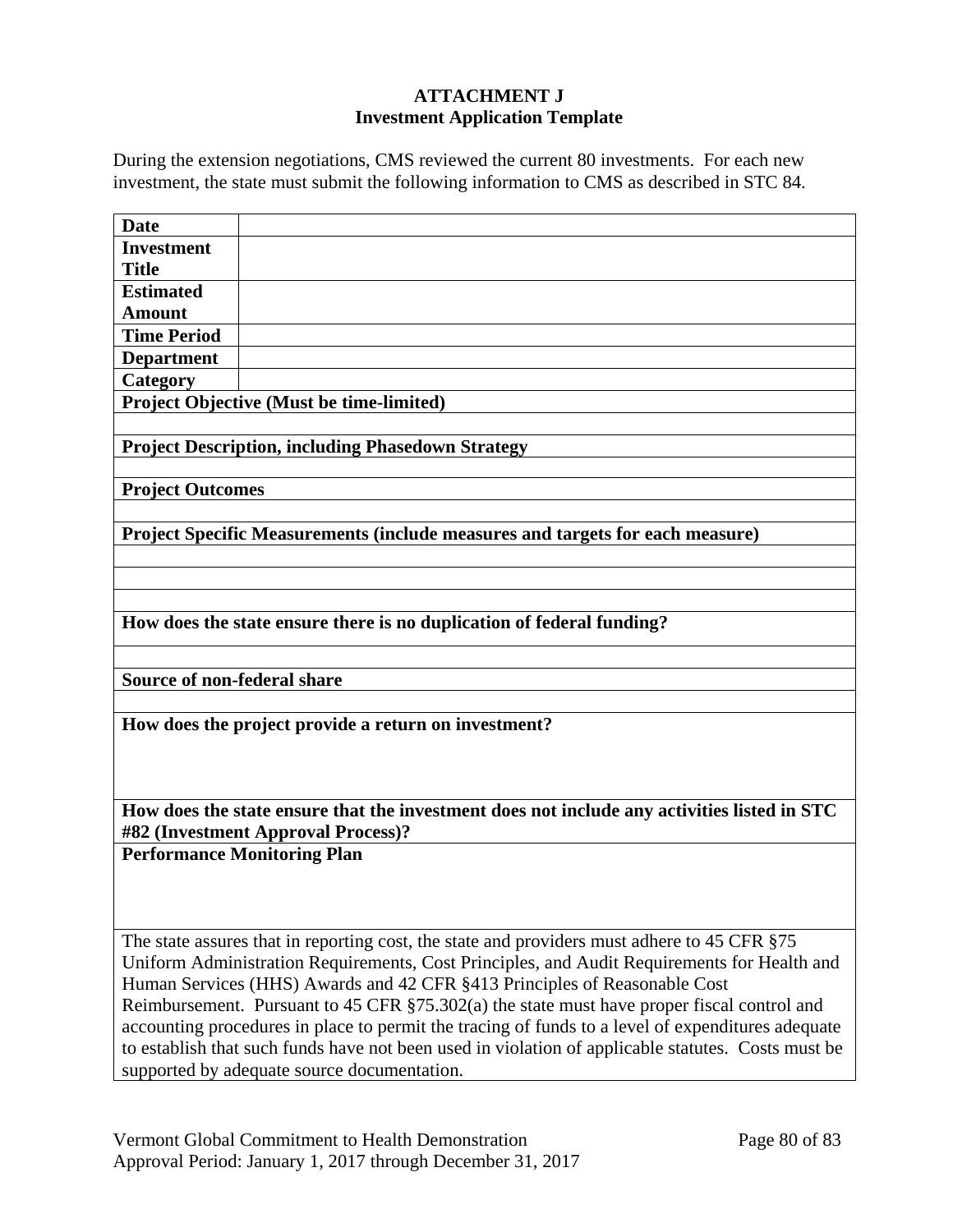**ATTACHMENT J**
**Investment Application Template**

During the extension negotiations, CMS reviewed the current 80 investments. For each new investment, the state must submit the following information to CMS as described in STC 84.

| **Date** | |
|---|---|
| **Investment Title** | |
| **Estimated Amount** | |
| **Time Period** | |
| **Department** | |
| **Category** | |
| **Project Objective (Must be time-limited)** | |
| | |
| **Project Description, including Phasedown Strategy** | |
| | |
| **Project Outcomes** | |
| | |
| **Project Specific Measurements (include measures and targets for each measure)** | |
| | |
| | |
| | |
| **How does the state ensure there is no duplication of federal funding?** | |
| | |
| **Source of non-federal share** | |
| | |
| **How does the project provide a return on investment?** | |
| **How does the state ensure that the investment does not include any activities listed in STC #82 (Investment Approval Process)?** | |
| **Performance Monitoring Plan** | |
| The state assures that in reporting cost, the state and providers must adhere to 45 CFR §75 Uniform Administration Requirements, Cost Principles, and Audit Requirements for Health and Human Services (HHS) Awards and 42 CFR §413 Principles of Reasonable Cost Reimbursement. Pursuant to 45 CFR §75.302(a) the state must have proper fiscal control and accounting procedures in place to permit the tracing of funds to a level of expenditures adequate to establish that such funds have not been used in violation of applicable statutes. Costs must be supported by adequate source documentation. | |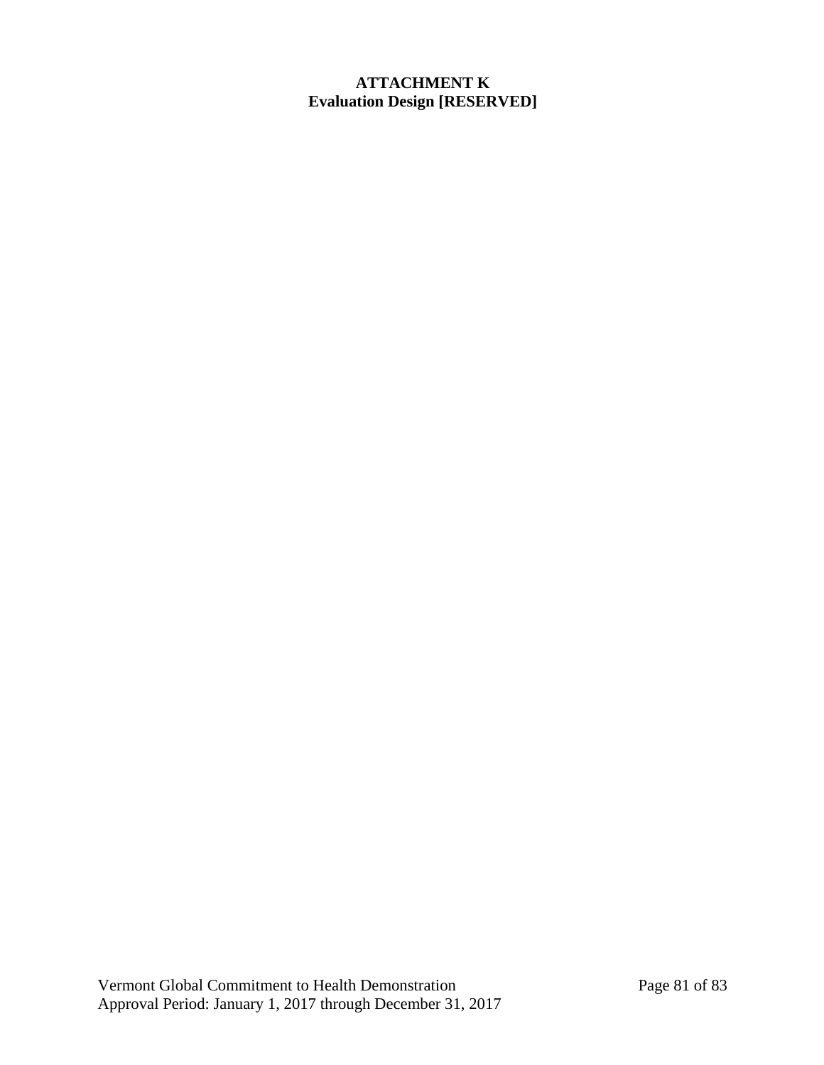**ATTACHMENT K**
**Evaluation Design [RESERVED]**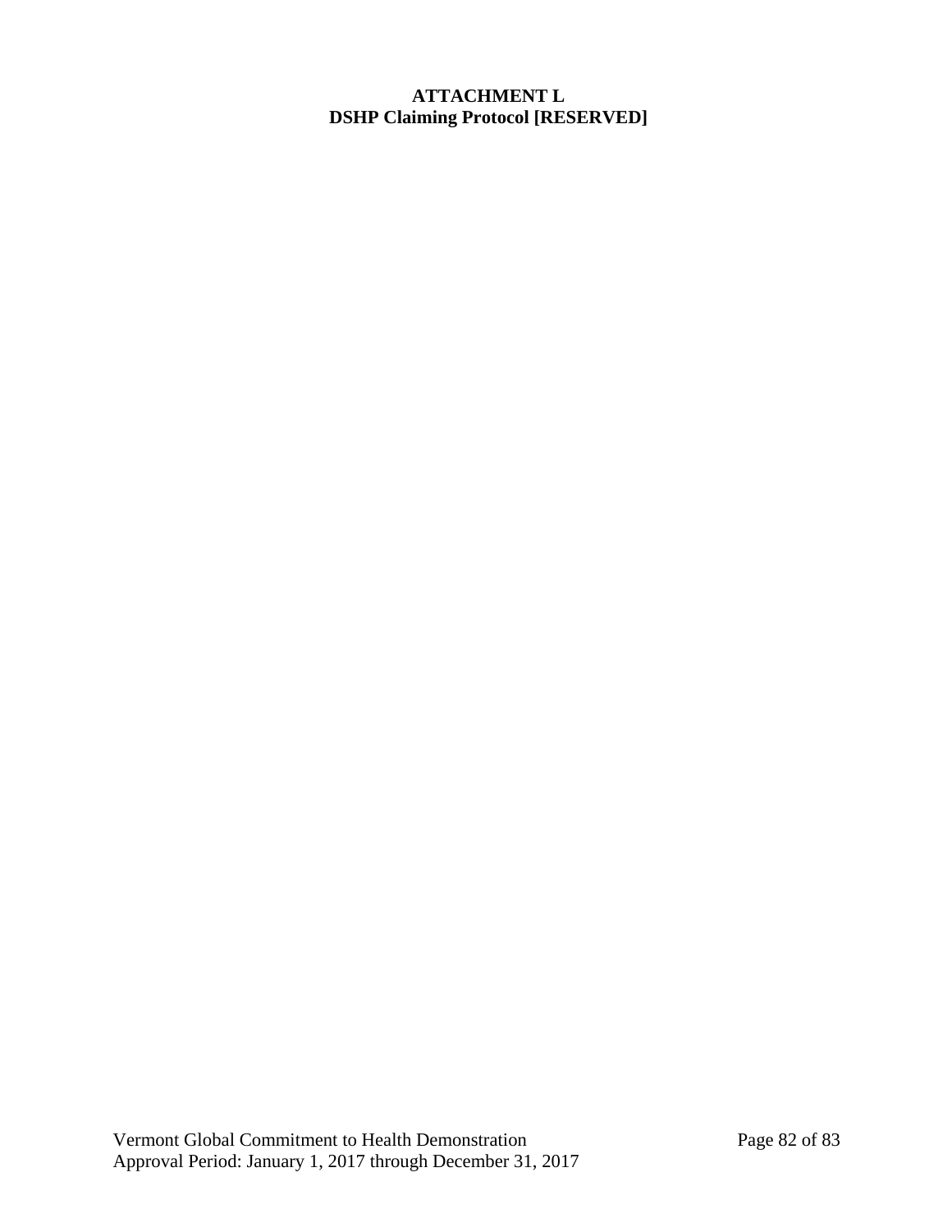# ATTACHMENT L
## DSHP Claiming Protocol [RESERVED]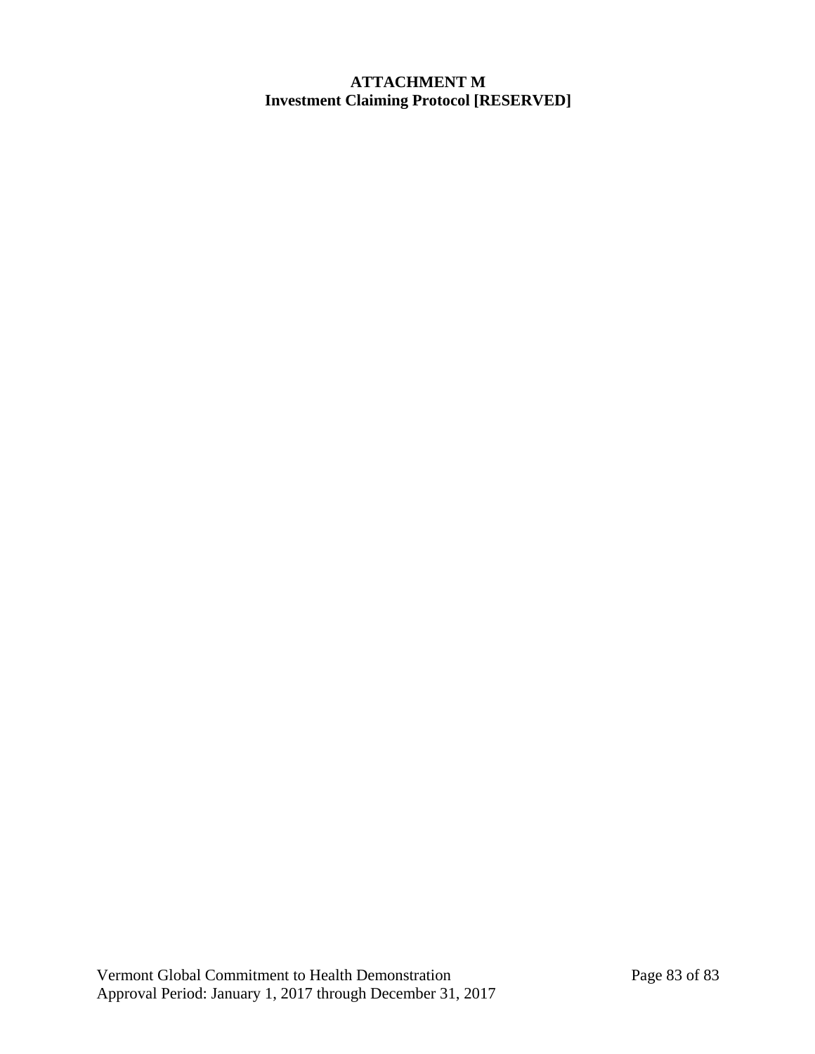# ATTACHMENT M
## Investment Claiming Protocol [RESERVED]